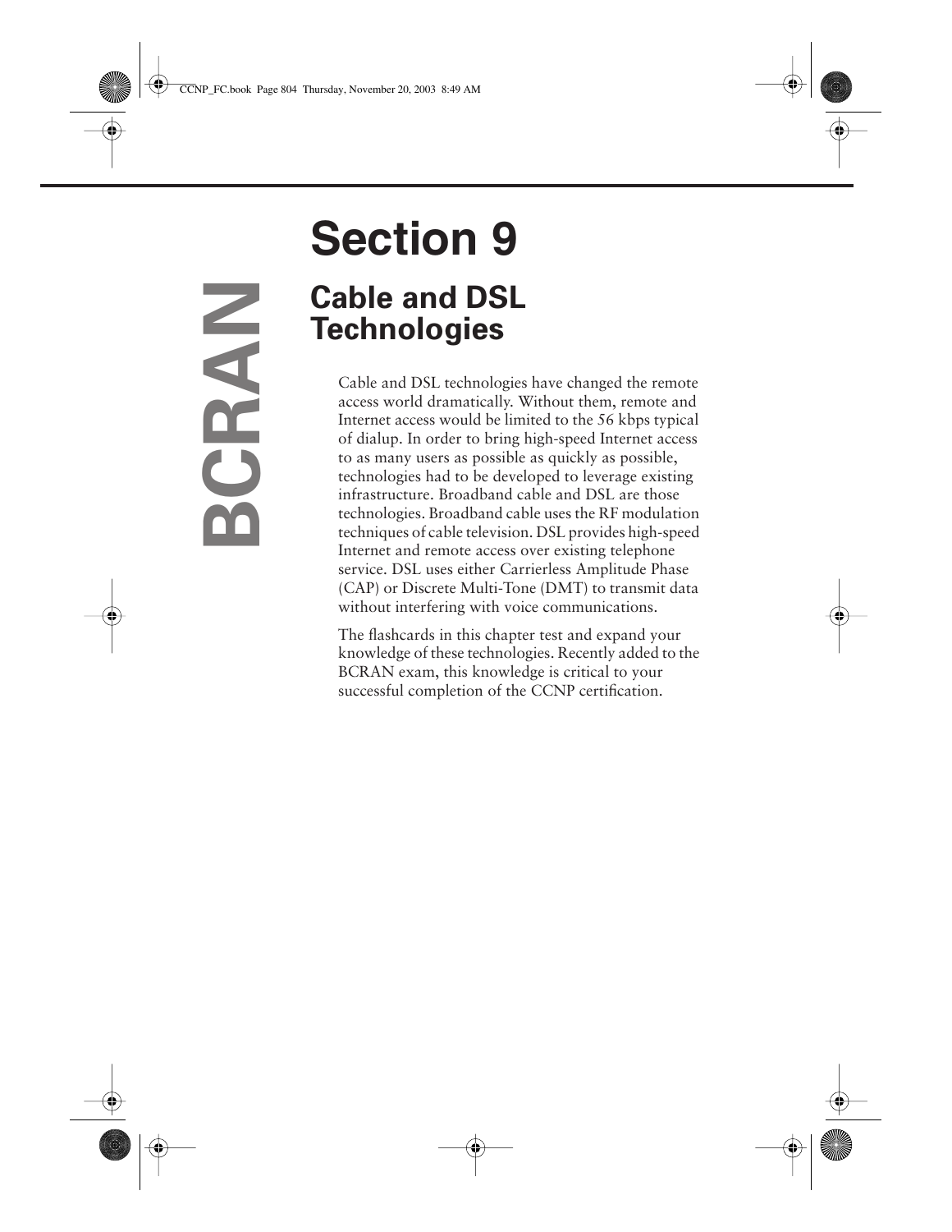# Section 9

## Cable and DSL Technologies

BCRAN

Cable and DSL technologies have changed the remote access world dramatically. Without them, remote and Internet access would be limited to the 56 kbps typical of dialup. In order to bring high-speed Internet access to as many users as possible as quickly as possible, technologies had to be developed to leverage existing infrastructure. Broadband cable and DSL are those technologies. Broadband cable uses the RF modulation techniques of cable television. DSL provides high-speed Internet and remote access over existing telephone service. DSL uses either Carrierless Amplitude Phase (CAP) or Discrete Multi-Tone (DMT) to transmit data without interfering with voice communications.

The flashcards in this chapter test and expand your knowledge of these technologies. Recently added to the BCRAN exam, this knowledge is critical to your successful completion of the CCNP certification.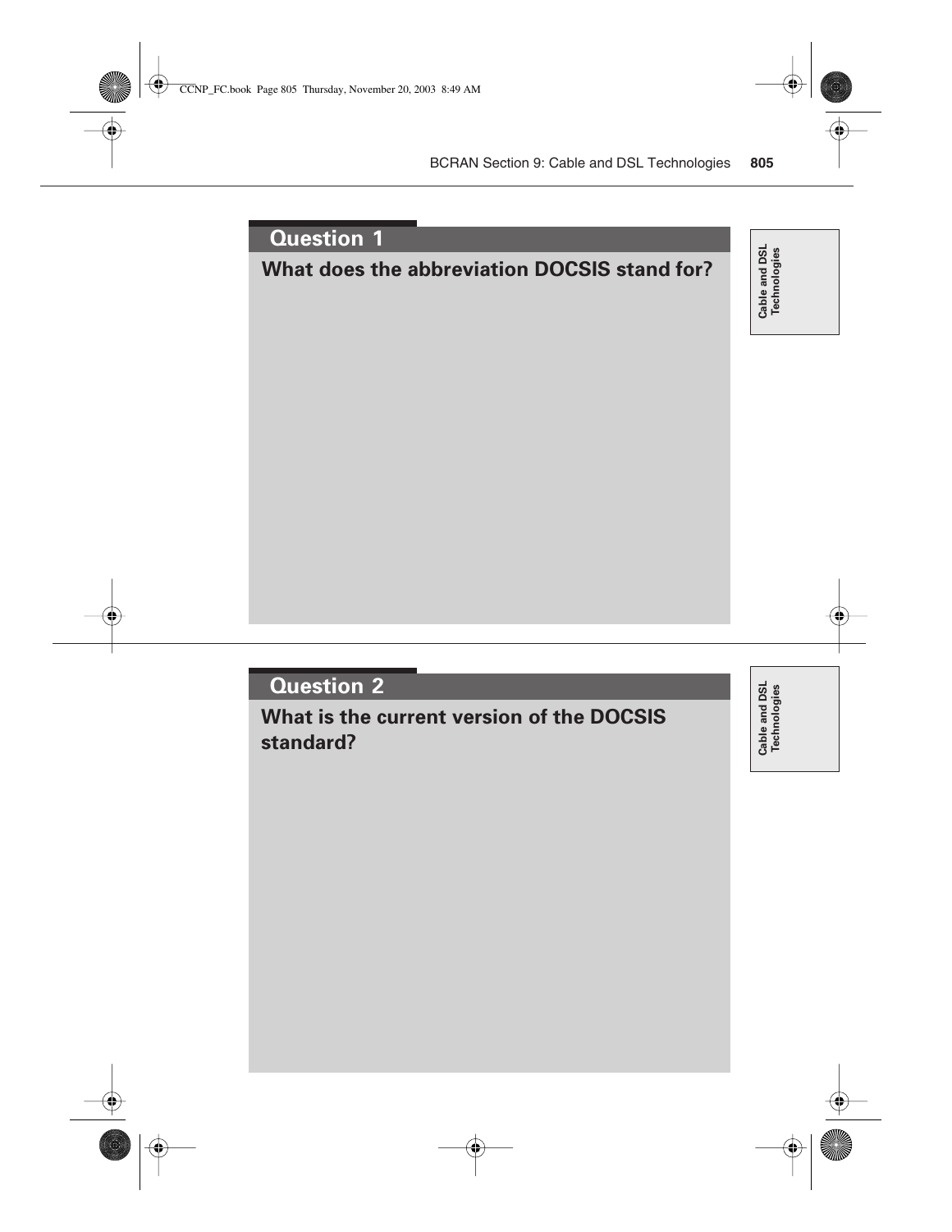## Question 1

**What does the abbreviation DOCSIS stand for?**

Cable and DSL Technologies

## Question 2

**What is the current version of the DOCSIS standard?**

Cable and DSL Technologies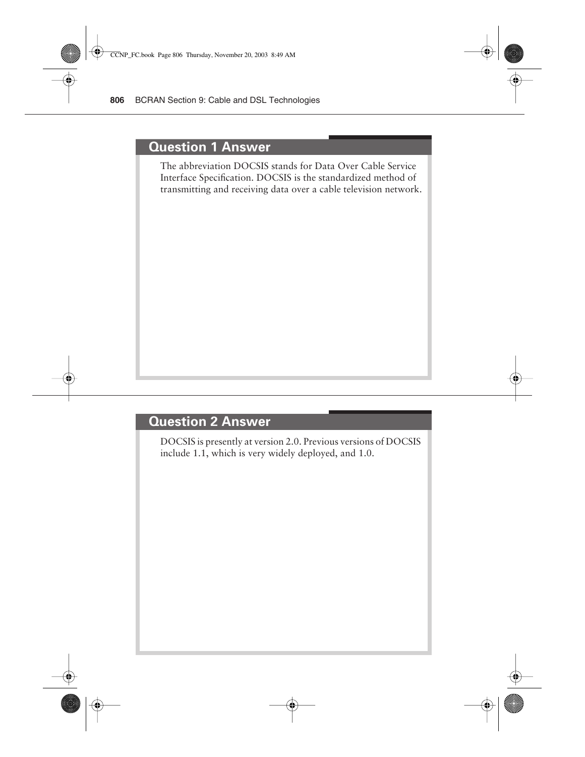## Question 1 Answer

The abbreviation DOCSIS stands for Data Over Cable Service Interface Specification. DOCSIS is the standardized method of transmitting and receiving data over a cable television network.

## Question 2 Answer

DOCSIS is presently at version 2.0. Previous versions of DOCSIS include 1.1, which is very widely deployed, and 1.0.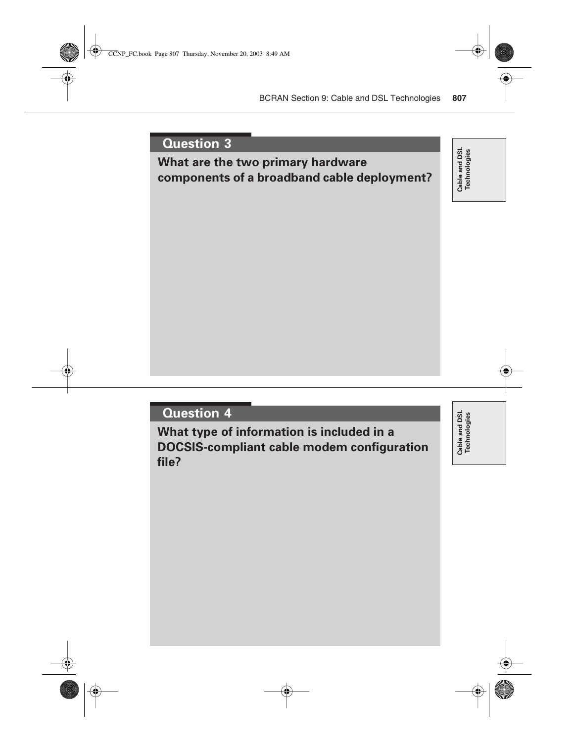## Question 3

**What are the two primary hardware components of a broadband cable deployment?**

Cable and DSL Technologies

## Question 4

**What type of information is included in a DOCSIS-compliant cable modem configuration file?**

Cable and DSL Technologies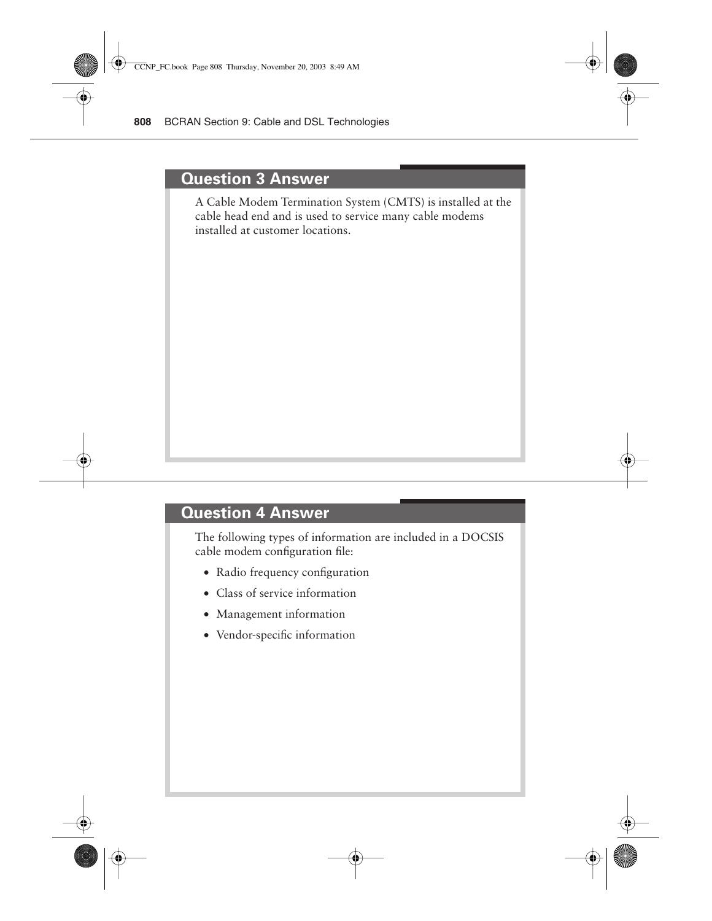## Question 3 Answer

A Cable Modem Termination System (CMTS) is installed at the cable head end and is used to service many cable modems installed at customer locations.

## Question 4 Answer

The following types of information are included in a DOCSIS cable modem configuration file:

- Radio frequency configuration
- Class of service information
- Management information
- Vendor-specific information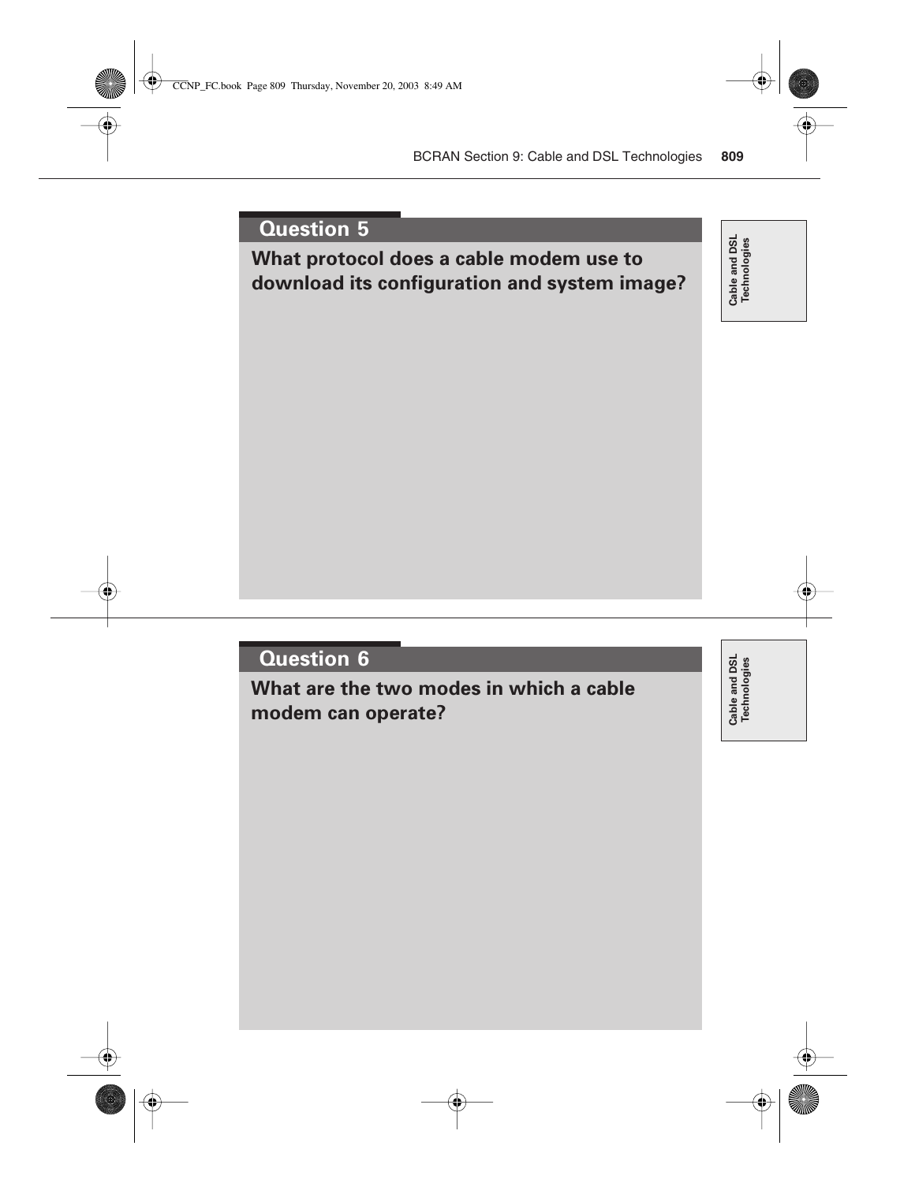## Question 5

**What protocol does a cable modem use to download its configuration and system image?**

Cable and DSL Technologies

## Question 6

**What are the two modes in which a cable modem can operate?**

Cable and DSL Technologies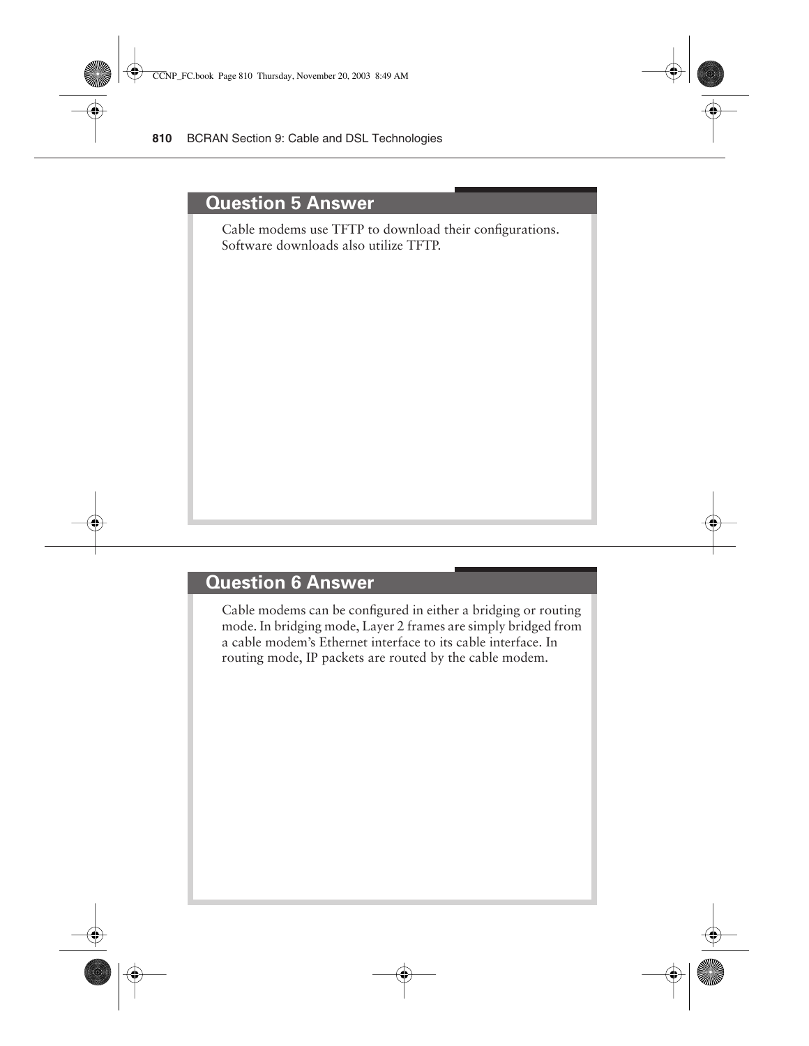## Question 5 Answer

Cable modems use TFTP to download their configurations. Software downloads also utilize TFTP.

## Question 6 Answer

Cable modems can be configured in either a bridging or routing mode. In bridging mode, Layer 2 frames are simply bridged from a cable modem's Ethernet interface to its cable interface. In routing mode, IP packets are routed by the cable modem.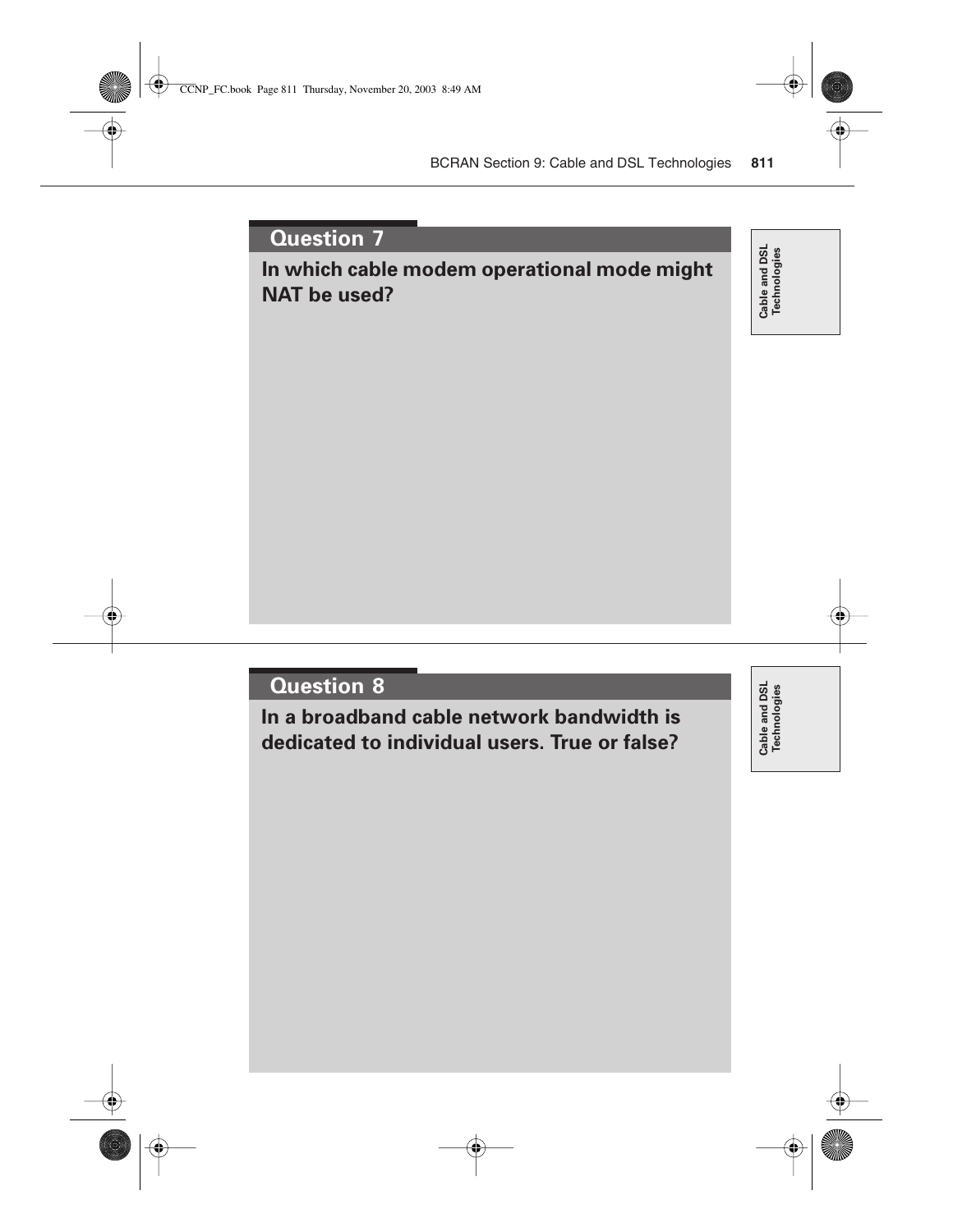## Question 7

**In which cable modem operational mode might NAT be used?**

## Question 8

**In a broadband cable network bandwidth is dedicated to individual users. True or false?**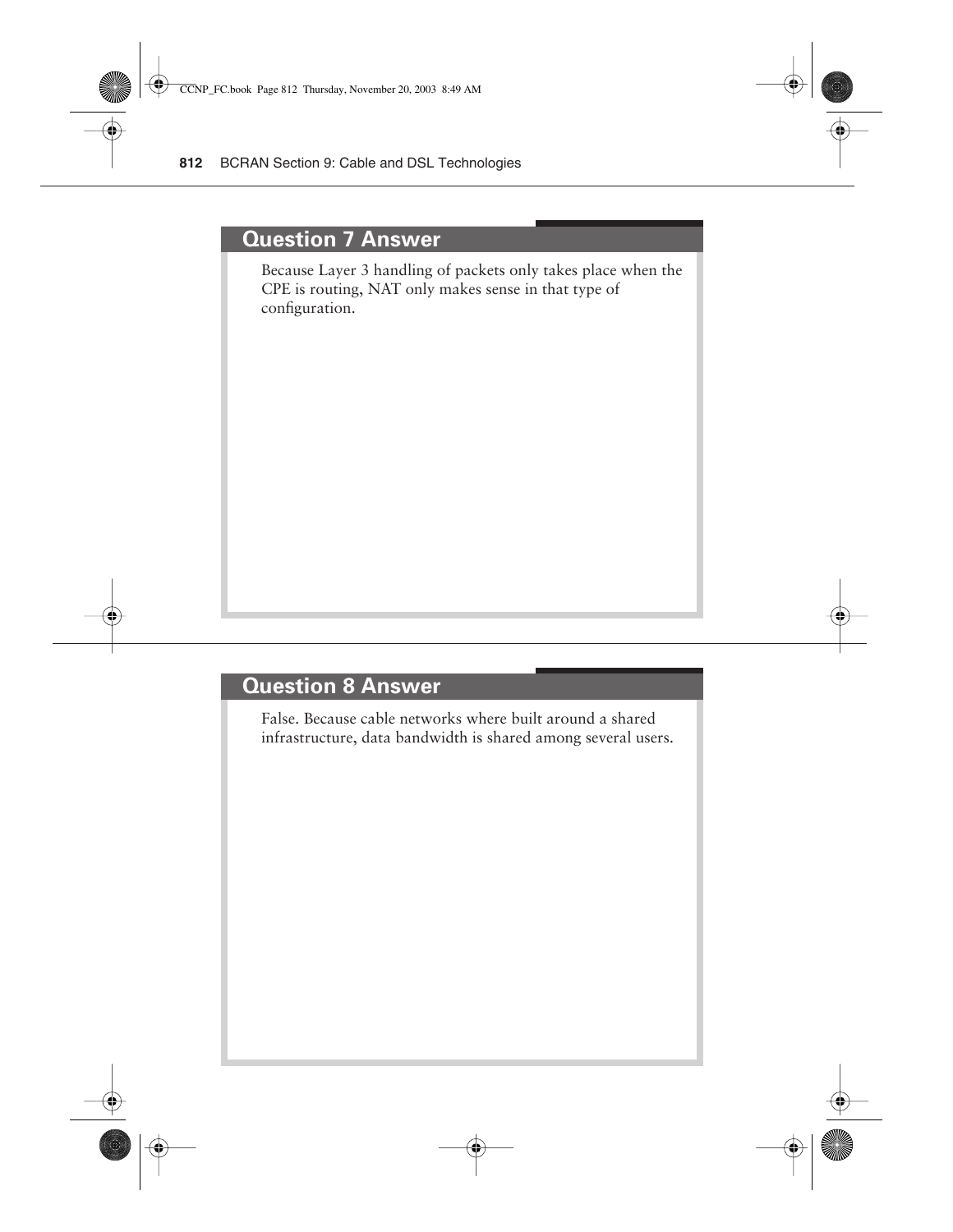## Question 7 Answer

Because Layer 3 handling of packets only takes place when the CPE is routing, NAT only makes sense in that type of configuration.

## Question 8 Answer

False. Because cable networks where built around a shared infrastructure, data bandwidth is shared among several users.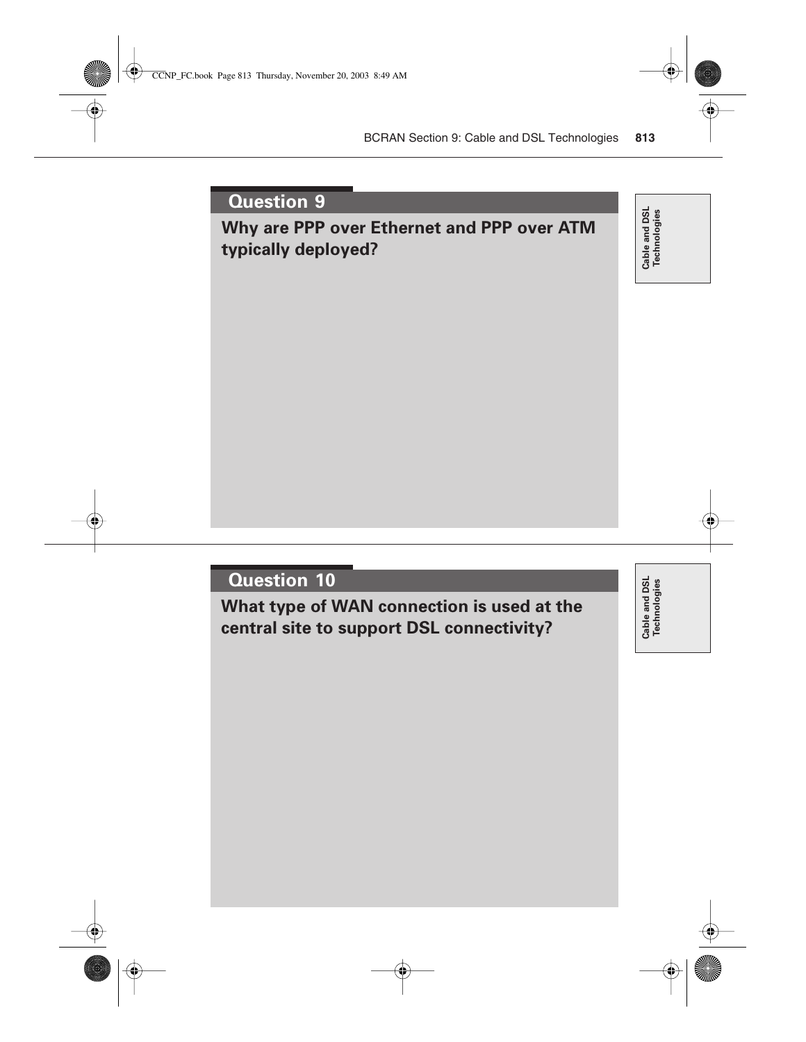## Question 9

**Why are PPP over Ethernet and PPP over ATM typically deployed?**

Cable and DSL Technologies

## Question 10

**What type of WAN connection is used at the central site to support DSL connectivity?**

Cable and DSL Technologies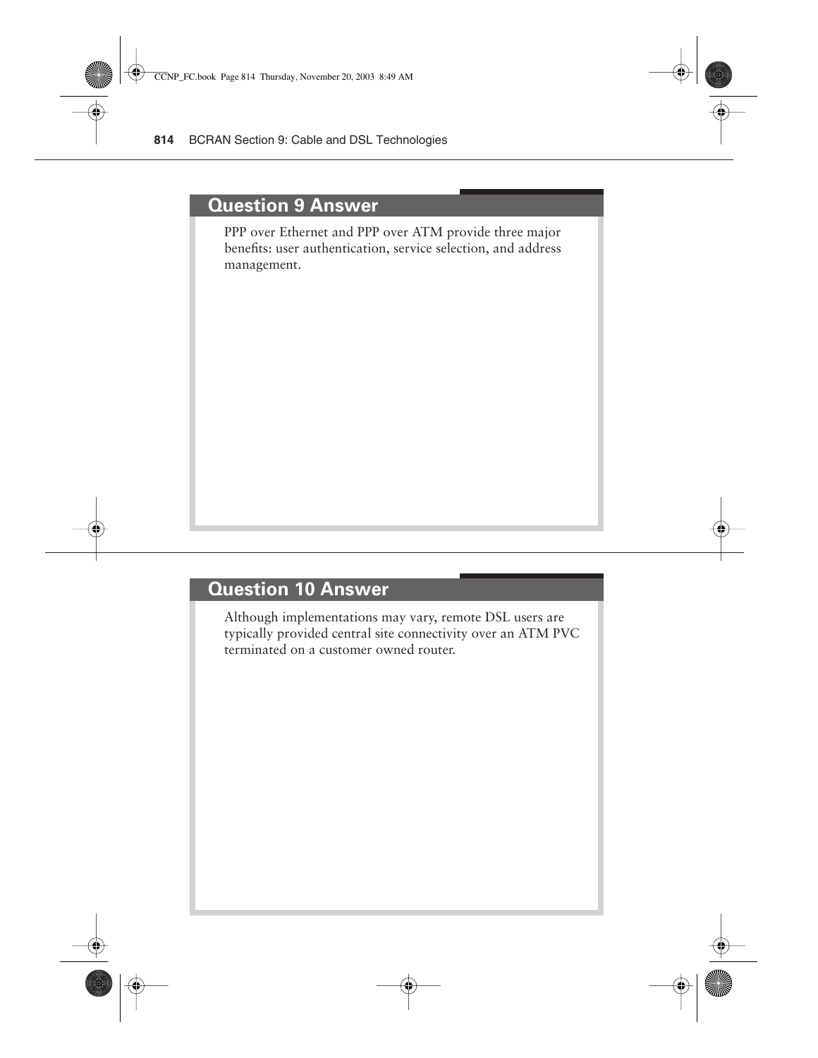## Question 9 Answer

PPP over Ethernet and PPP over ATM provide three major benefits: user authentication, service selection, and address management.

## Question 10 Answer

Although implementations may vary, remote DSL users are typically provided central site connectivity over an ATM PVC terminated on a customer owned router.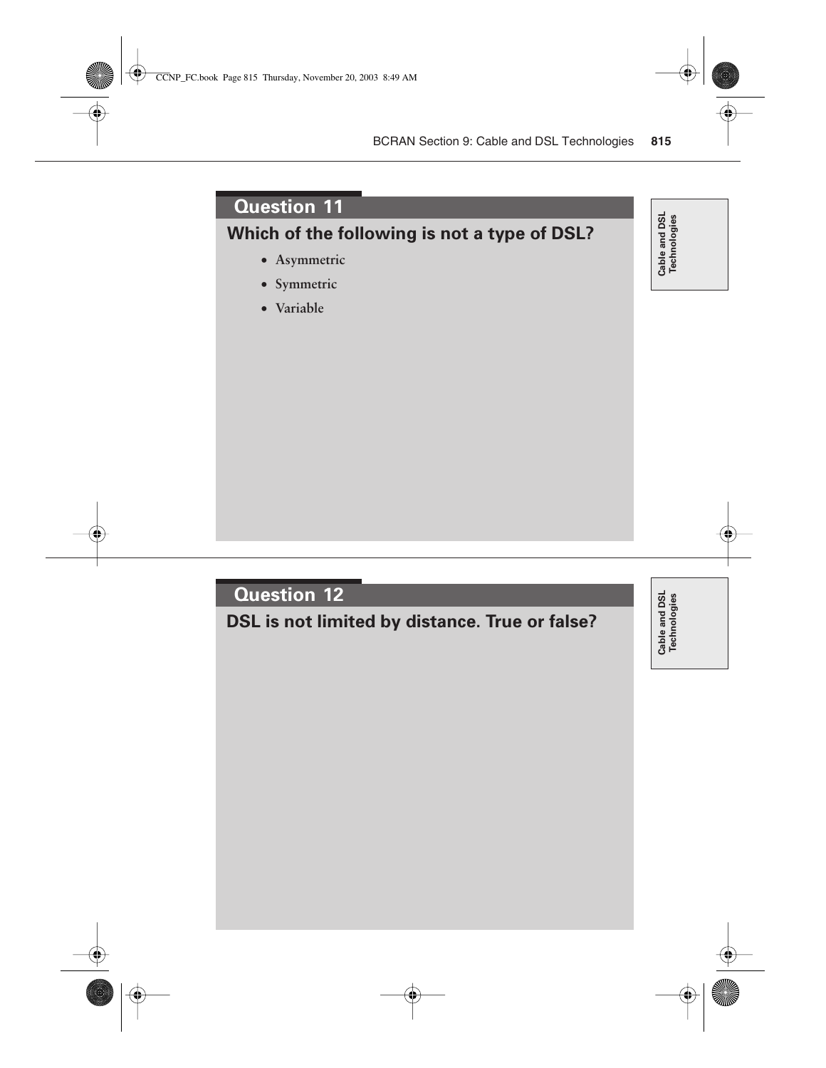## Question 11

**Which of the following is not a type of DSL?**

- Asymmetric
- Symmetric
- Variable

## Question 12

**DSL is not limited by distance. True or false?**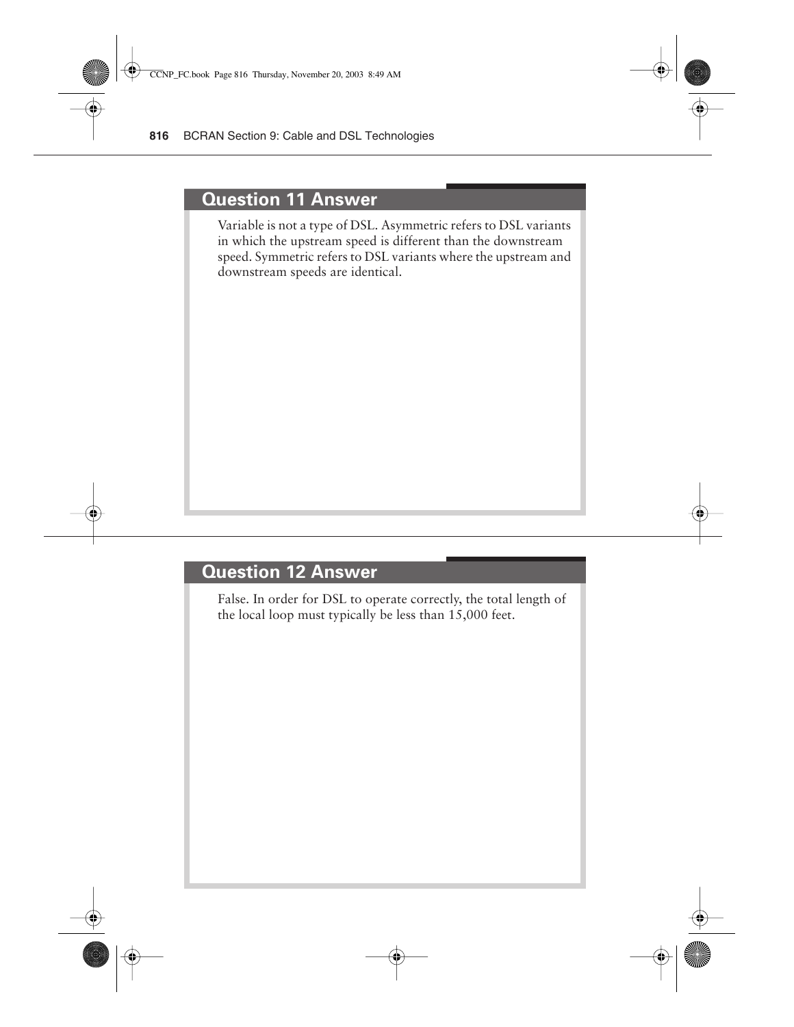## Question 11 Answer

Variable is not a type of DSL. Asymmetric refers to DSL variants in which the upstream speed is different than the downstream speed. Symmetric refers to DSL variants where the upstream and downstream speeds are identical.

## Question 12 Answer

False. In order for DSL to operate correctly, the total length of the local loop must typically be less than 15,000 feet.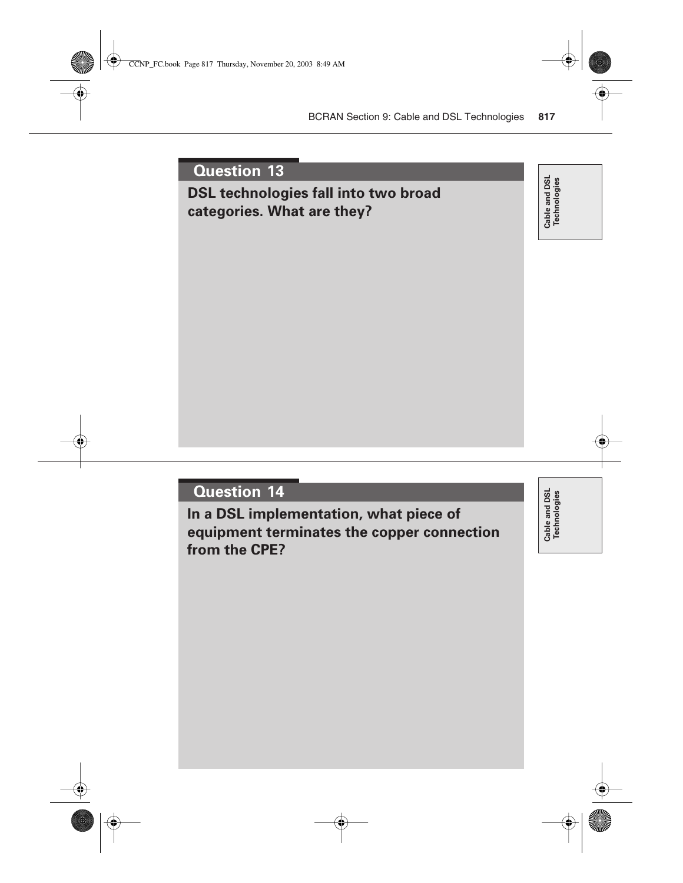## Question 13

**DSL technologies fall into two broad categories. What are they?**

Cable and DSL Technologies

## Question 14

**In a DSL implementation, what piece of equipment terminates the copper connection from the CPE?**

Cable and DSL Technologies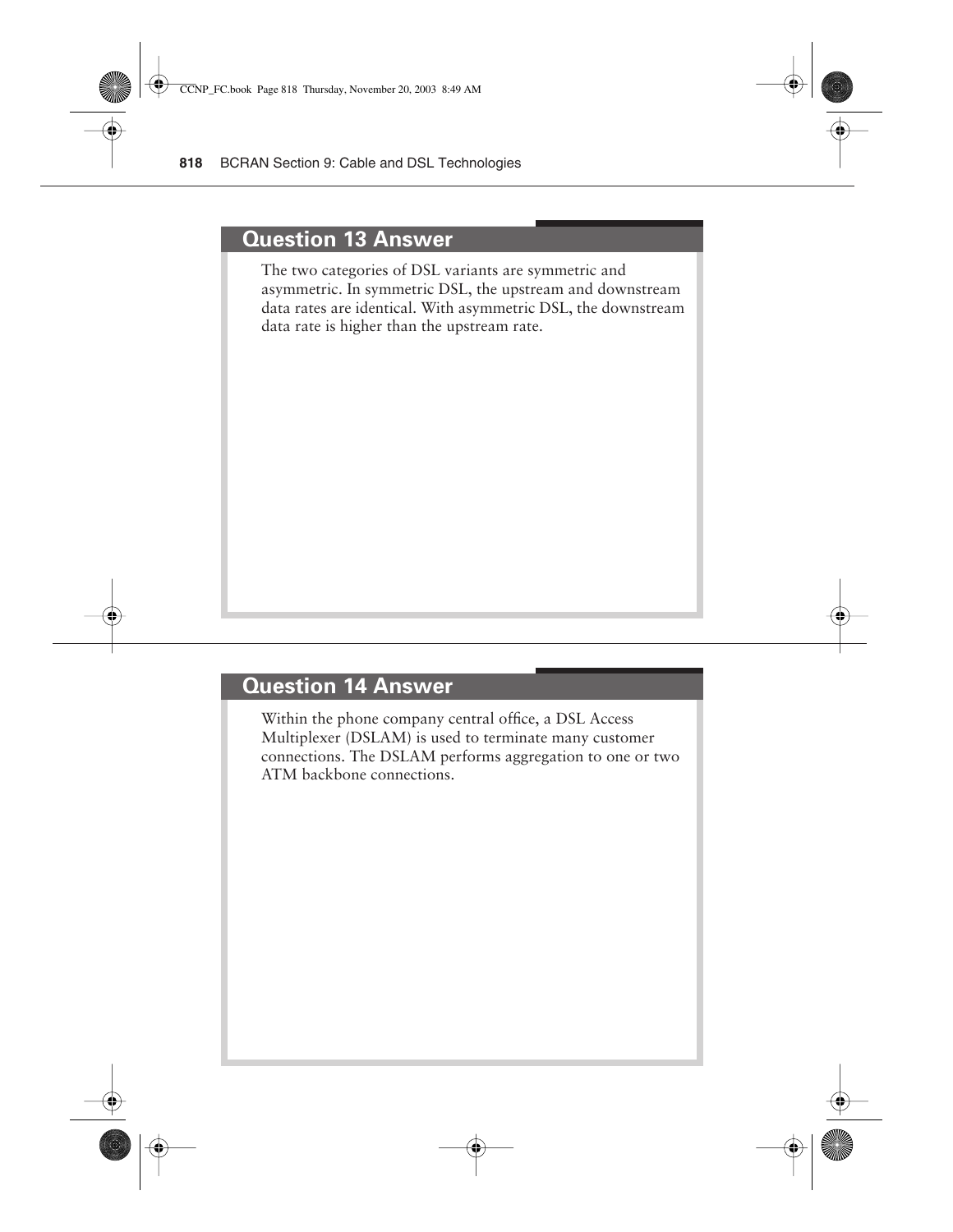## Question 13 Answer

The two categories of DSL variants are symmetric and asymmetric. In symmetric DSL, the upstream and downstream data rates are identical. With asymmetric DSL, the downstream data rate is higher than the upstream rate.

## Question 14 Answer

Within the phone company central office, a DSL Access Multiplexer (DSLAM) is used to terminate many customer connections. The DSLAM performs aggregation to one or two ATM backbone connections.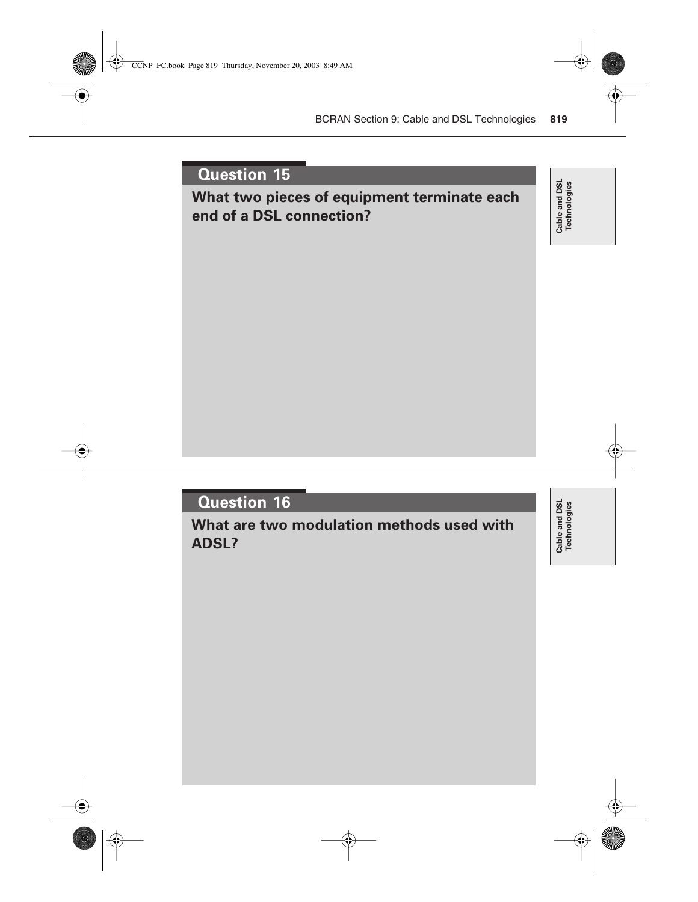## Question 15

**What two pieces of equipment terminate each end of a DSL connection?**

Cable and DSL Technologies

## Question 16

**What are two modulation methods used with ADSL?**

Cable and DSL Technologies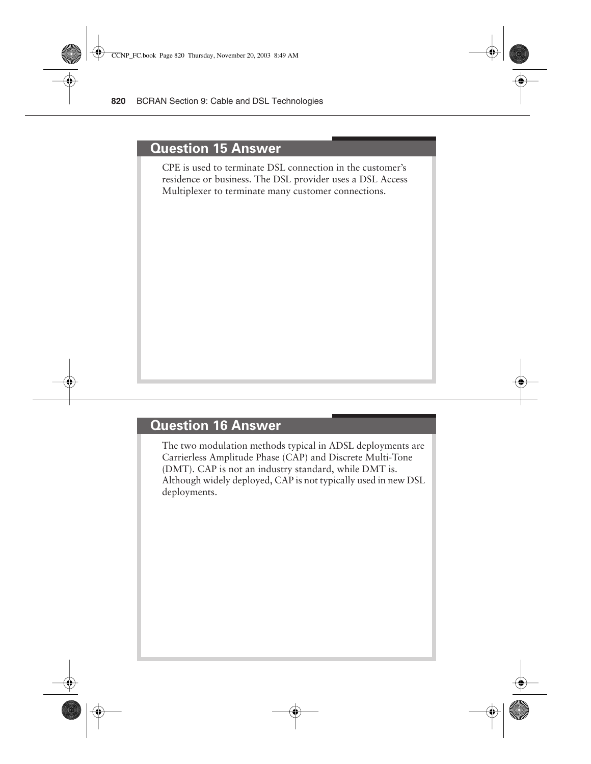## Question 15 Answer

CPE is used to terminate DSL connection in the customer's residence or business. The DSL provider uses a DSL Access Multiplexer to terminate many customer connections.

## Question 16 Answer

The two modulation methods typical in ADSL deployments are Carrierless Amplitude Phase (CAP) and Discrete Multi-Tone (DMT). CAP is not an industry standard, while DMT is. Although widely deployed, CAP is not typically used in new DSL deployments.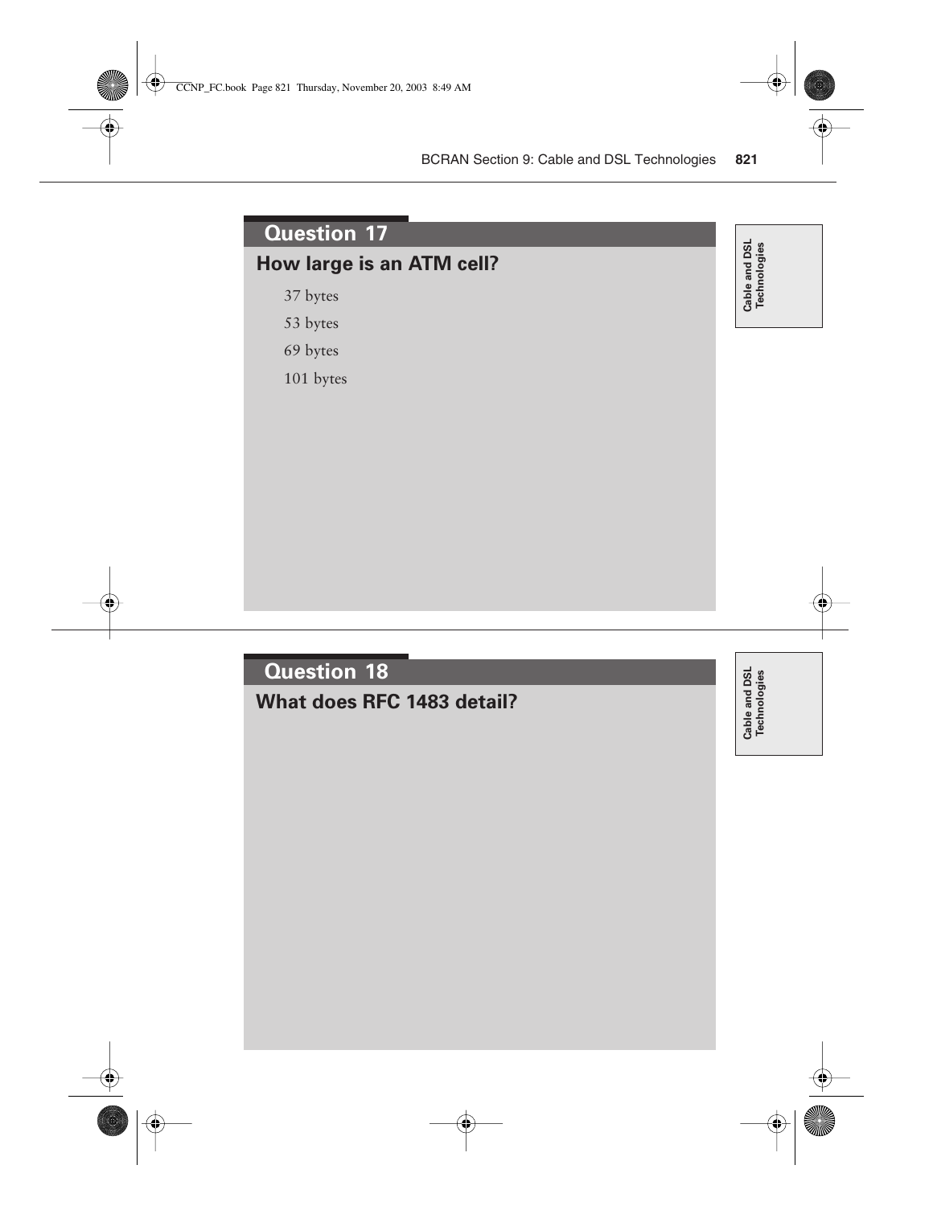## Question 17

**How large is an ATM cell?**

37 bytes

53 bytes

69 bytes

101 bytes

Cable and DSL Technologies

## Question 18

**What does RFC 1483 detail?**

Cable and DSL Technologies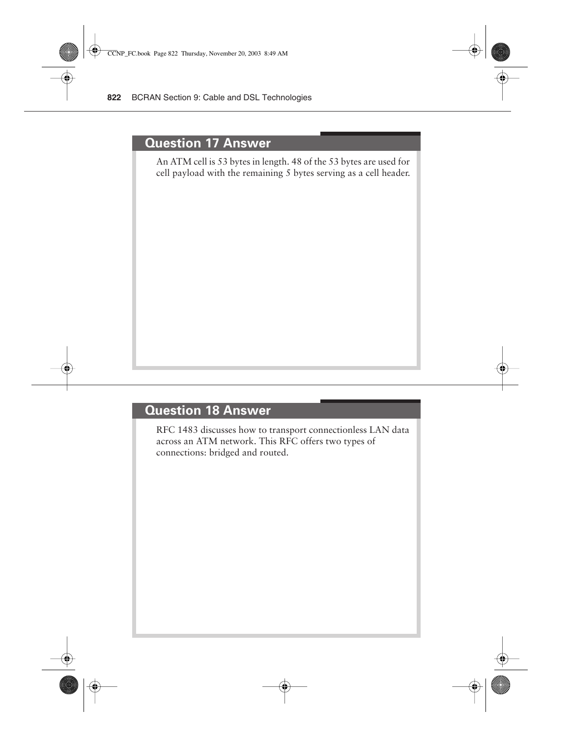## Question 17 Answer

An ATM cell is 53 bytes in length. 48 of the 53 bytes are used for cell payload with the remaining 5 bytes serving as a cell header.

## Question 18 Answer

RFC 1483 discusses how to transport connectionless LAN data across an ATM network. This RFC offers two types of connections: bridged and routed.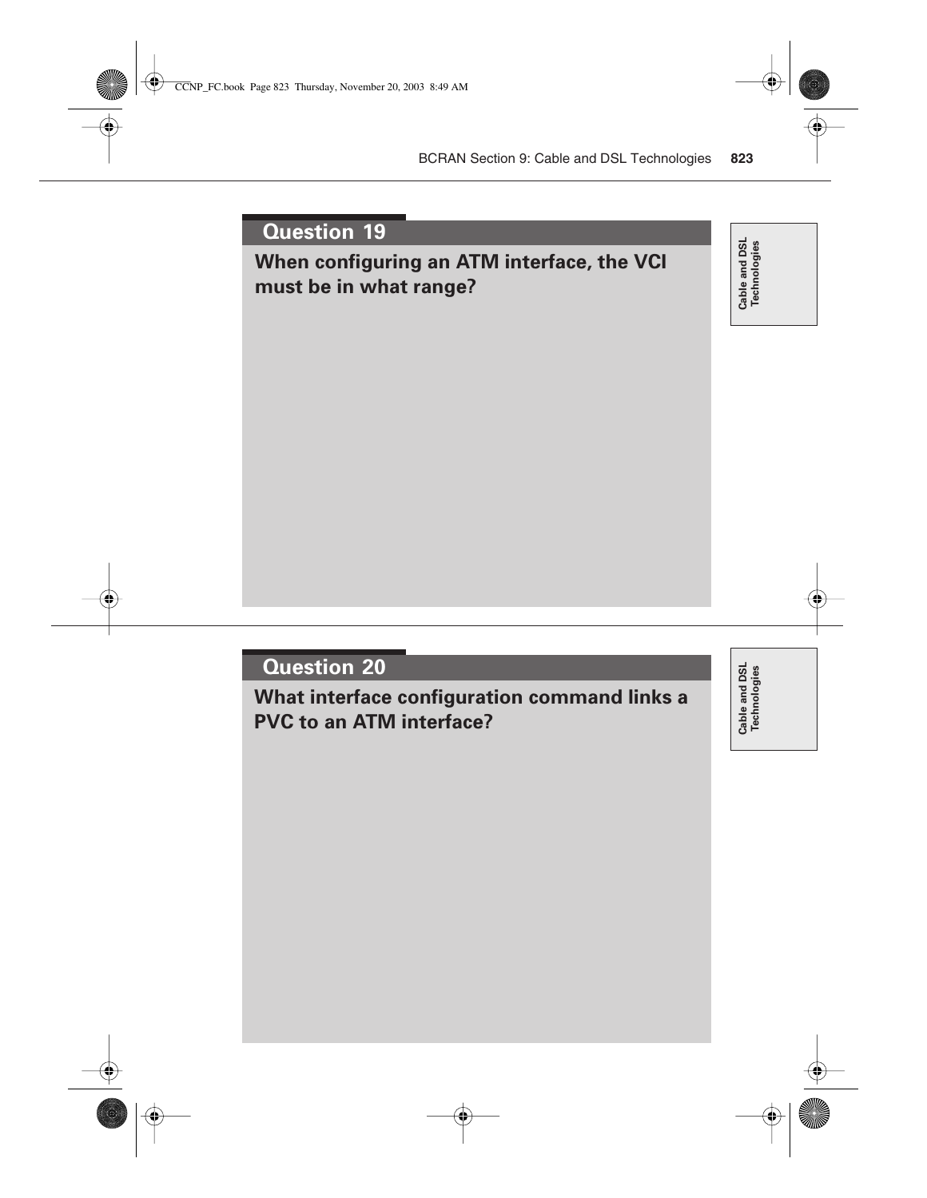## Question 19

**When configuring an ATM interface, the VCI must be in what range?**

Cable and DSL Technologies

## Question 20

**What interface configuration command links a PVC to an ATM interface?**

Cable and DSL Technologies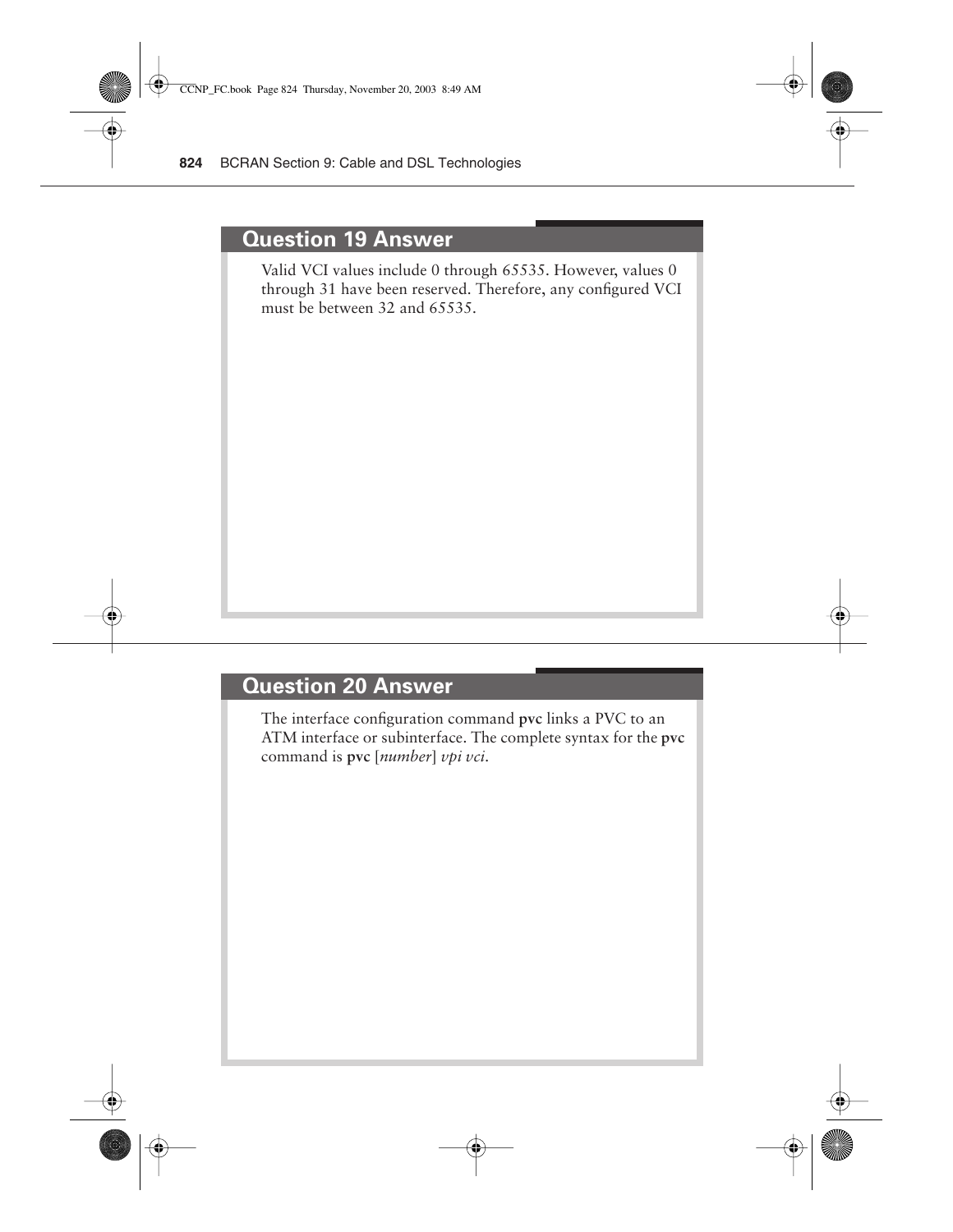## Question 19 Answer

Valid VCI values include 0 through 65535. However, values 0 through 31 have been reserved. Therefore, any configured VCI must be between 32 and 65535.

## Question 20 Answer

The interface configuration command **pvc** links a PVC to an ATM interface or subinterface. The complete syntax for the **pvc** command is **pvc** [*number*] *vpi vci*.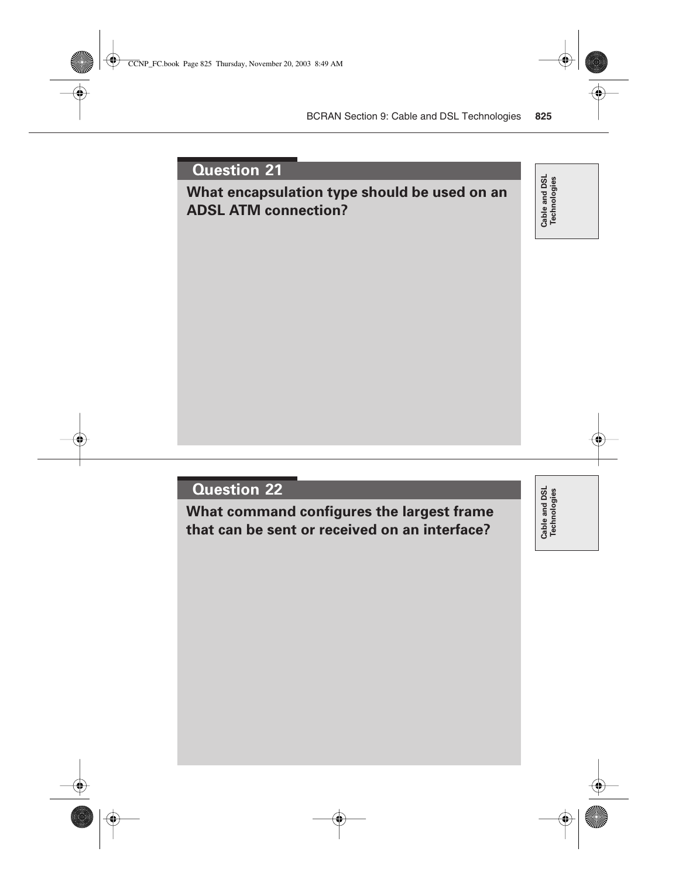## Question 21

**What encapsulation type should be used on an ADSL ATM connection?**

Cable and DSL Technologies

## Question 22

**What command configures the largest frame that can be sent or received on an interface?**

Cable and DSL Technologies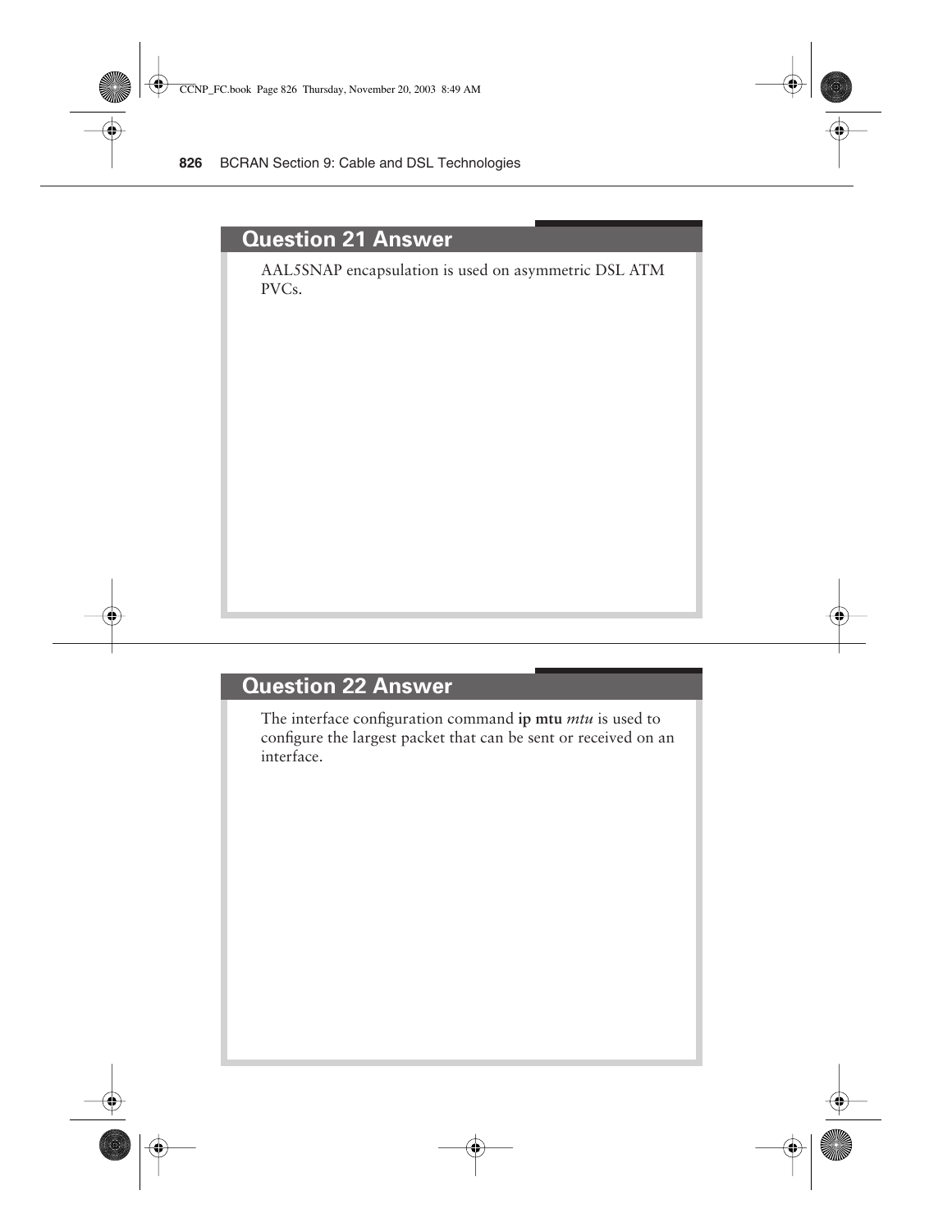## Question 21 Answer

AAL5SNAP encapsulation is used on asymmetric DSL ATM PVCs.

## Question 22 Answer

The interface configuration command **ip mtu** *mtu* is used to configure the largest packet that can be sent or received on an interface.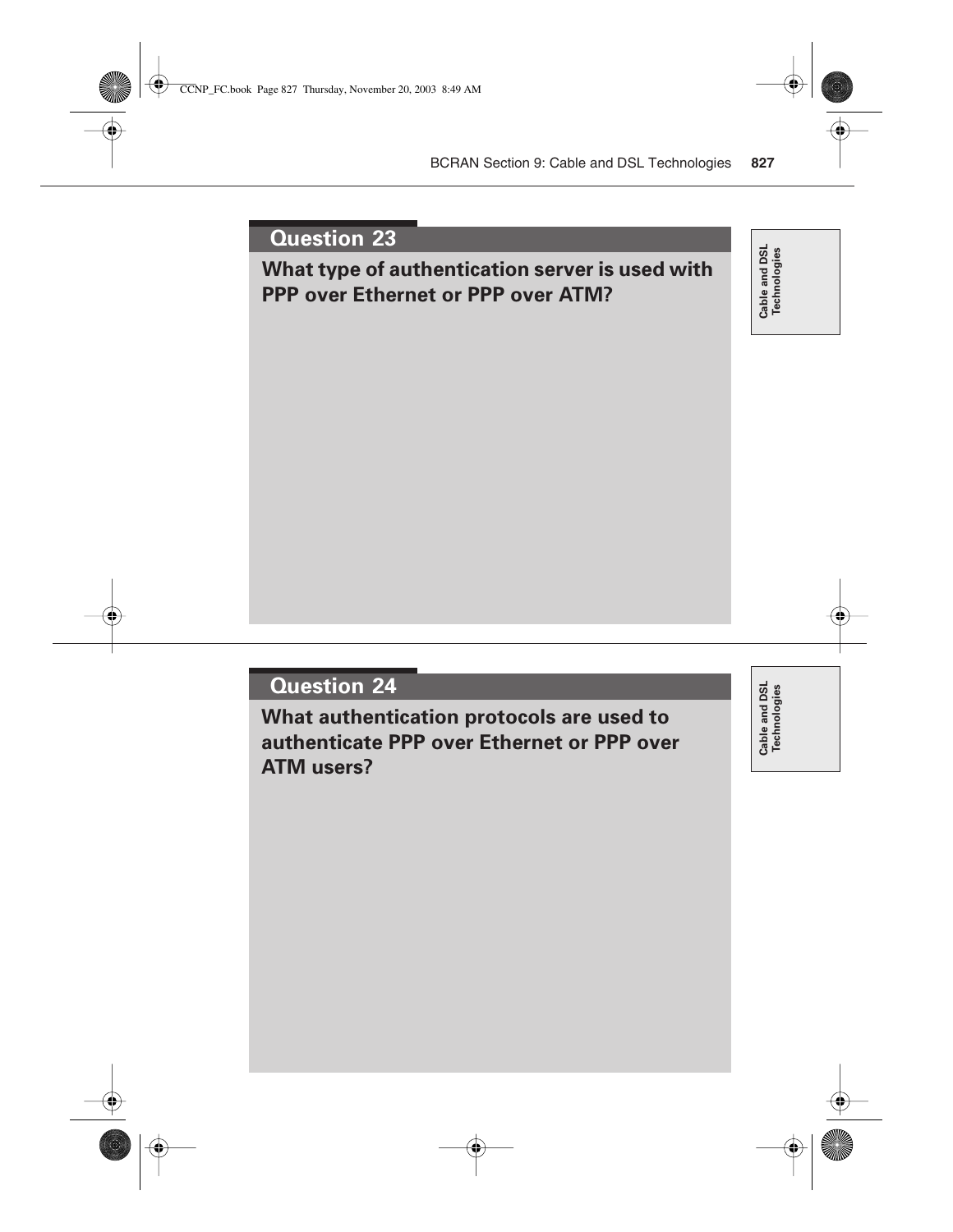## Question 23

**What type of authentication server is used with PPP over Ethernet or PPP over ATM?**

## Question 24

**What authentication protocols are used to authenticate PPP over Ethernet or PPP over ATM users?**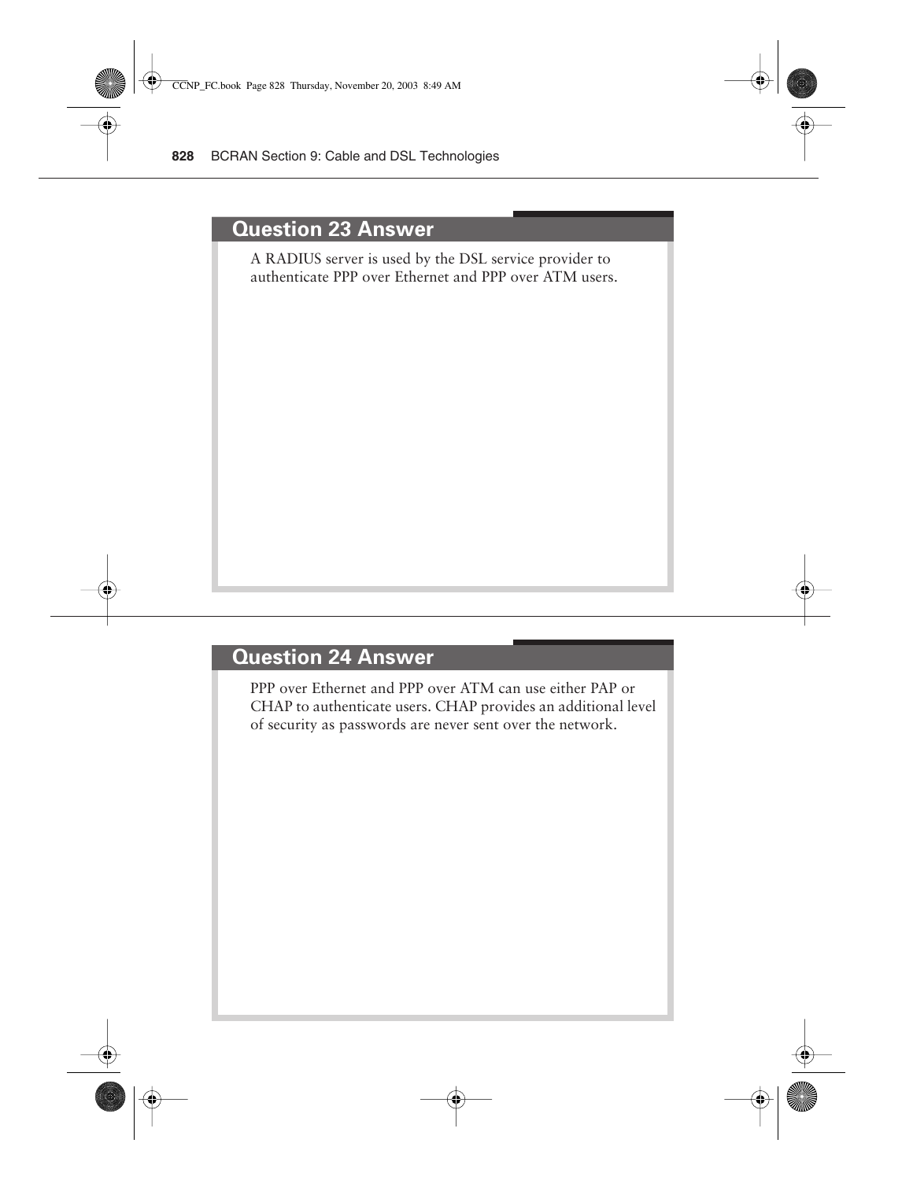## Question 23 Answer

A RADIUS server is used by the DSL service provider to authenticate PPP over Ethernet and PPP over ATM users.

## Question 24 Answer

PPP over Ethernet and PPP over ATM can use either PAP or CHAP to authenticate users. CHAP provides an additional level of security as passwords are never sent over the network.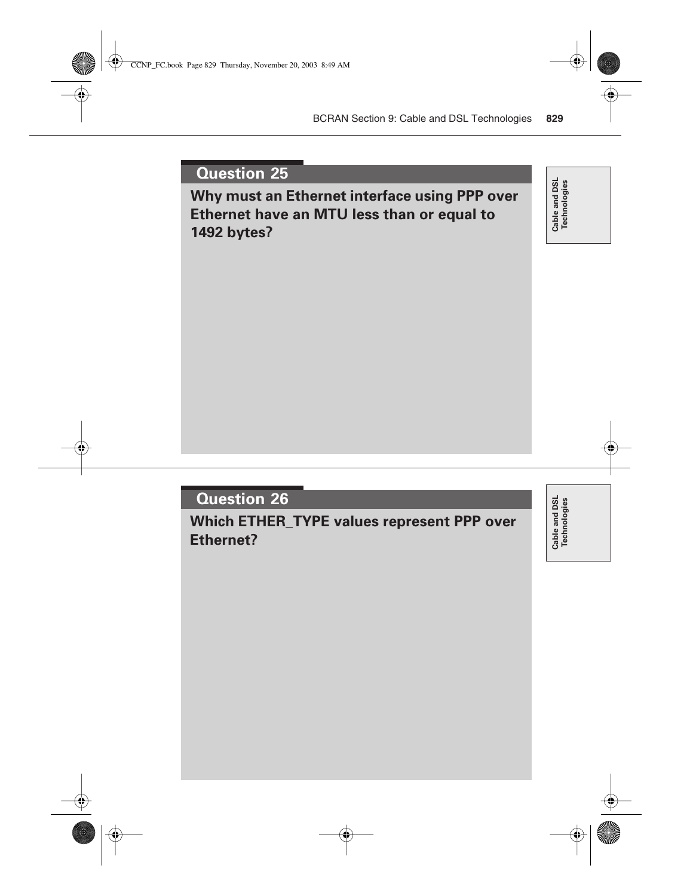## Question 25

**Why must an Ethernet interface using PPP over Ethernet have an MTU less than or equal to 1492 bytes?**

Cable and DSL Technologies

## Question 26

**Which ETHER_TYPE values represent PPP over Ethernet?**

Cable and DSL Technologies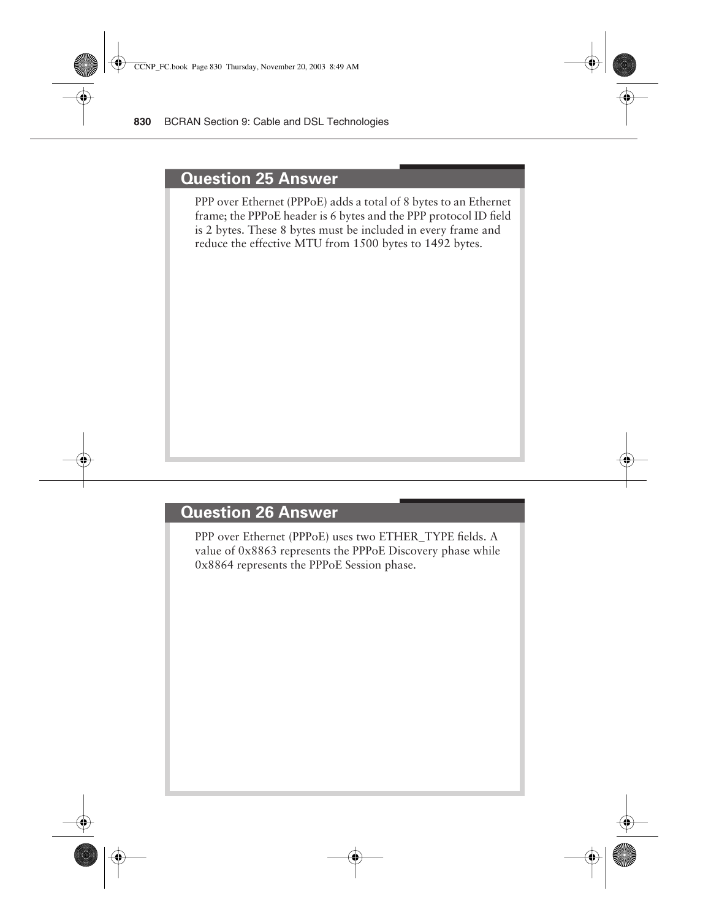## Question 25 Answer

PPP over Ethernet (PPPoE) adds a total of 8 bytes to an Ethernet frame; the PPPoE header is 6 bytes and the PPP protocol ID field is 2 bytes. These 8 bytes must be included in every frame and reduce the effective MTU from 1500 bytes to 1492 bytes.

## Question 26 Answer

PPP over Ethernet (PPPoE) uses two ETHER_TYPE fields. A value of 0x8863 represents the PPPoE Discovery phase while 0x8864 represents the PPPoE Session phase.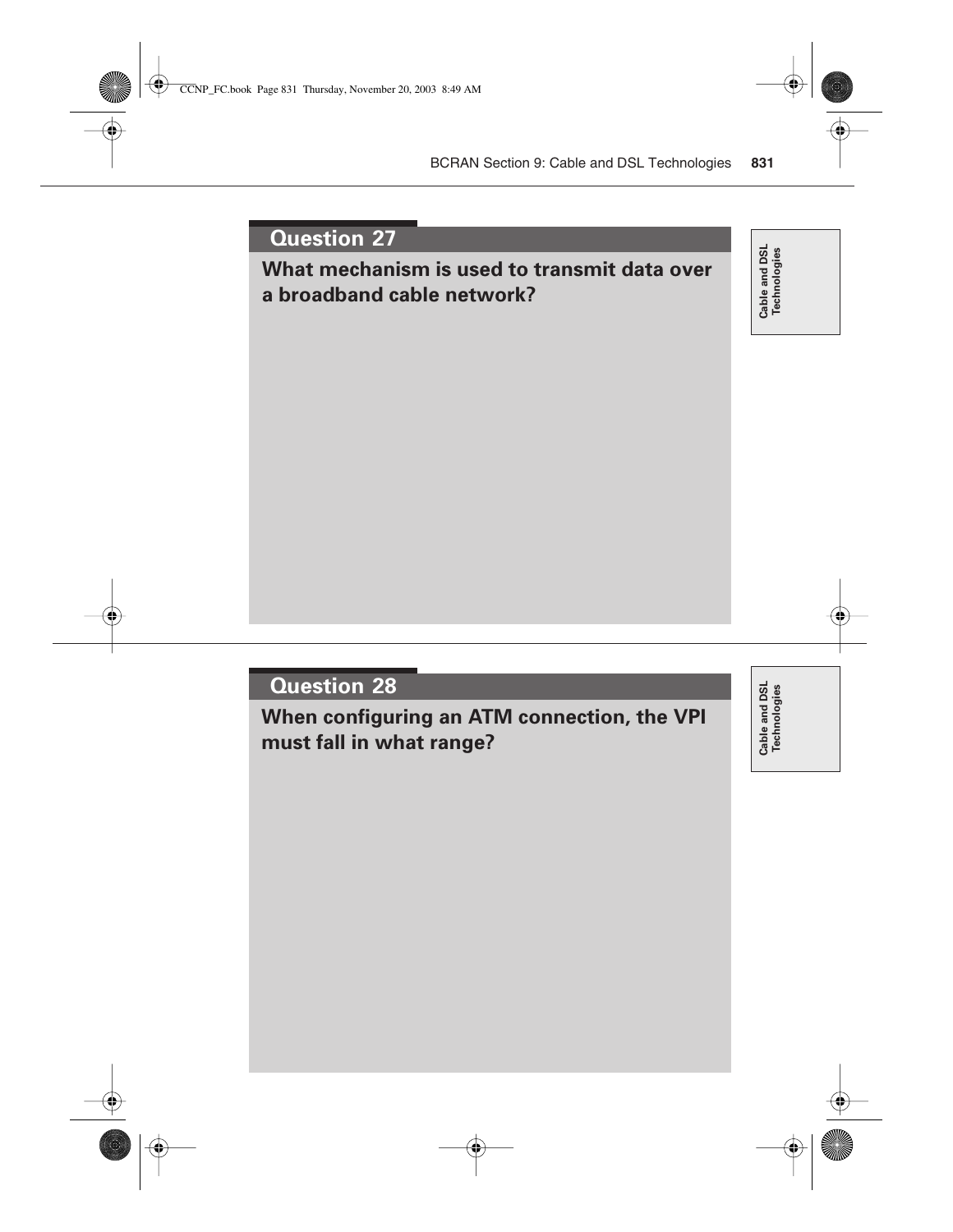## Question 27

**What mechanism is used to transmit data over a broadband cable network?**

Cable and DSL Technologies

## Question 28

**When configuring an ATM connection, the VPI must fall in what range?**

Cable and DSL Technologies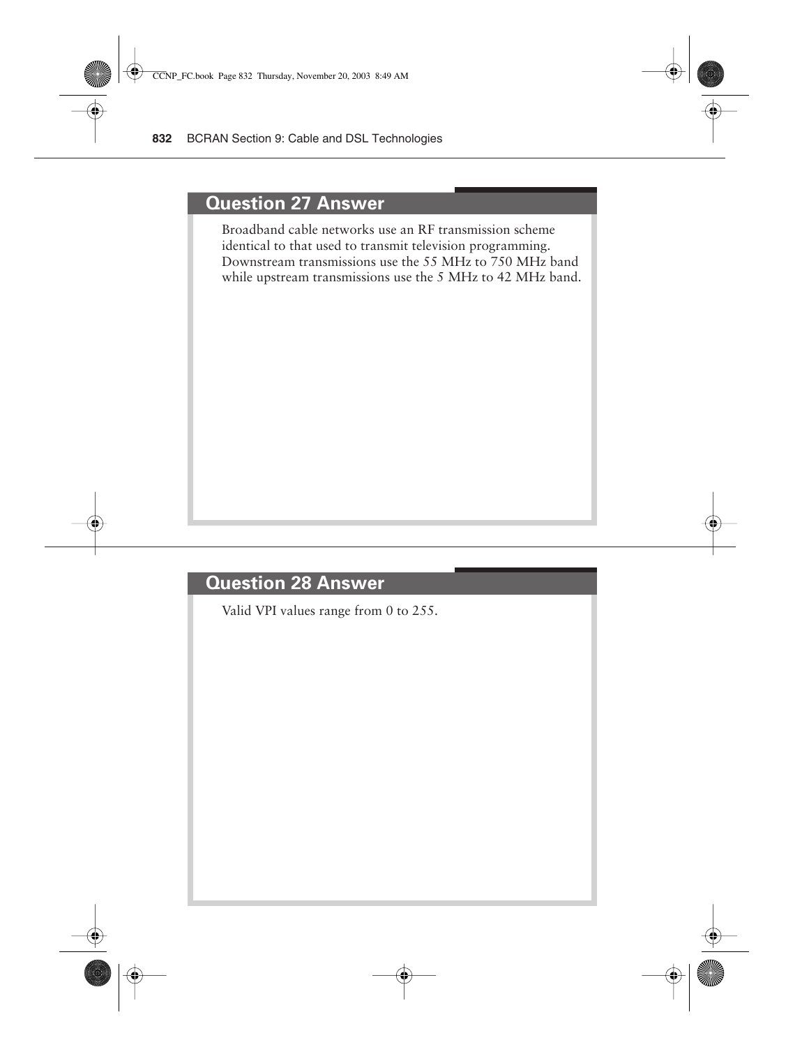## Question 27 Answer

Broadband cable networks use an RF transmission scheme identical to that used to transmit television programming. Downstream transmissions use the 55 MHz to 750 MHz band while upstream transmissions use the 5 MHz to 42 MHz band.

## Question 28 Answer

Valid VPI values range from 0 to 255.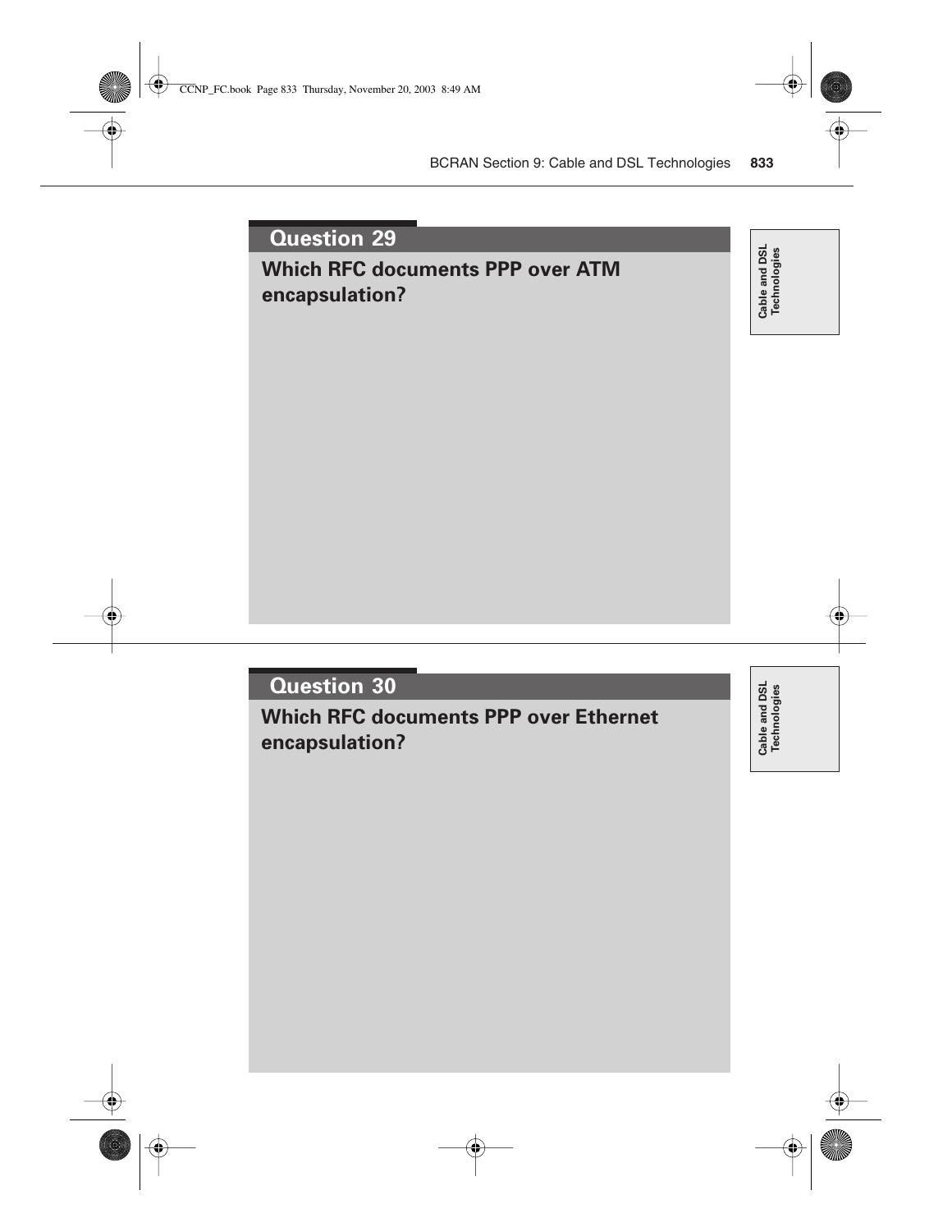## Question 29

**Which RFC documents PPP over ATM encapsulation?**

Cable and DSL Technologies

## Question 30

**Which RFC documents PPP over Ethernet encapsulation?**

Cable and DSL Technologies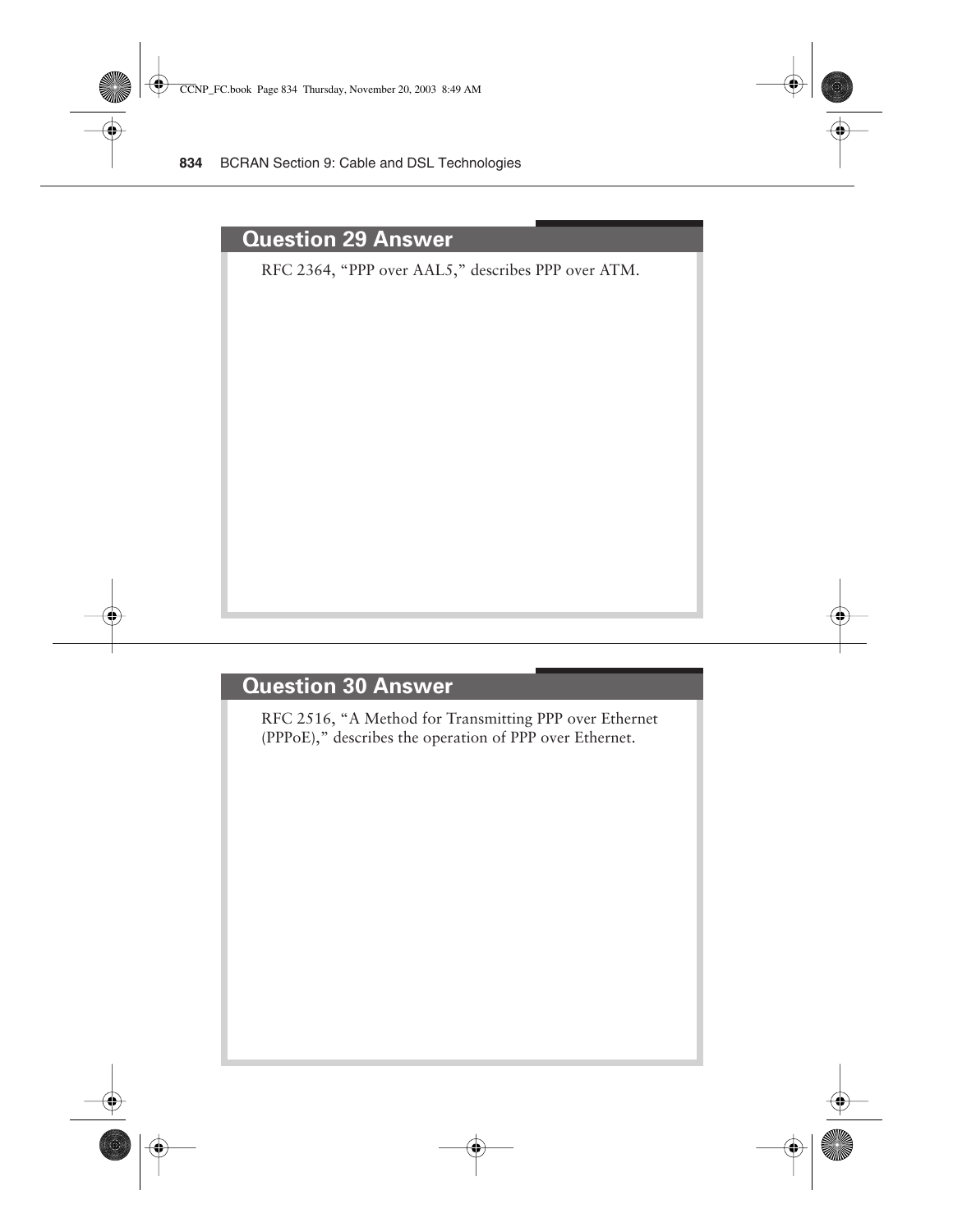## Question 29 Answer

RFC 2364, "PPP over AAL5," describes PPP over ATM.

## Question 30 Answer

RFC 2516, "A Method for Transmitting PPP over Ethernet (PPPoE)," describes the operation of PPP over Ethernet.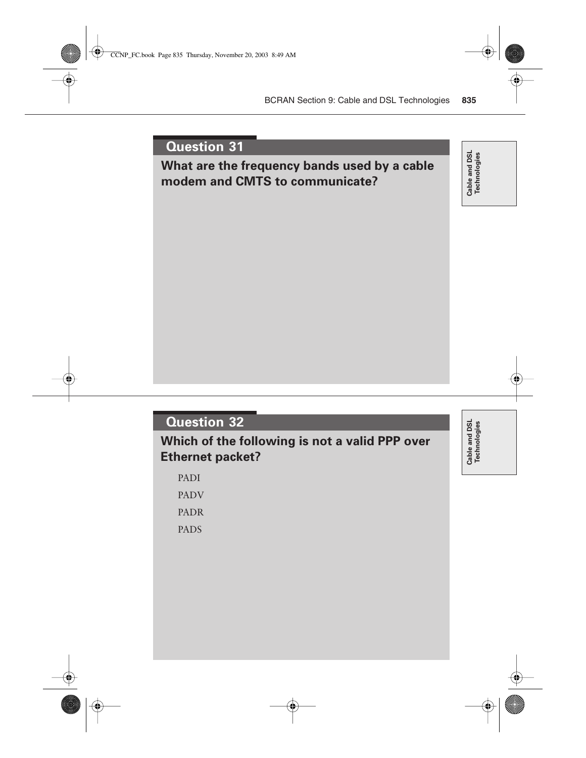## Question 31

**What are the frequency bands used by a cable modem and CMTS to communicate?**

## Question 32

**Which of the following is not a valid PPP over Ethernet packet?**

PADI

PADV

PADR

PADS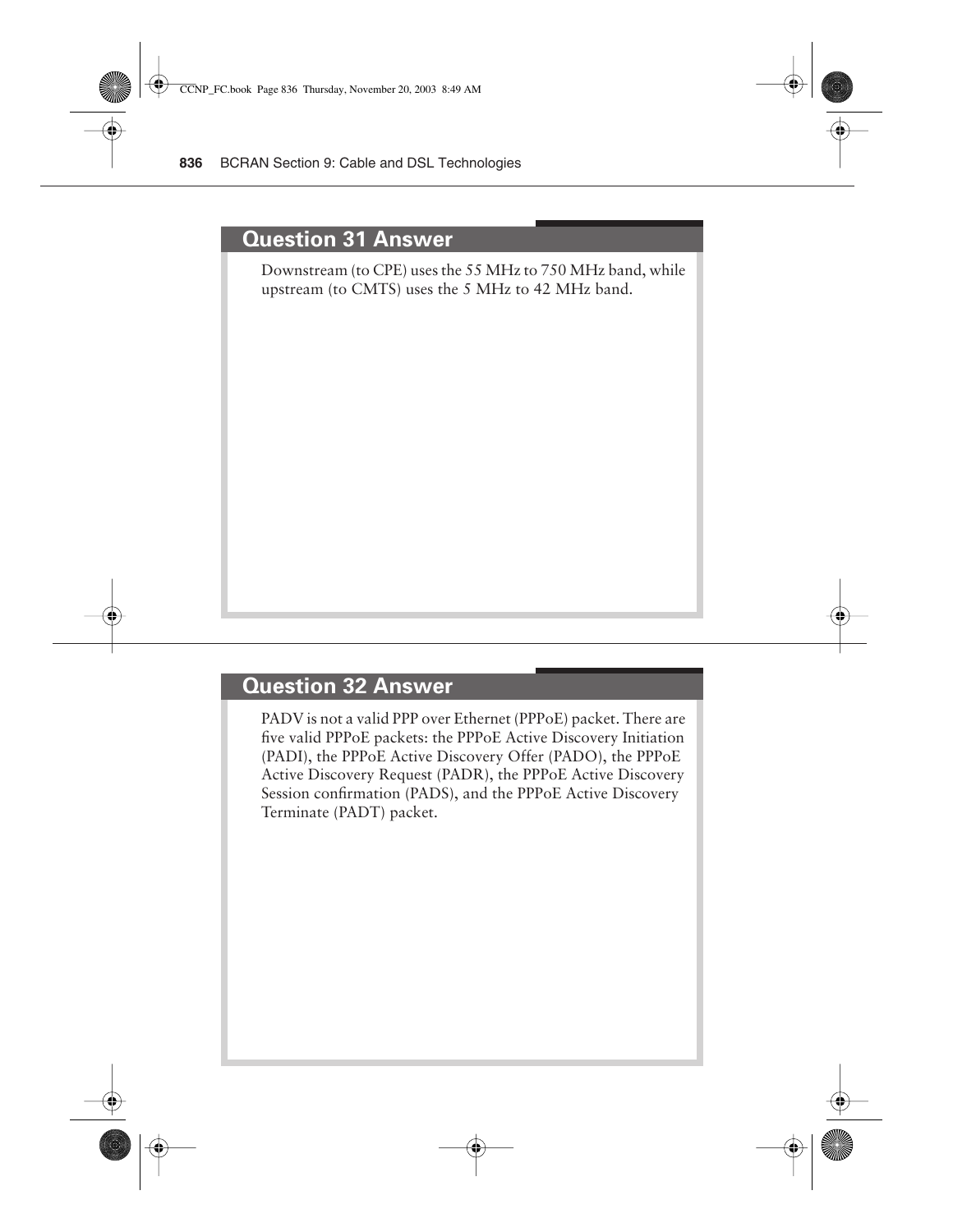## Question 31 Answer

Downstream (to CPE) uses the 55 MHz to 750 MHz band, while upstream (to CMTS) uses the 5 MHz to 42 MHz band.

## Question 32 Answer

PADV is not a valid PPP over Ethernet (PPPoE) packet. There are five valid PPPoE packets: the PPPoE Active Discovery Initiation (PADI), the PPPoE Active Discovery Offer (PADO), the PPPoE Active Discovery Request (PADR), the PPPoE Active Discovery Session confirmation (PADS), and the PPPoE Active Discovery Terminate (PADT) packet.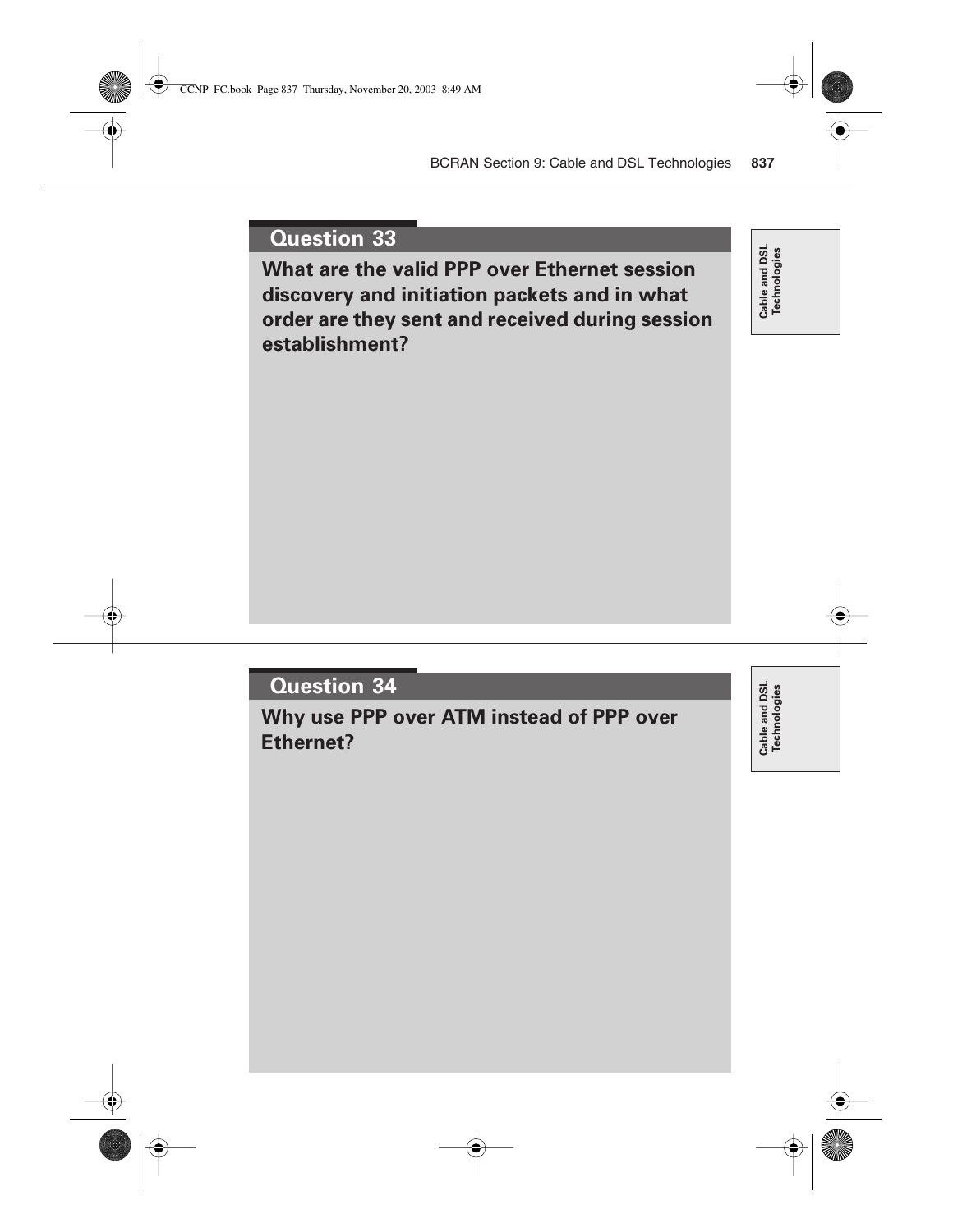## Question 33

**What are the valid PPP over Ethernet session discovery and initiation packets and in what order are they sent and received during session establishment?**

Cable and DSL Technologies

## Question 34

**Why use PPP over ATM instead of PPP over Ethernet?**

Cable and DSL Technologies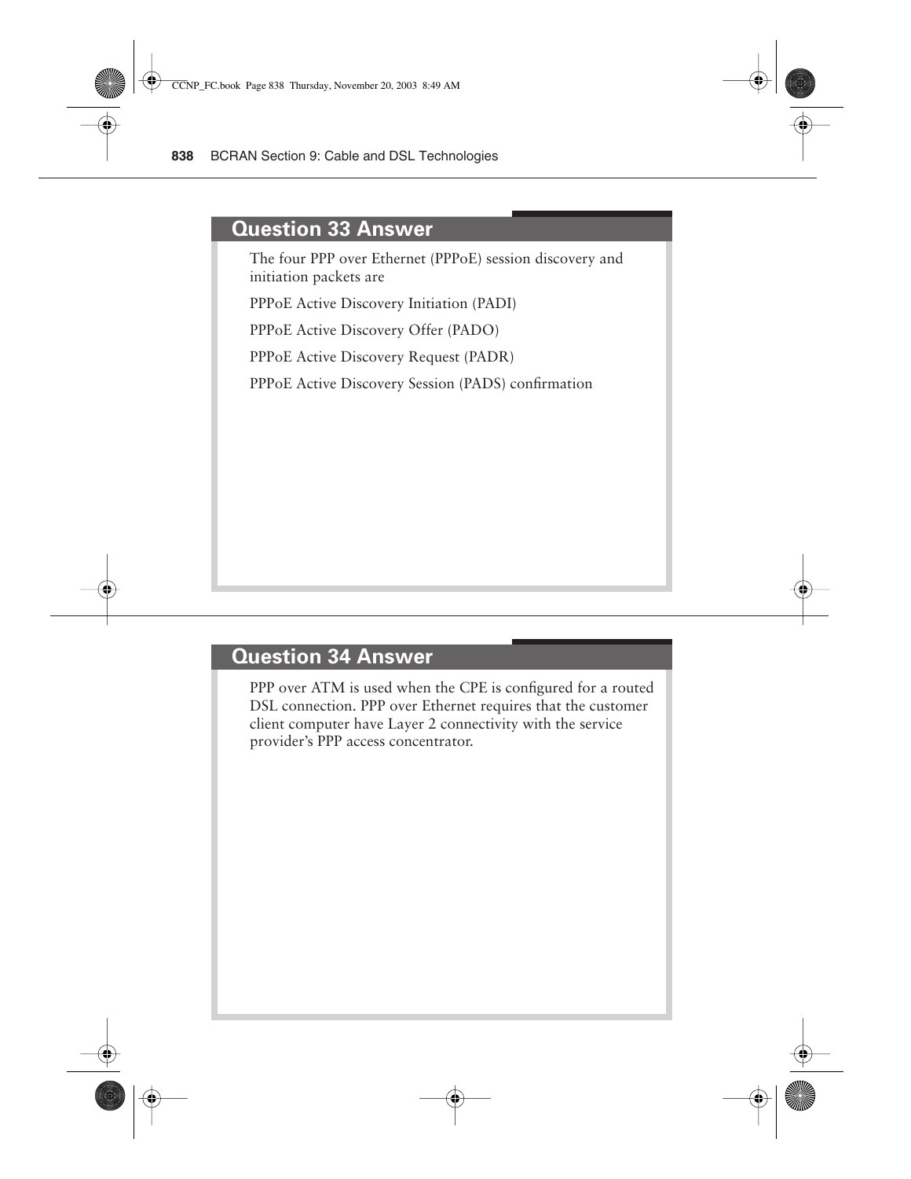## Question 33 Answer

The four PPP over Ethernet (PPPoE) session discovery and initiation packets are

PPPoE Active Discovery Initiation (PADI)

PPPoE Active Discovery Offer (PADO)

PPPoE Active Discovery Request (PADR)

PPPoE Active Discovery Session (PADS) confirmation

## Question 34 Answer

PPP over ATM is used when the CPE is configured for a routed DSL connection. PPP over Ethernet requires that the customer client computer have Layer 2 connectivity with the service provider's PPP access concentrator.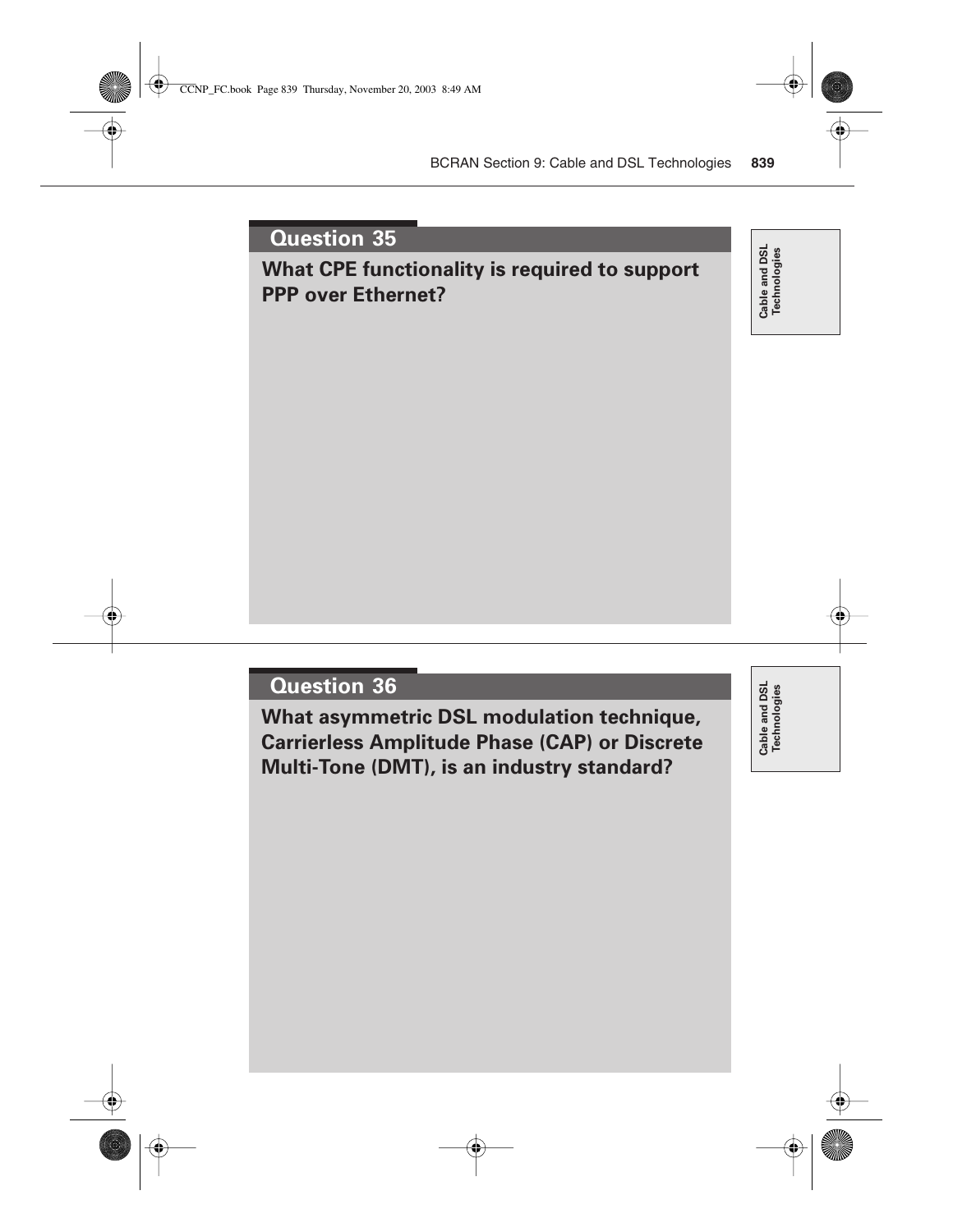## Question 35

**What CPE functionality is required to support PPP over Ethernet?**

## Question 36

**What asymmetric DSL modulation technique, Carrierless Amplitude Phase (CAP) or Discrete Multi-Tone (DMT), is an industry standard?**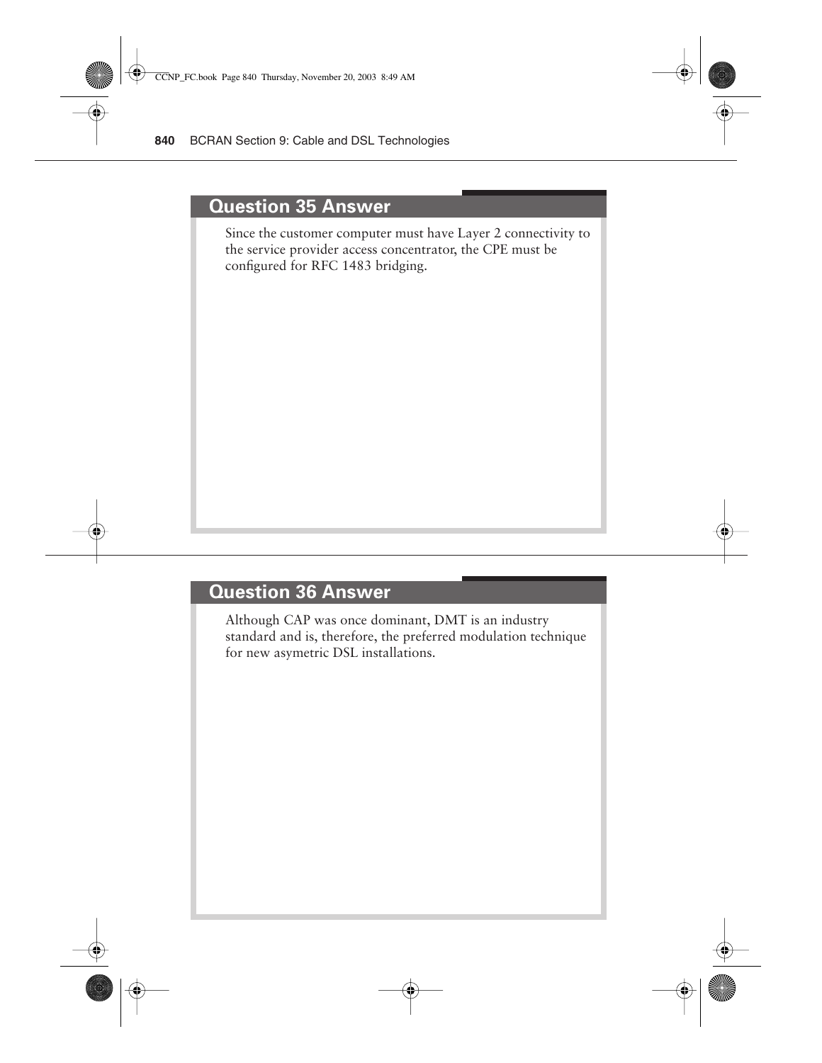## Question 35 Answer

Since the customer computer must have Layer 2 connectivity to the service provider access concentrator, the CPE must be configured for RFC 1483 bridging.

## Question 36 Answer

Although CAP was once dominant, DMT is an industry standard and is, therefore, the preferred modulation technique for new asymetric DSL installations.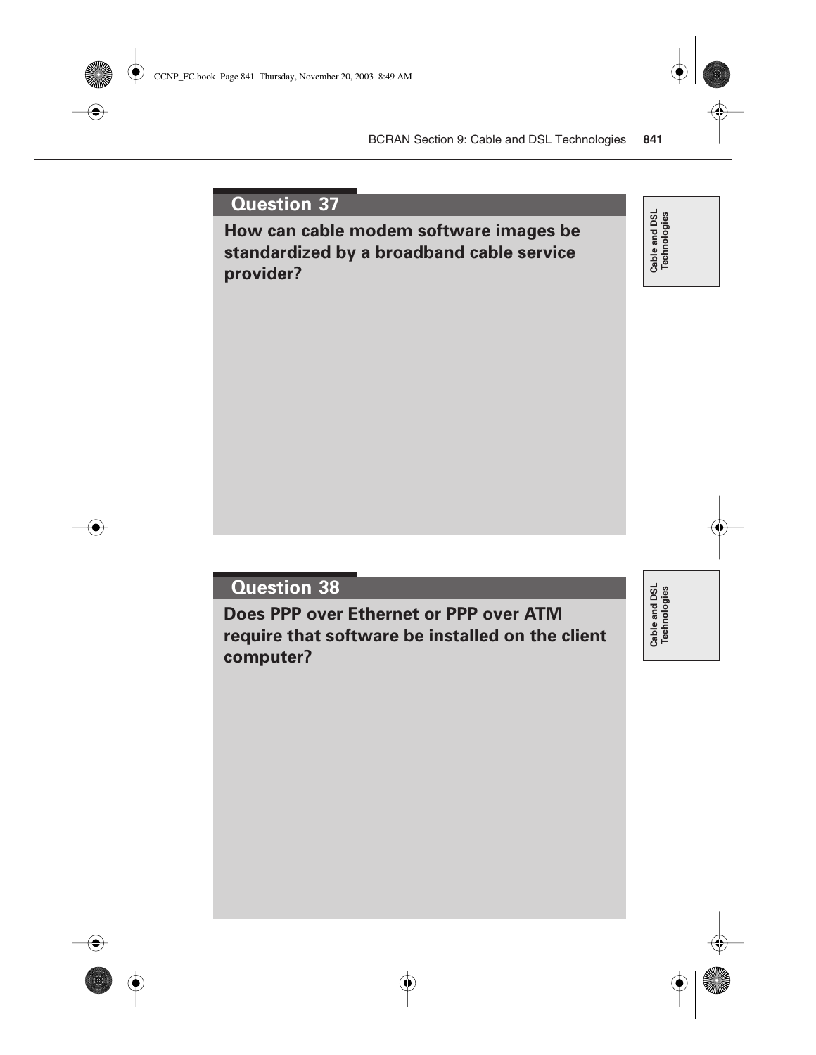## Question 37

**How can cable modem software images be standardized by a broadband cable service provider?**

Cable and DSL Technologies

## Question 38

**Does PPP over Ethernet or PPP over ATM require that software be installed on the client computer?**

Cable and DSL Technologies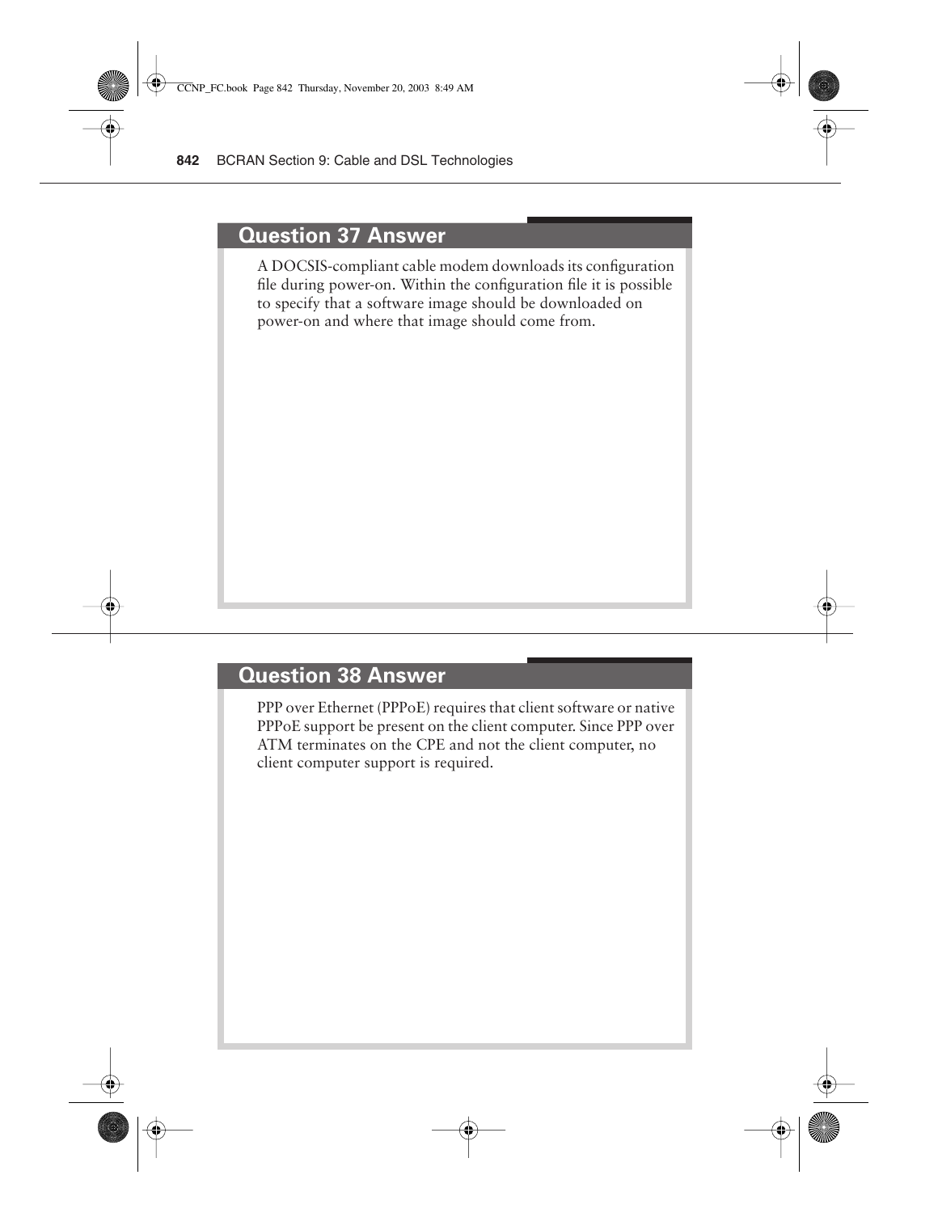## Question 37 Answer

A DOCSIS-compliant cable modem downloads its configuration file during power-on. Within the configuration file it is possible to specify that a software image should be downloaded on power-on and where that image should come from.

## Question 38 Answer

PPP over Ethernet (PPPoE) requires that client software or native PPPoE support be present on the client computer. Since PPP over ATM terminates on the CPE and not the client computer, no client computer support is required.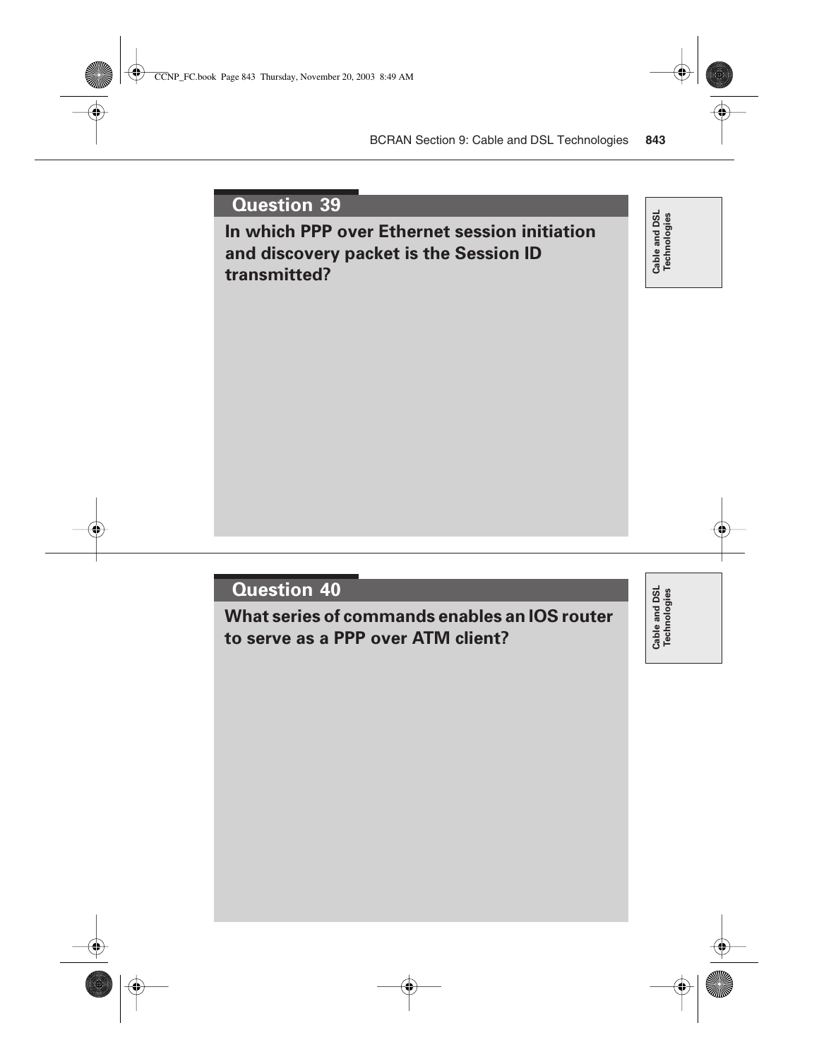## Question 39

**In which PPP over Ethernet session initiation and discovery packet is the Session ID transmitted?**

Cable and DSL Technologies

## Question 40

**What series of commands enables an IOS router to serve as a PPP over ATM client?**

Cable and DSL Technologies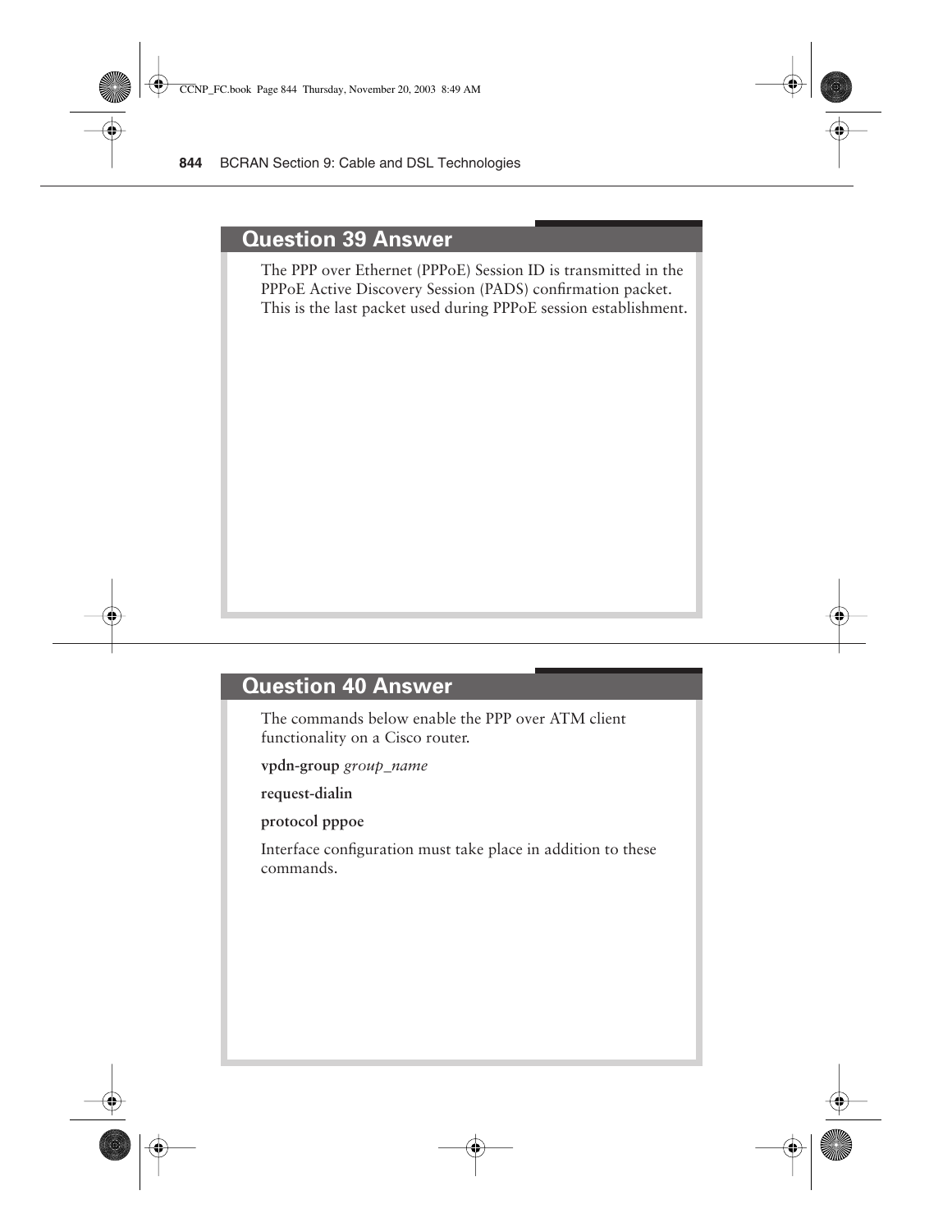## Question 39 Answer

The PPP over Ethernet (PPPoE) Session ID is transmitted in the PPPoE Active Discovery Session (PADS) confirmation packet. This is the last packet used during PPPoE session establishment.

## Question 40 Answer

The commands below enable the PPP over ATM client functionality on a Cisco router.

**vpdn-group** *group_name*

**request-dialin**

**protocol pppoe**

Interface configuration must take place in addition to these commands.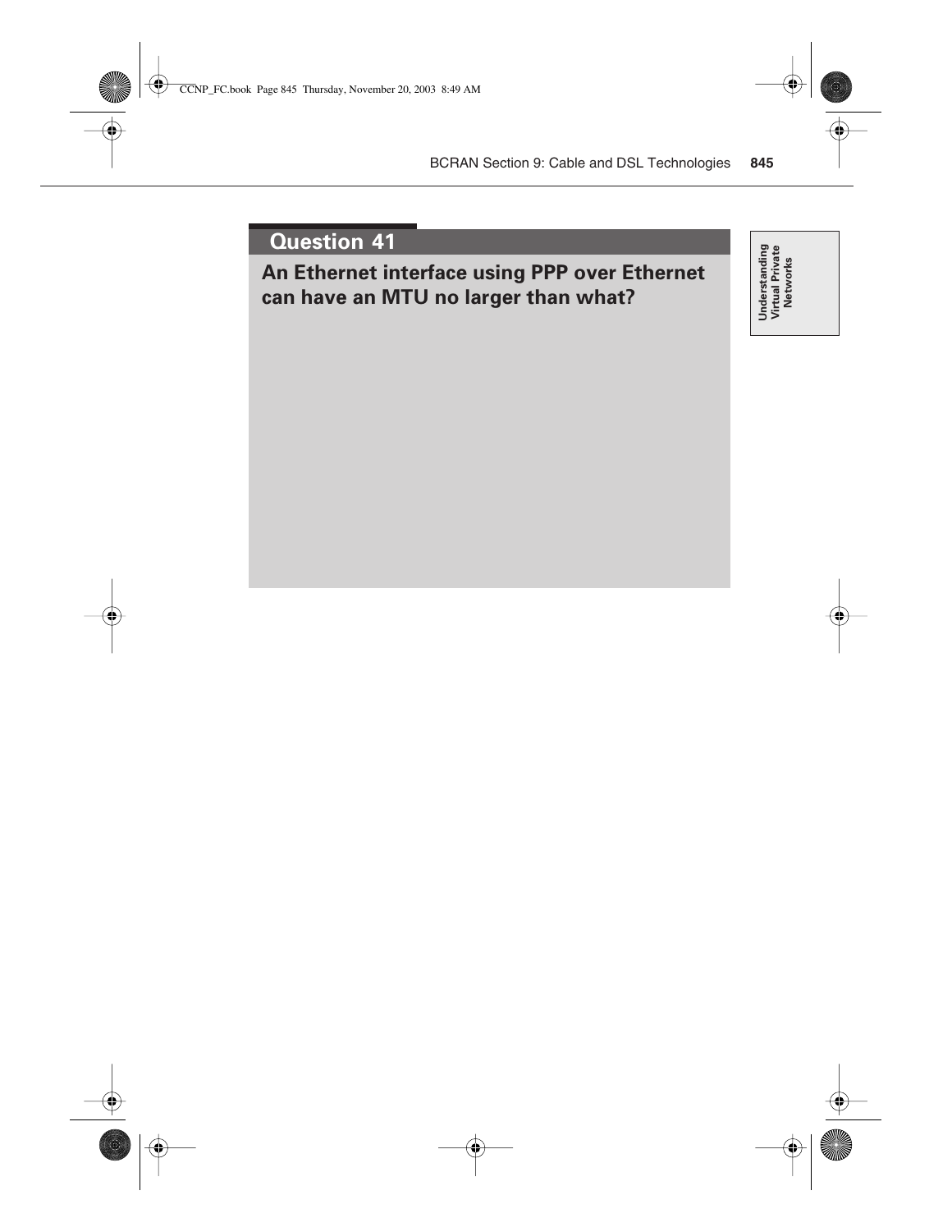## Question 41

**An Ethernet interface using PPP over Ethernet can have an MTU no larger than what?**

Understanding Virtual Private Networks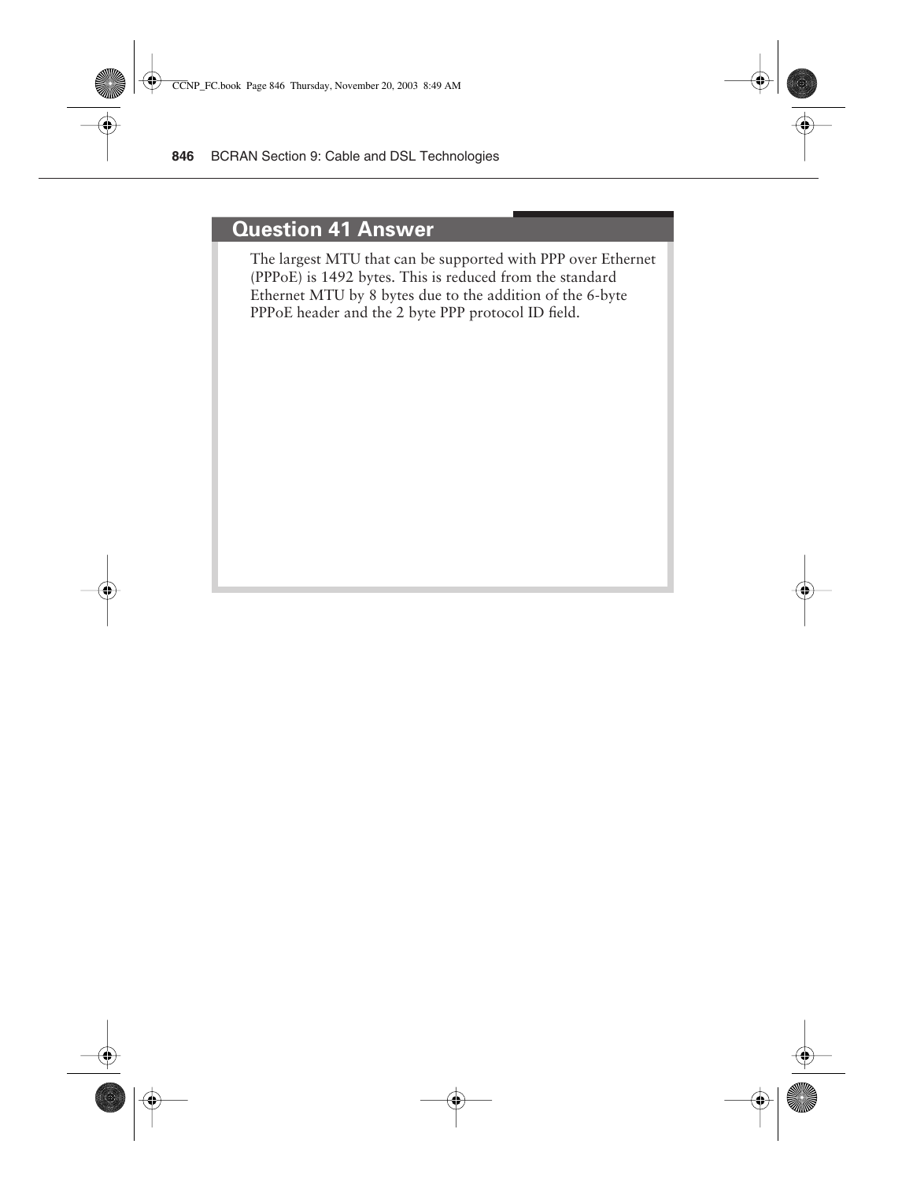## Question 41 Answer

The largest MTU that can be supported with PPP over Ethernet (PPPoE) is 1492 bytes. This is reduced from the standard Ethernet MTU by 8 bytes due to the addition of the 6-byte PPPoE header and the 2 byte PPP protocol ID field.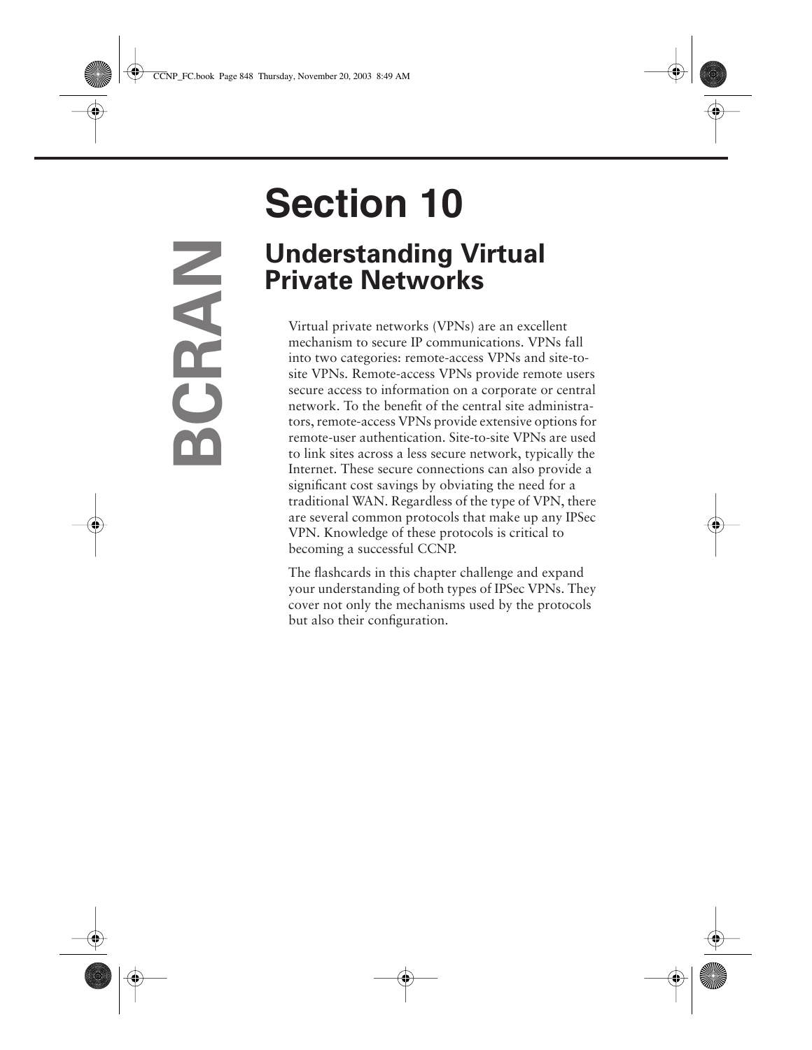# Section 10

## Understanding Virtual Private Networks

BCRAN

Virtual private networks (VPNs) are an excellent mechanism to secure IP communications. VPNs fall into two categories: remote-access VPNs and site-to-site VPNs. Remote-access VPNs provide remote users secure access to information on a corporate or central network. To the benefit of the central site administrators, remote-access VPNs provide extensive options for remote-user authentication. Site-to-site VPNs are used to link sites across a less secure network, typically the Internet. These secure connections can also provide a significant cost savings by obviating the need for a traditional WAN. Regardless of the type of VPN, there are several common protocols that make up any IPSec VPN. Knowledge of these protocols is critical to becoming a successful CCNP.

The flashcards in this chapter challenge and expand your understanding of both types of IPSec VPNs. They cover not only the mechanisms used by the protocols but also their configuration.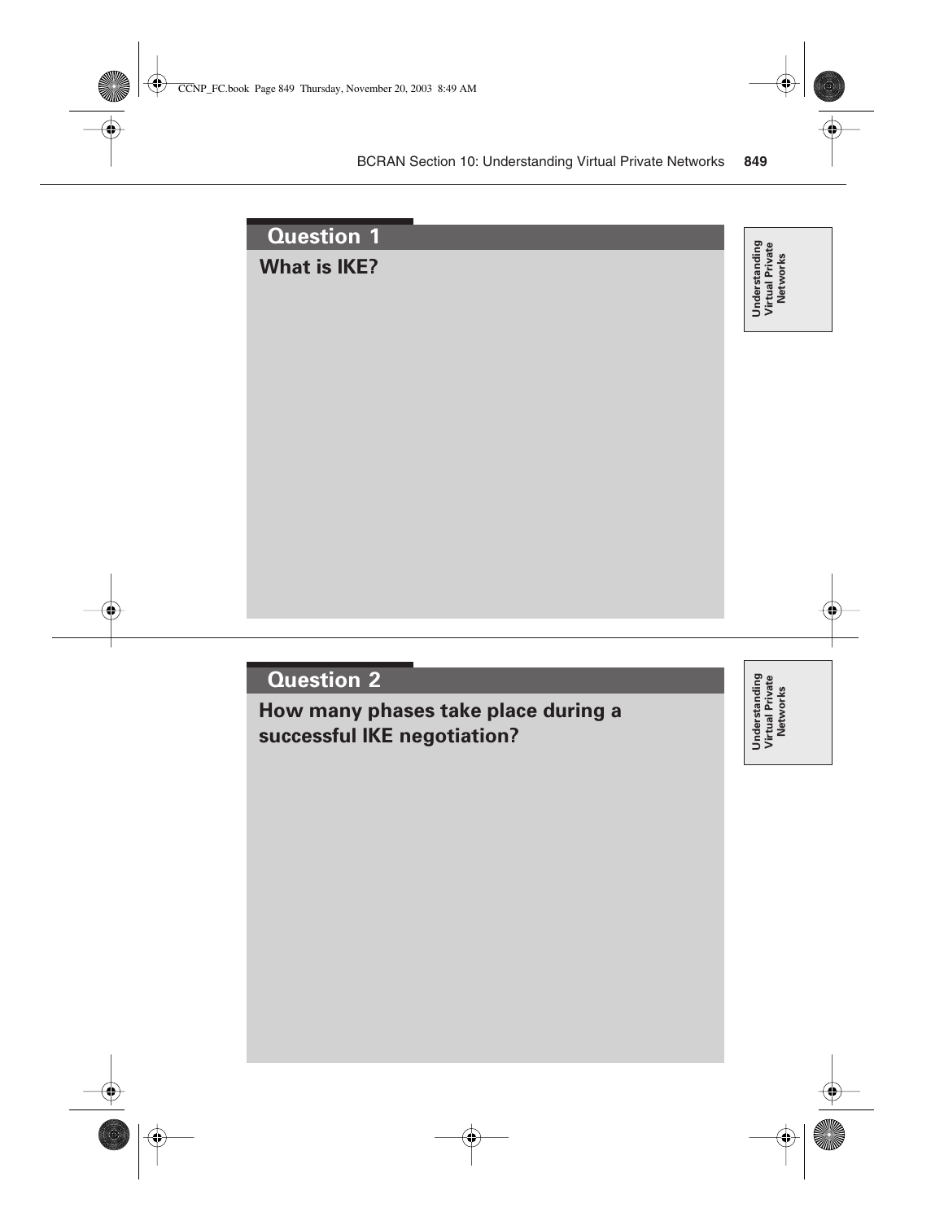## Question 1

**What is IKE?**

## Question 2

**How many phases take place during a successful IKE negotiation?**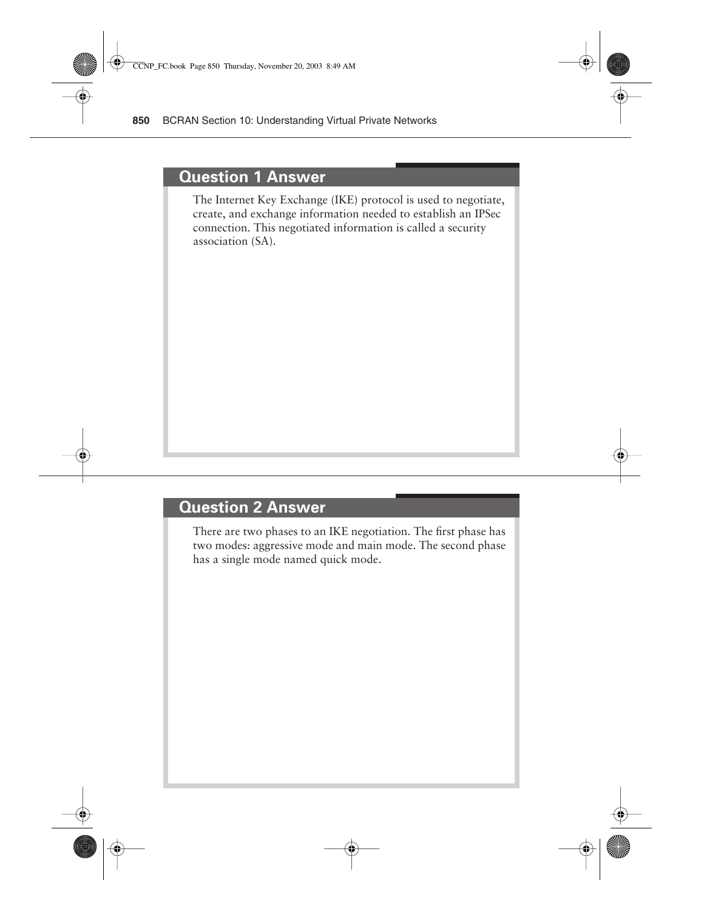## Question 1 Answer

The Internet Key Exchange (IKE) protocol is used to negotiate, create, and exchange information needed to establish an IPSec connection. This negotiated information is called a security association (SA).

## Question 2 Answer

There are two phases to an IKE negotiation. The first phase has two modes: aggressive mode and main mode. The second phase has a single mode named quick mode.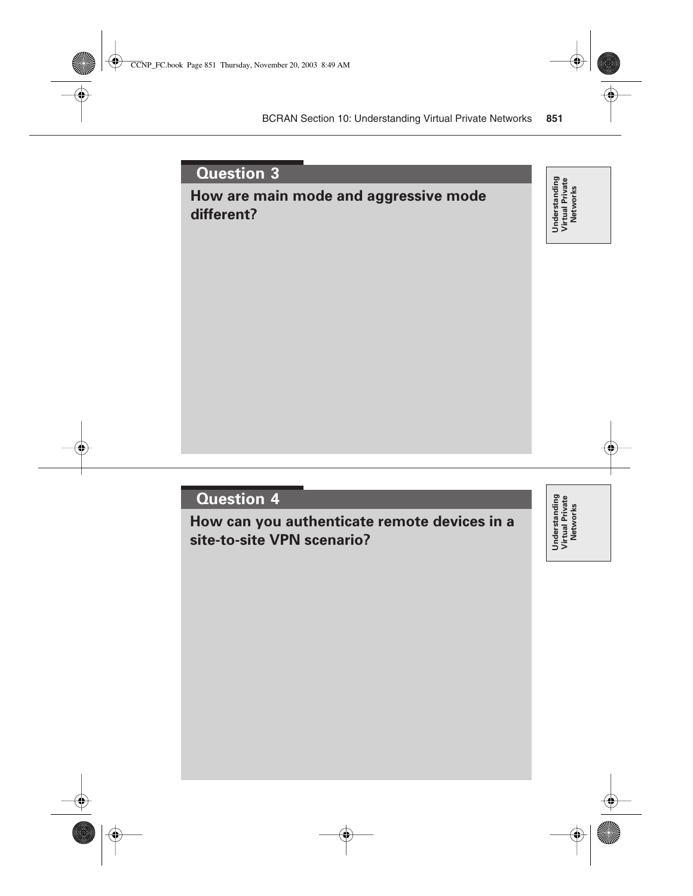## Question 3

**How are main mode and aggressive mode different?**

## Question 4

**How can you authenticate remote devices in a site-to-site VPN scenario?**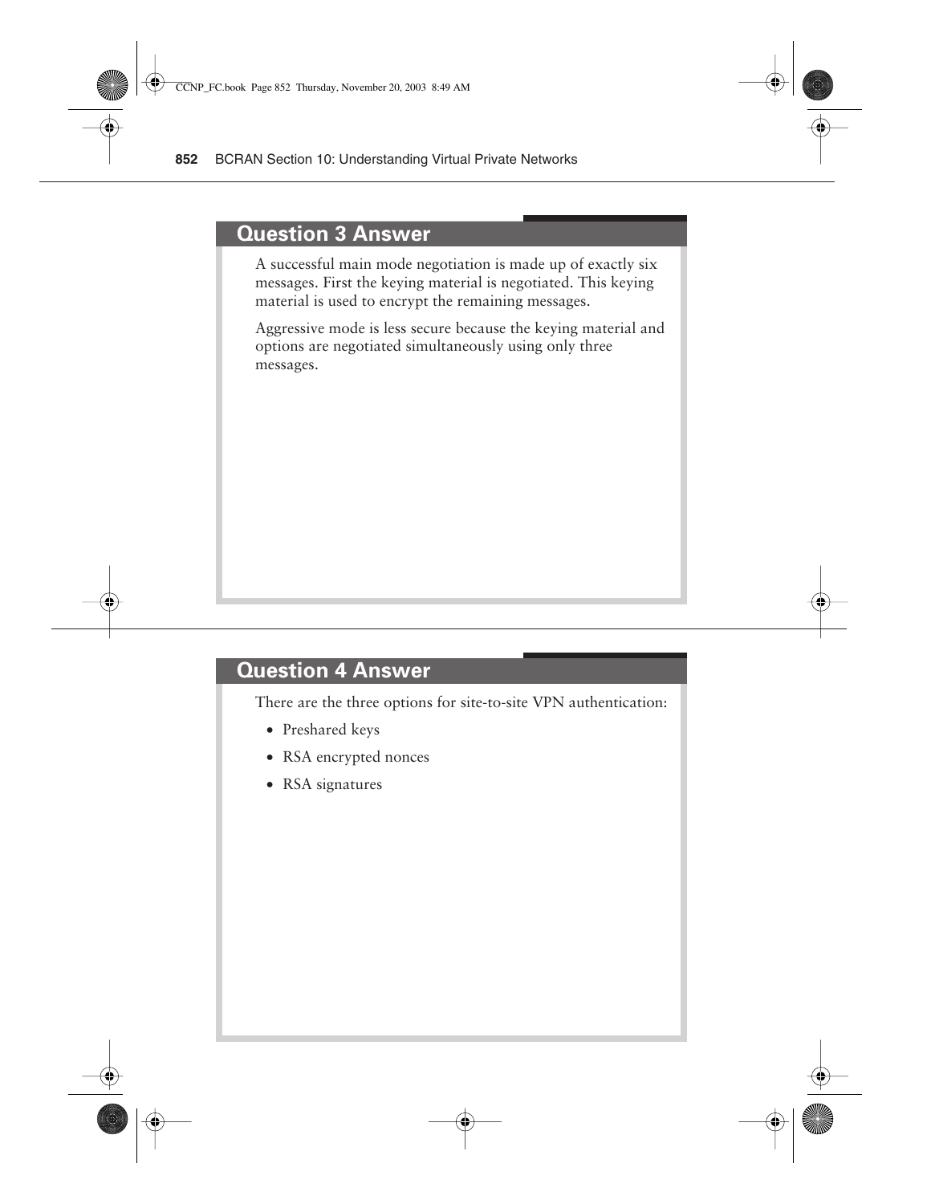## Question 3 Answer

A successful main mode negotiation is made up of exactly six messages. First the keying material is negotiated. This keying material is used to encrypt the remaining messages.

Aggressive mode is less secure because the keying material and options are negotiated simultaneously using only three messages.

## Question 4 Answer

There are the three options for site-to-site VPN authentication:

- Preshared keys
- RSA encrypted nonces
- RSA signatures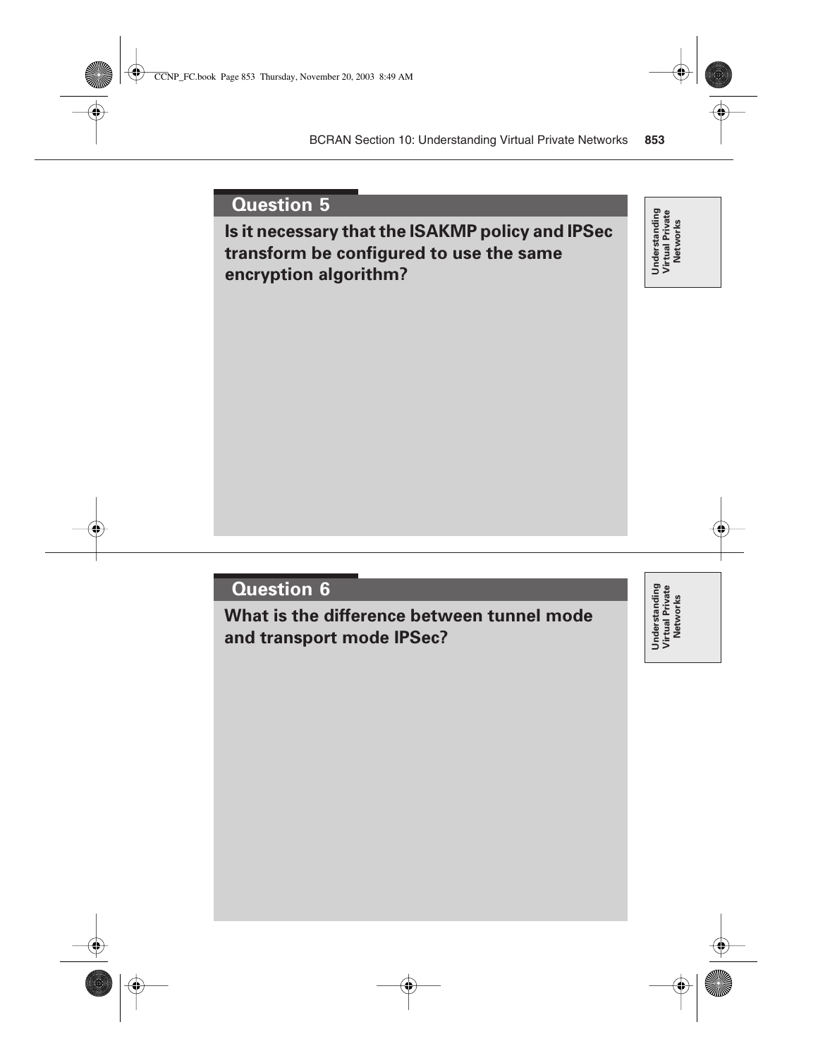## Question 5

**Is it necessary that the ISAKMP policy and IPSec transform be configured to use the same encryption algorithm?**

Understanding Virtual Private Networks

## Question 6

**What is the difference between tunnel mode and transport mode IPSec?**

Understanding Virtual Private Networks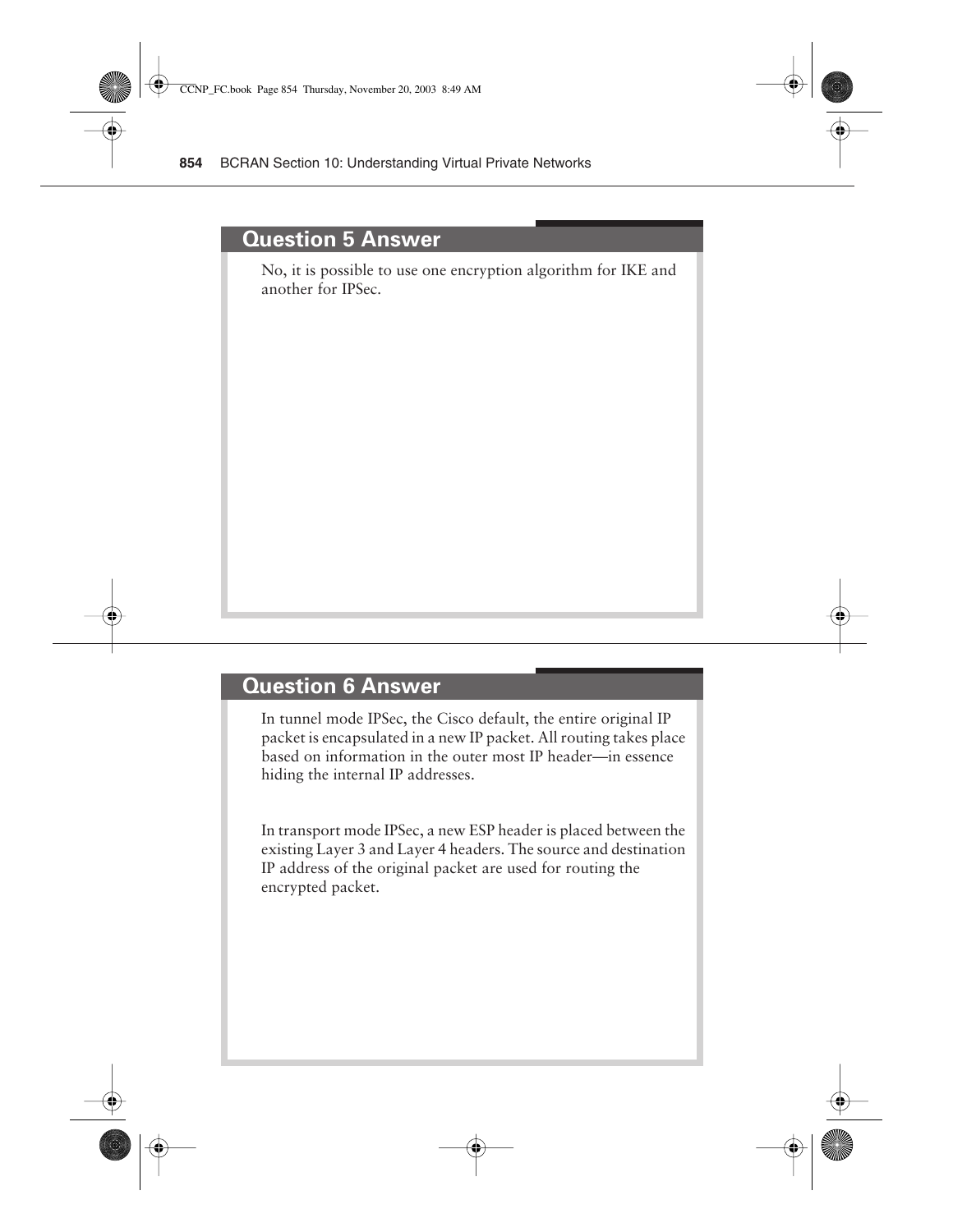## Question 5 Answer

No, it is possible to use one encryption algorithm for IKE and another for IPSec.

## Question 6 Answer

In tunnel mode IPSec, the Cisco default, the entire original IP packet is encapsulated in a new IP packet. All routing takes place based on information in the outer most IP header—in essence hiding the internal IP addresses.

In transport mode IPSec, a new ESP header is placed between the existing Layer 3 and Layer 4 headers. The source and destination IP address of the original packet are used for routing the encrypted packet.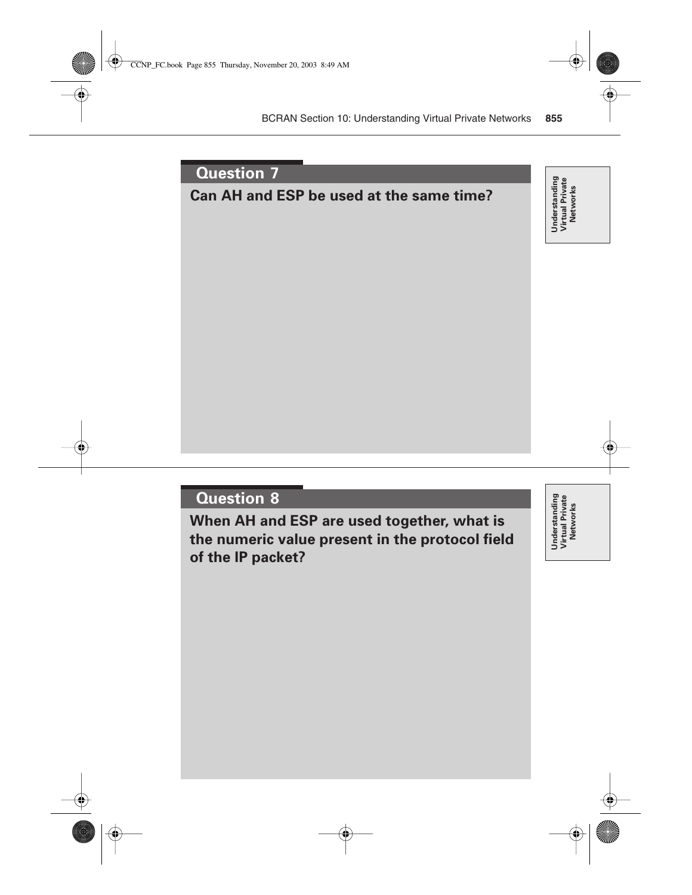## Question 7

**Can AH and ESP be used at the same time?**

Understanding Virtual Private Networks

## Question 8

**When AH and ESP are used together, what is the numeric value present in the protocol field of the IP packet?**

Understanding Virtual Private Networks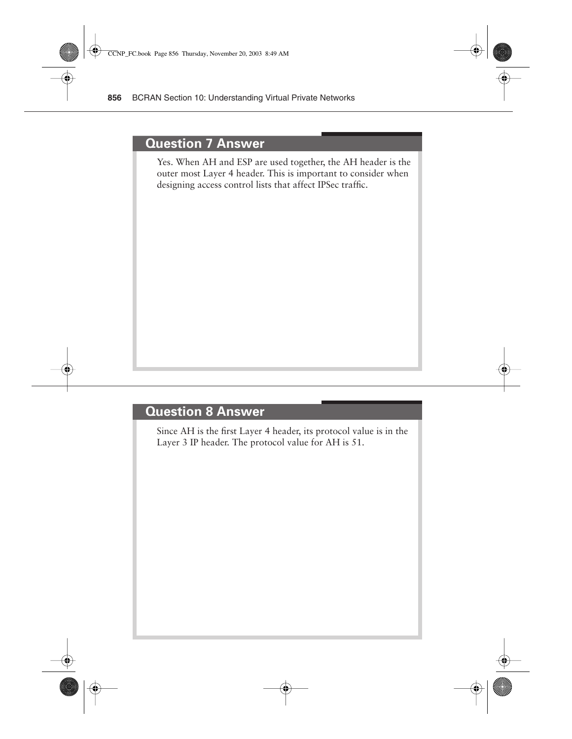## Question 7 Answer

Yes. When AH and ESP are used together, the AH header is the outer most Layer 4 header. This is important to consider when designing access control lists that affect IPSec traffic.

## Question 8 Answer

Since AH is the first Layer 4 header, its protocol value is in the Layer 3 IP header. The protocol value for AH is 51.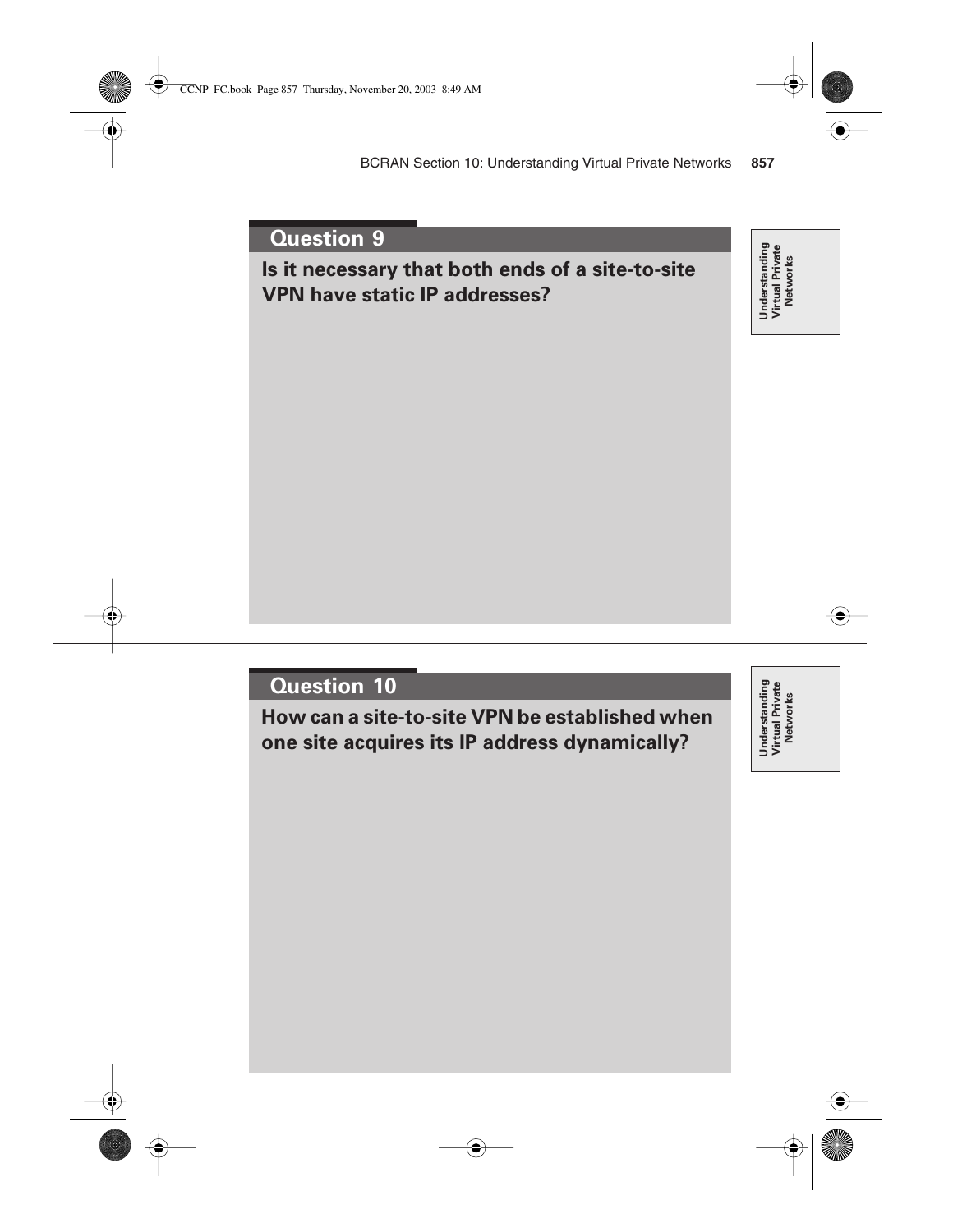## Question 9

**Is it necessary that both ends of a site-to-site VPN have static IP addresses?**

Understanding Virtual Private Networks

## Question 10

**How can a site-to-site VPN be established when one site acquires its IP address dynamically?**

Understanding Virtual Private Networks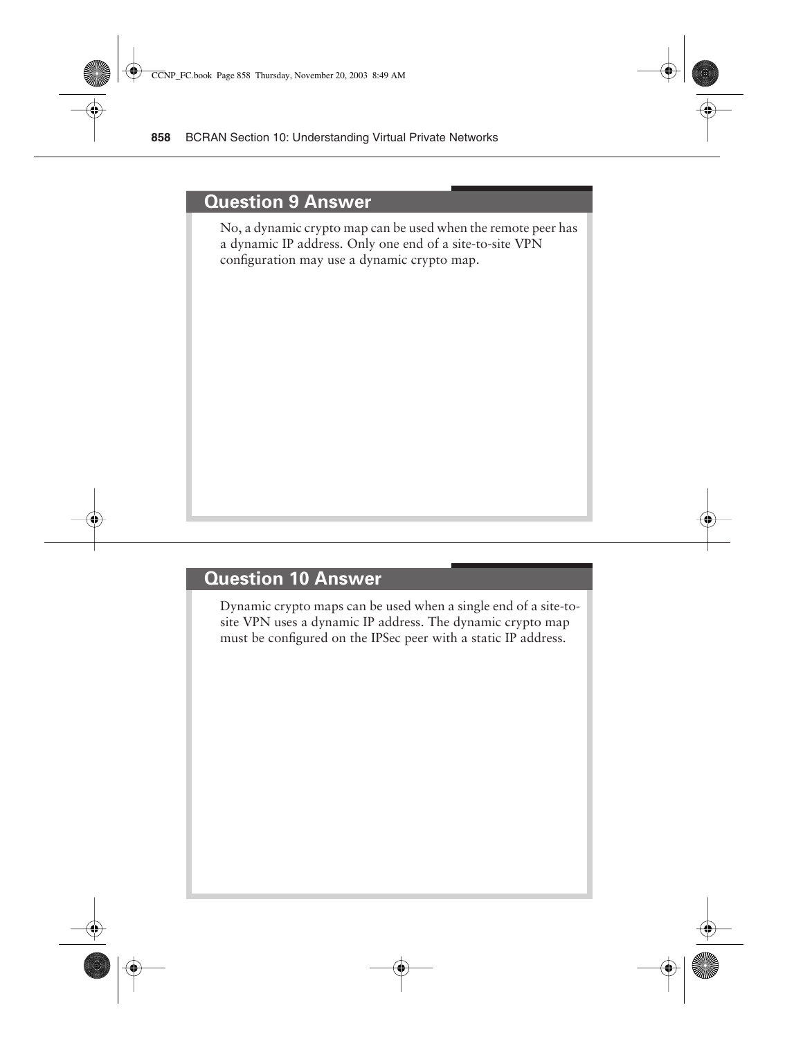## Question 9 Answer

No, a dynamic crypto map can be used when the remote peer has a dynamic IP address. Only one end of a site-to-site VPN configuration may use a dynamic crypto map.

## Question 10 Answer

Dynamic crypto maps can be used when a single end of a site-to-site VPN uses a dynamic IP address. The dynamic crypto map must be configured on the IPSec peer with a static IP address.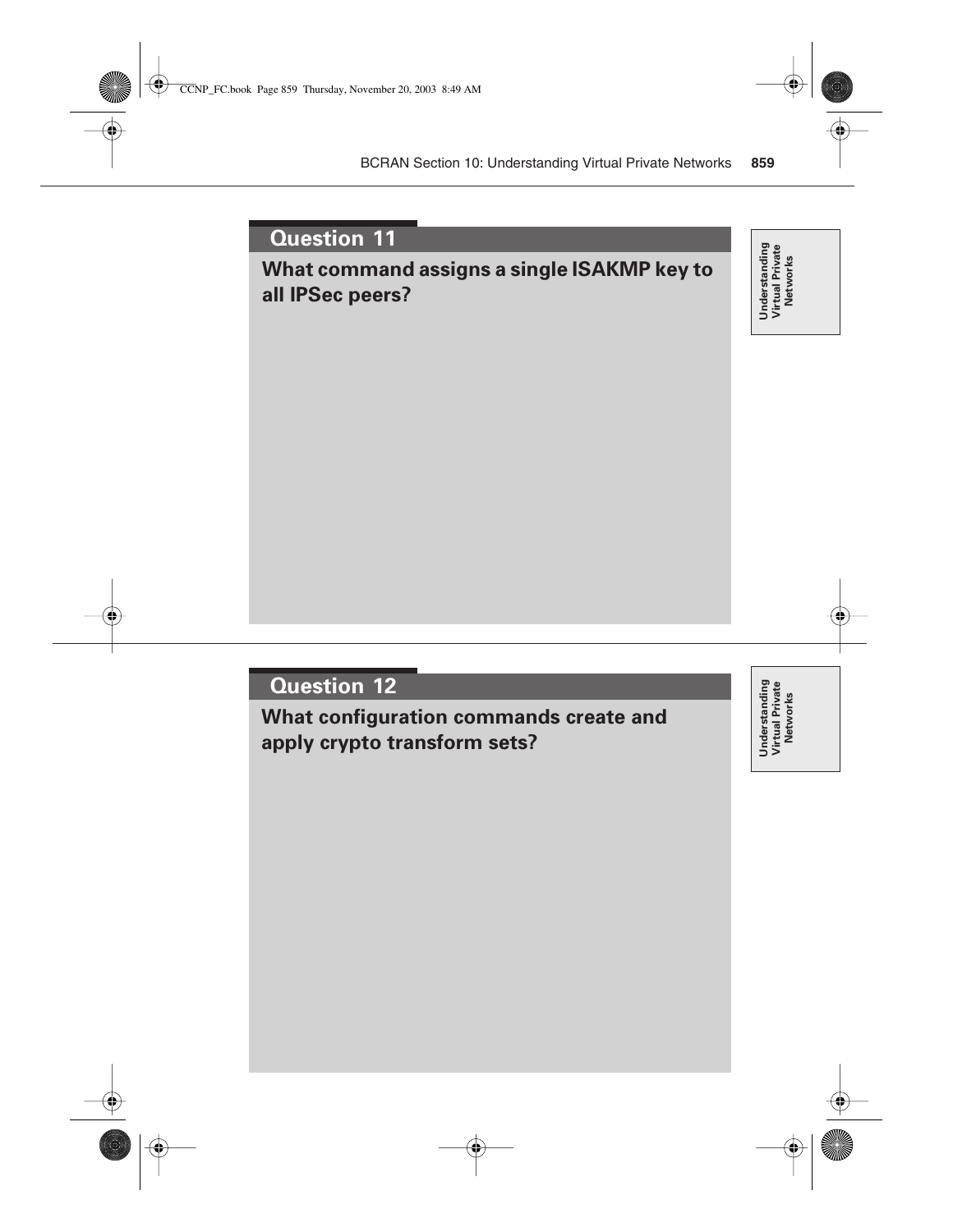## Question 11

**What command assigns a single ISAKMP key to all IPSec peers?**

## Question 12

**What configuration commands create and apply crypto transform sets?**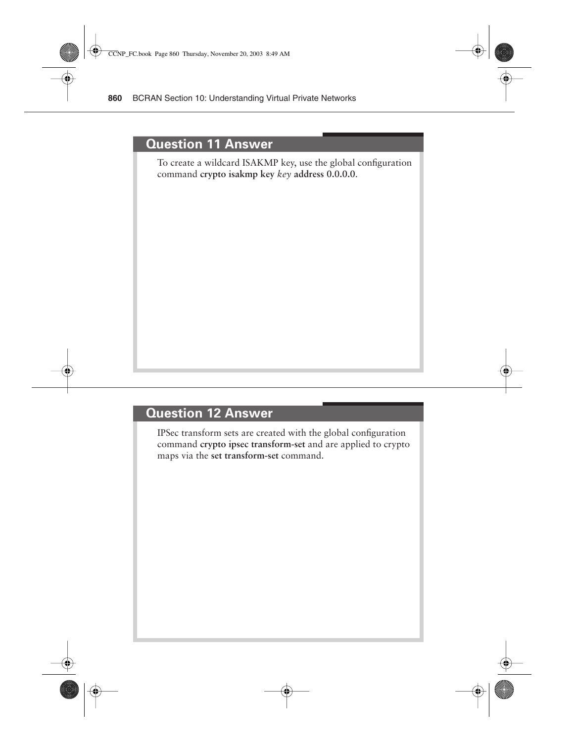## Question 11 Answer

To create a wildcard ISAKMP key, use the global configuration command **crypto isakmp key** *key* **address 0.0.0.0**.

## Question 12 Answer

IPSec transform sets are created with the global configuration command **crypto ipsec transform-set** and are applied to crypto maps via the **set transform-set** command.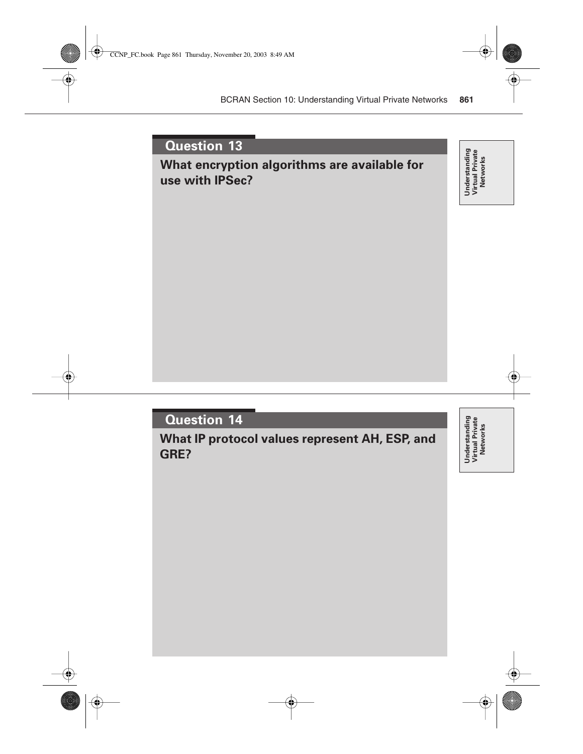## Question 13

**What encryption algorithms are available for use with IPSec?**

Understanding Virtual Private Networks

## Question 14

**What IP protocol values represent AH, ESP, and GRE?**

Understanding Virtual Private Networks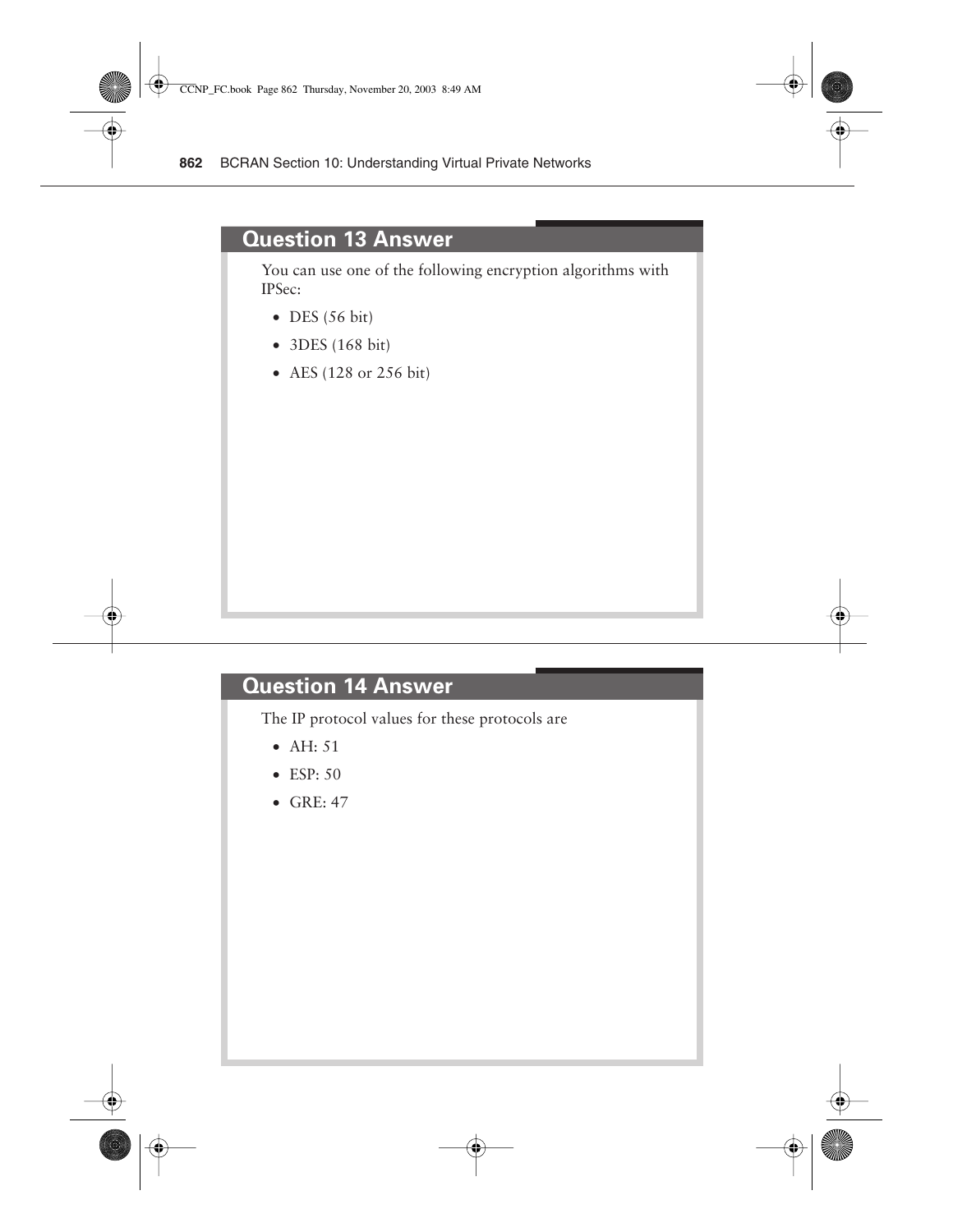## Question 13 Answer

You can use one of the following encryption algorithms with IPSec:

- DES (56 bit)
- 3DES (168 bit)
- AES (128 or 256 bit)

## Question 14 Answer

The IP protocol values for these protocols are

- AH: 51
- ESP: 50
- GRE: 47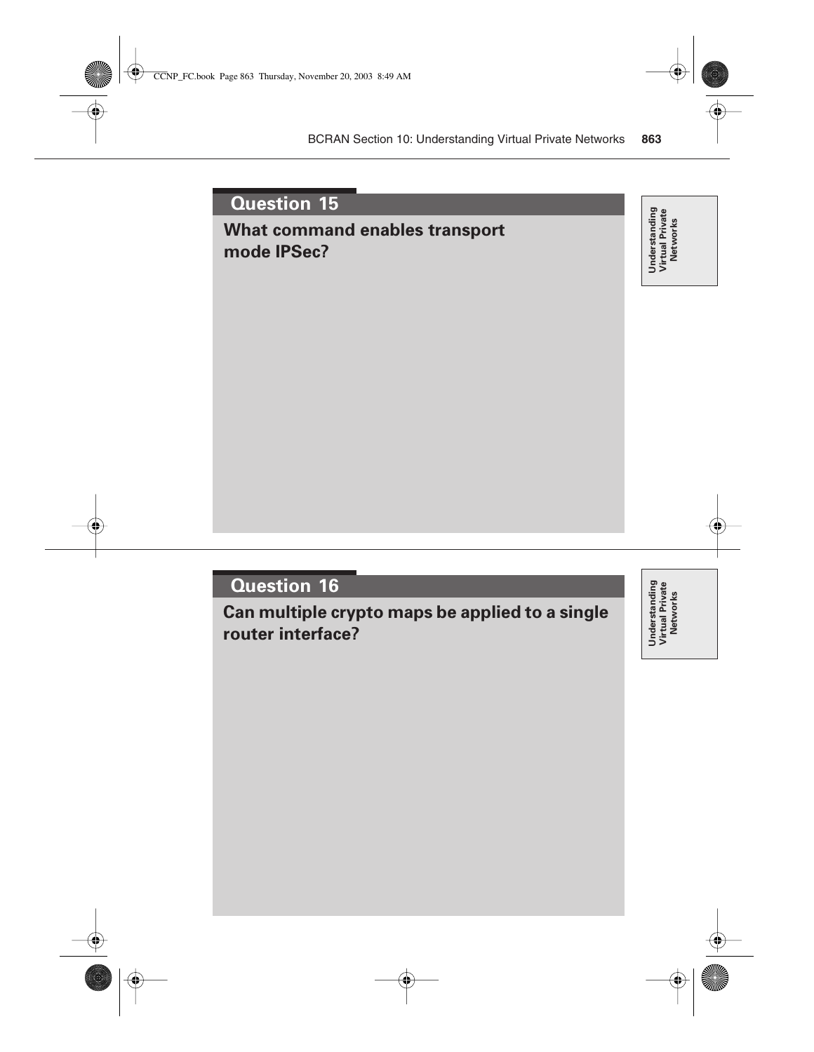## Question 15

**What command enables transport mode IPSec?**

Understanding Virtual Private Networks

## Question 16

**Can multiple crypto maps be applied to a single router interface?**

Understanding Virtual Private Networks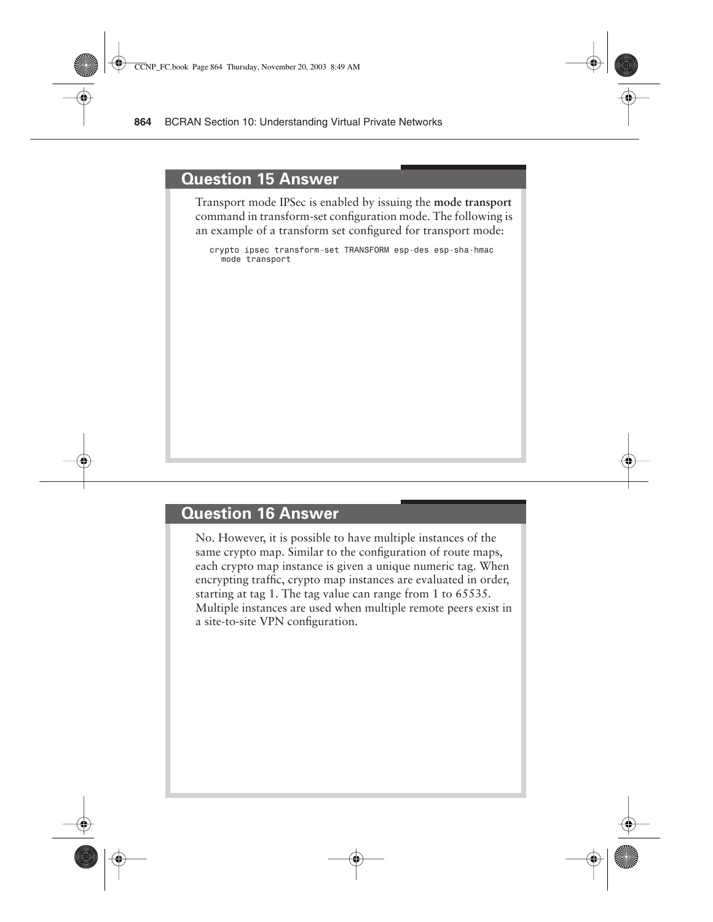## Question 15 Answer

Transport mode IPSec is enabled by issuing the **mode transport** command in transform-set configuration mode. The following is an example of a transform set configured for transport mode:

```
crypto ipsec transform-set TRANSFORM esp-des esp-sha-hmac
  mode transport
```

## Question 16 Answer

No. However, it is possible to have multiple instances of the same crypto map. Similar to the configuration of route maps, each crypto map instance is given a unique numeric tag. When encrypting traffic, crypto map instances are evaluated in order, starting at tag 1. The tag value can range from 1 to 65535. Multiple instances are used when multiple remote peers exist in a site-to-site VPN configuration.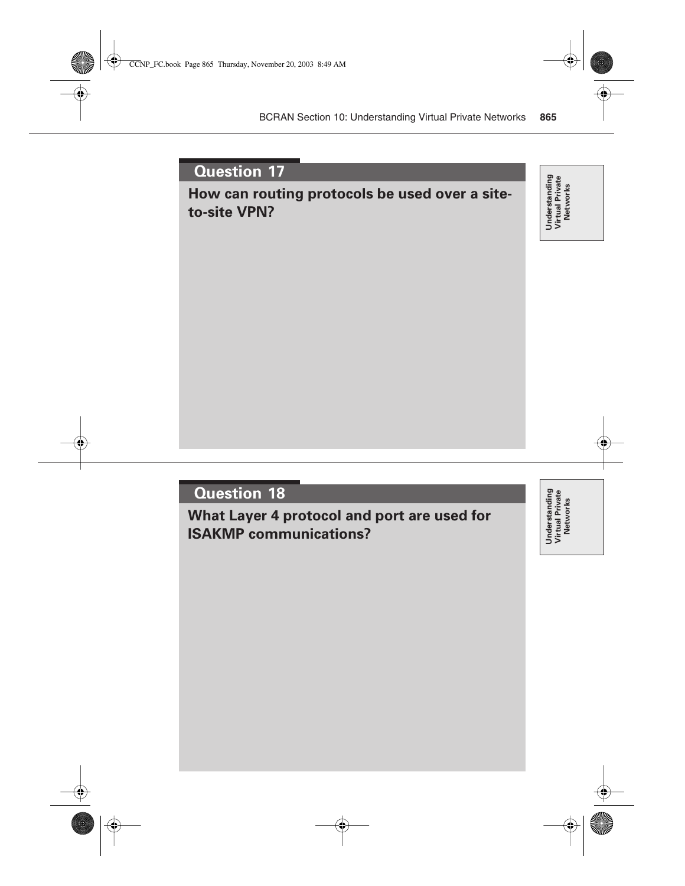## Question 17

**How can routing protocols be used over a site-to-site VPN?**

Understanding Virtual Private Networks

## Question 18

**What Layer 4 protocol and port are used for ISAKMP communications?**

Understanding Virtual Private Networks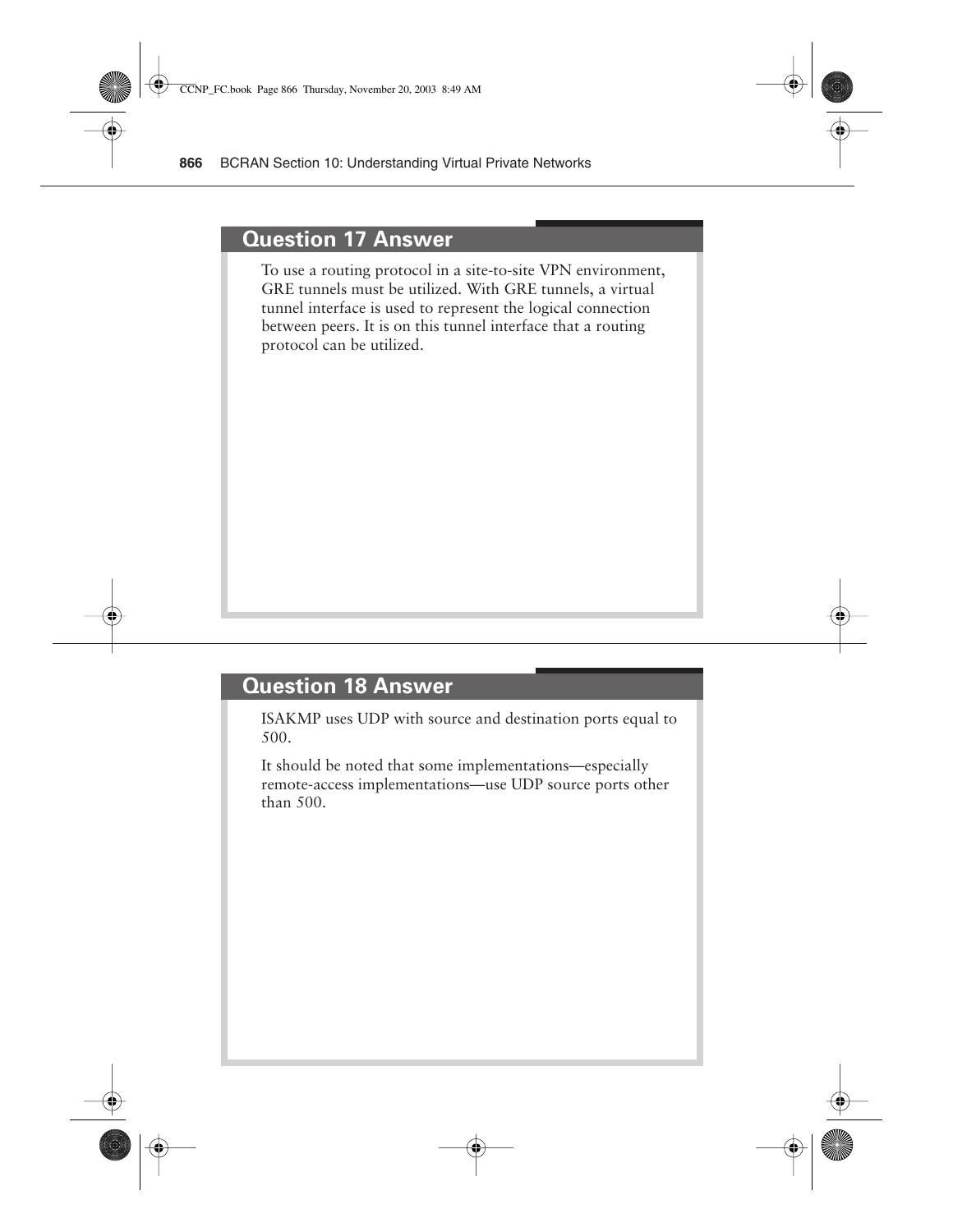## Question 17 Answer

To use a routing protocol in a site-to-site VPN environment, GRE tunnels must be utilized. With GRE tunnels, a virtual tunnel interface is used to represent the logical connection between peers. It is on this tunnel interface that a routing protocol can be utilized.

## Question 18 Answer

ISAKMP uses UDP with source and destination ports equal to 500.

It should be noted that some implementations—especially remote-access implementations—use UDP source ports other than 500.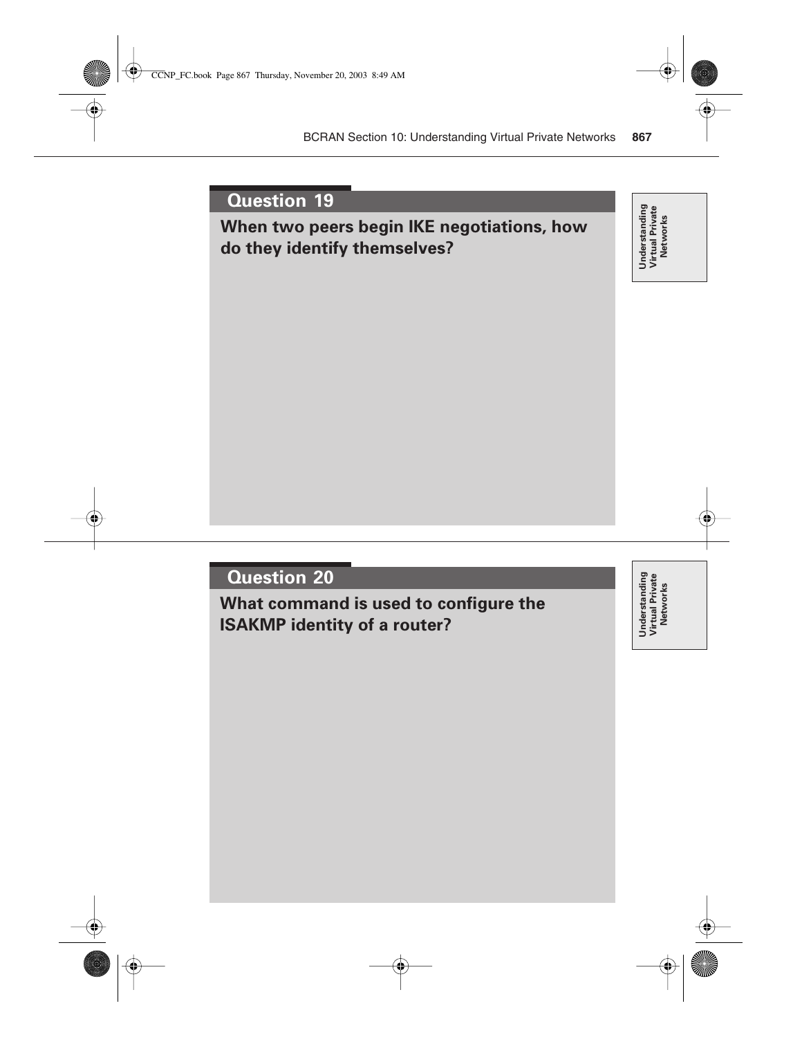## Question 19

**When two peers begin IKE negotiations, how do they identify themselves?**

Understanding Virtual Private Networks

## Question 20

**What command is used to configure the ISAKMP identity of a router?**

Understanding Virtual Private Networks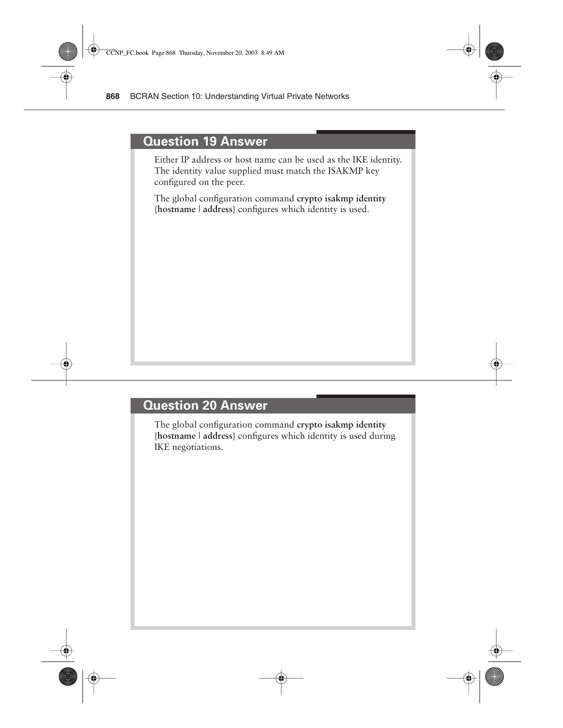## Question 19 Answer

Either IP address or host name can be used as the IKE identity. The identity value supplied must match the ISAKMP key configured on the peer.

The global configuration command **crypto isakmp identity** {**hostname** | **address**} configures which identity is used.

## Question 20 Answer

The global configuration command **crypto isakmp identity** {**hostname** | **address**} configures which identity is used during IKE negotiations.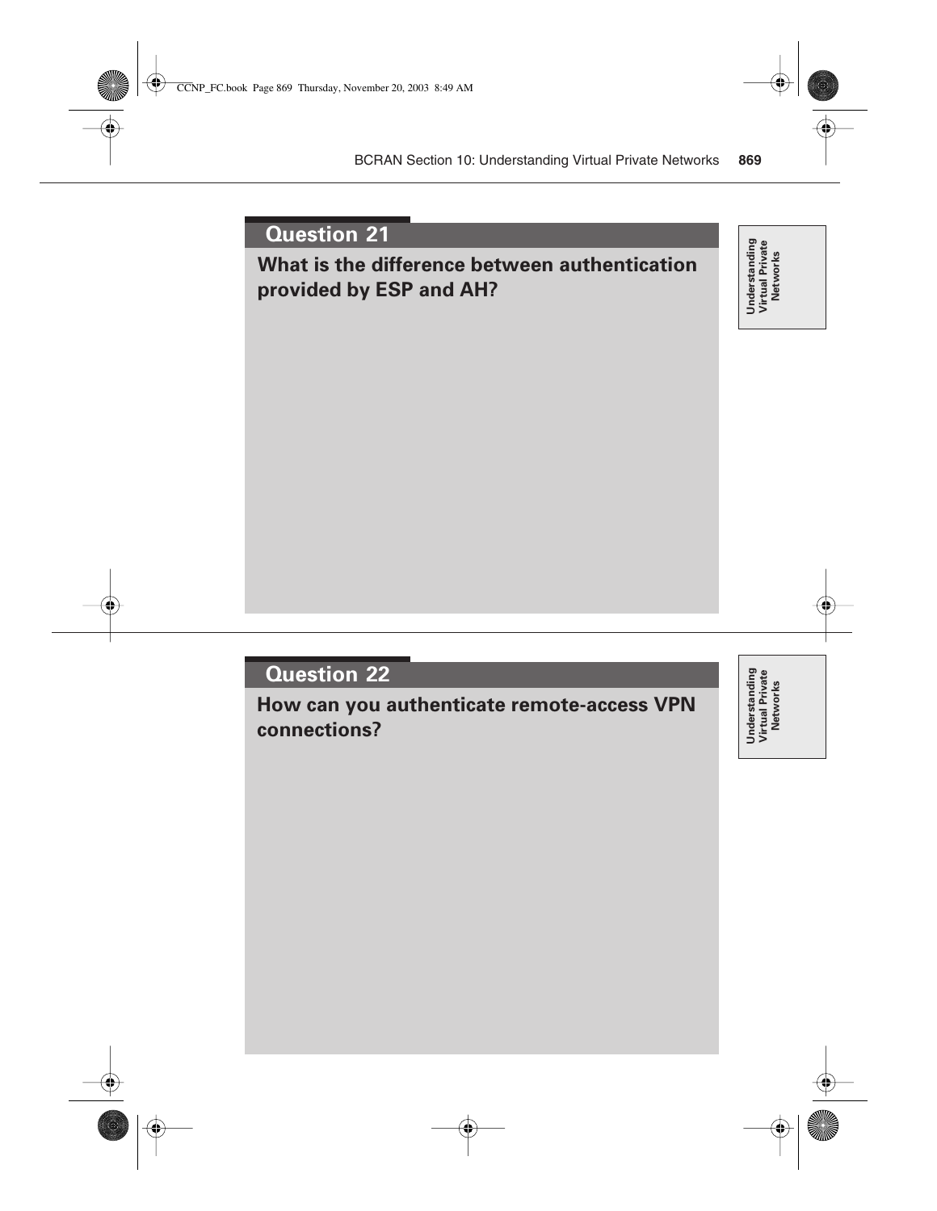## Question 21

**What is the difference between authentication provided by ESP and AH?**

Understanding Virtual Private Networks

## Question 22

**How can you authenticate remote-access VPN connections?**

Understanding Virtual Private Networks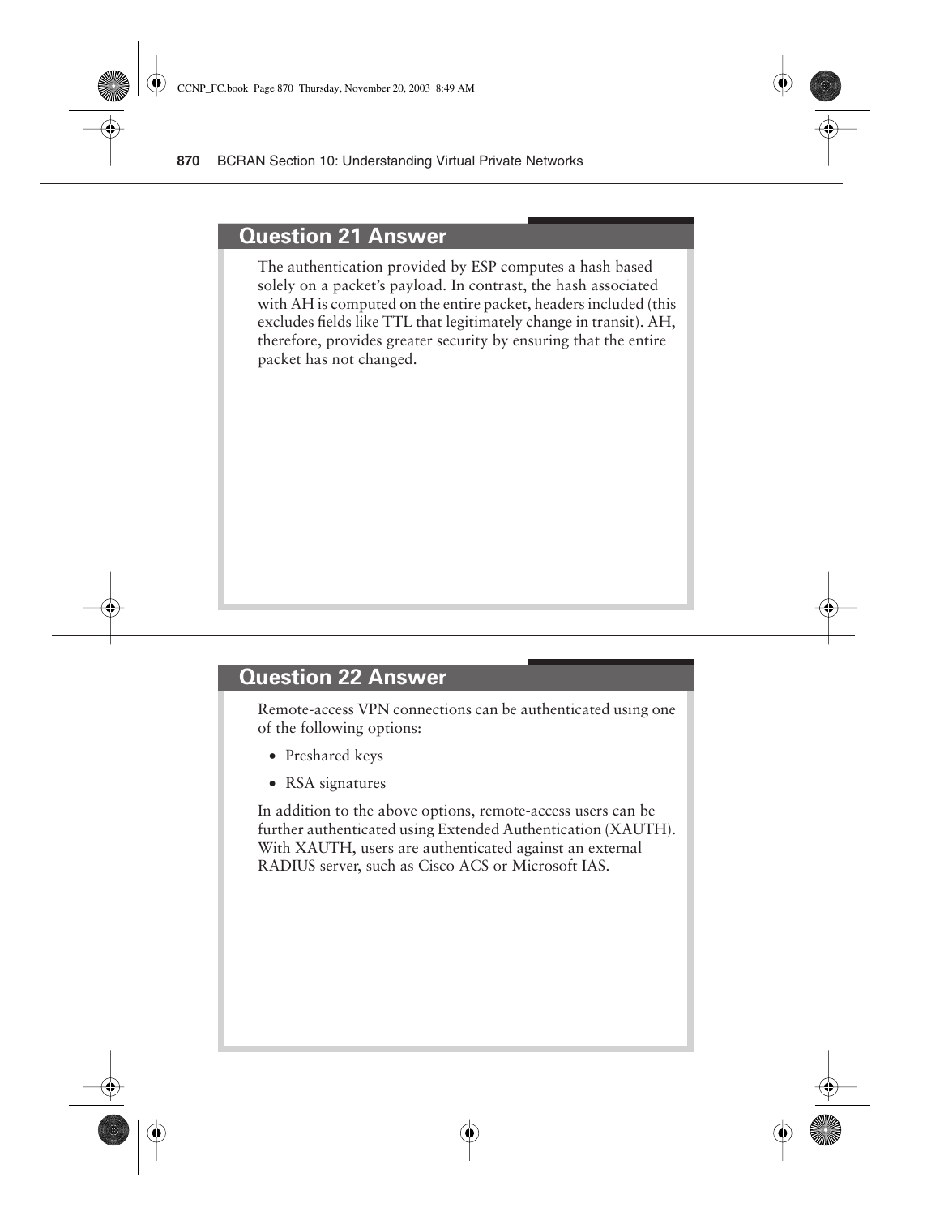## Question 21 Answer

The authentication provided by ESP computes a hash based solely on a packet's payload. In contrast, the hash associated with AH is computed on the entire packet, headers included (this excludes fields like TTL that legitimately change in transit). AH, therefore, provides greater security by ensuring that the entire packet has not changed.

## Question 22 Answer

Remote-access VPN connections can be authenticated using one of the following options:

- Preshared keys
- RSA signatures

In addition to the above options, remote-access users can be further authenticated using Extended Authentication (XAUTH). With XAUTH, users are authenticated against an external RADIUS server, such as Cisco ACS or Microsoft IAS.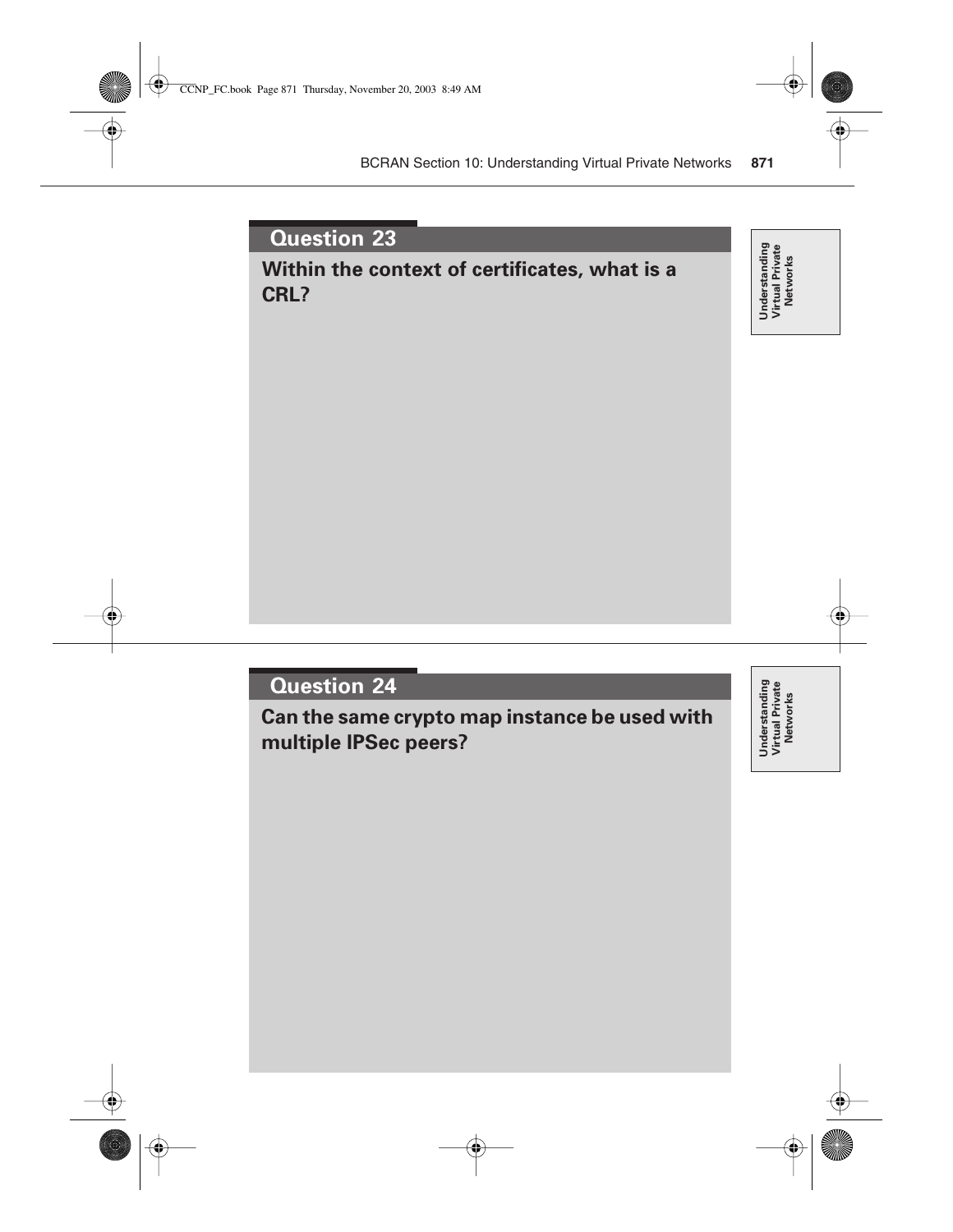## Question 23

**Within the context of certificates, what is a CRL?**

Understanding Virtual Private Networks

## Question 24

**Can the same crypto map instance be used with multiple IPSec peers?**

Understanding Virtual Private Networks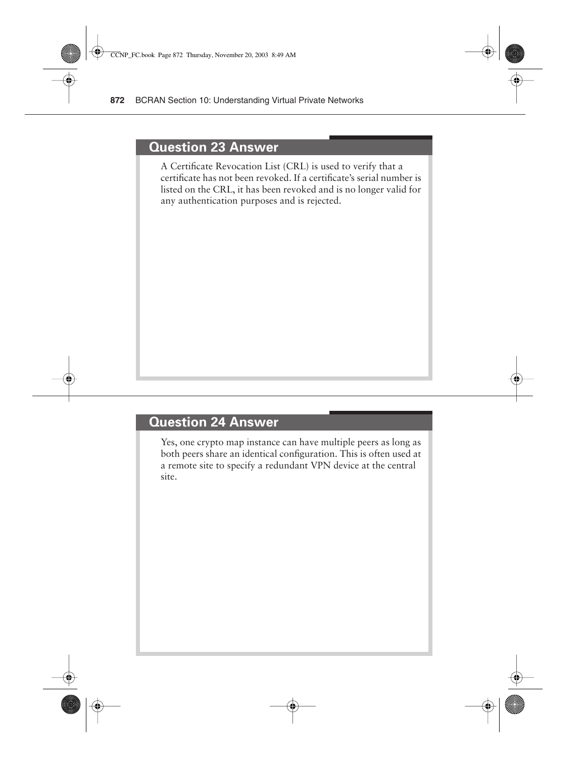## Question 23 Answer

A Certificate Revocation List (CRL) is used to verify that a certificate has not been revoked. If a certificate's serial number is listed on the CRL, it has been revoked and is no longer valid for any authentication purposes and is rejected.

## Question 24 Answer

Yes, one crypto map instance can have multiple peers as long as both peers share an identical configuration. This is often used at a remote site to specify a redundant VPN device at the central site.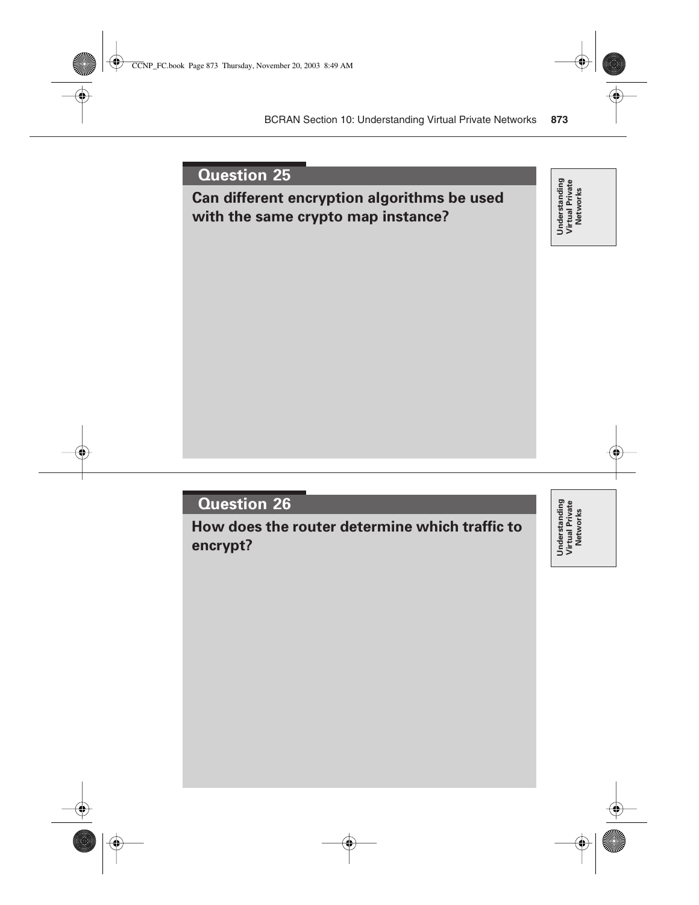## Question 25

**Can different encryption algorithms be used with the same crypto map instance?**

Understanding Virtual Private Networks

## Question 26

**How does the router determine which traffic to encrypt?**

Understanding Virtual Private Networks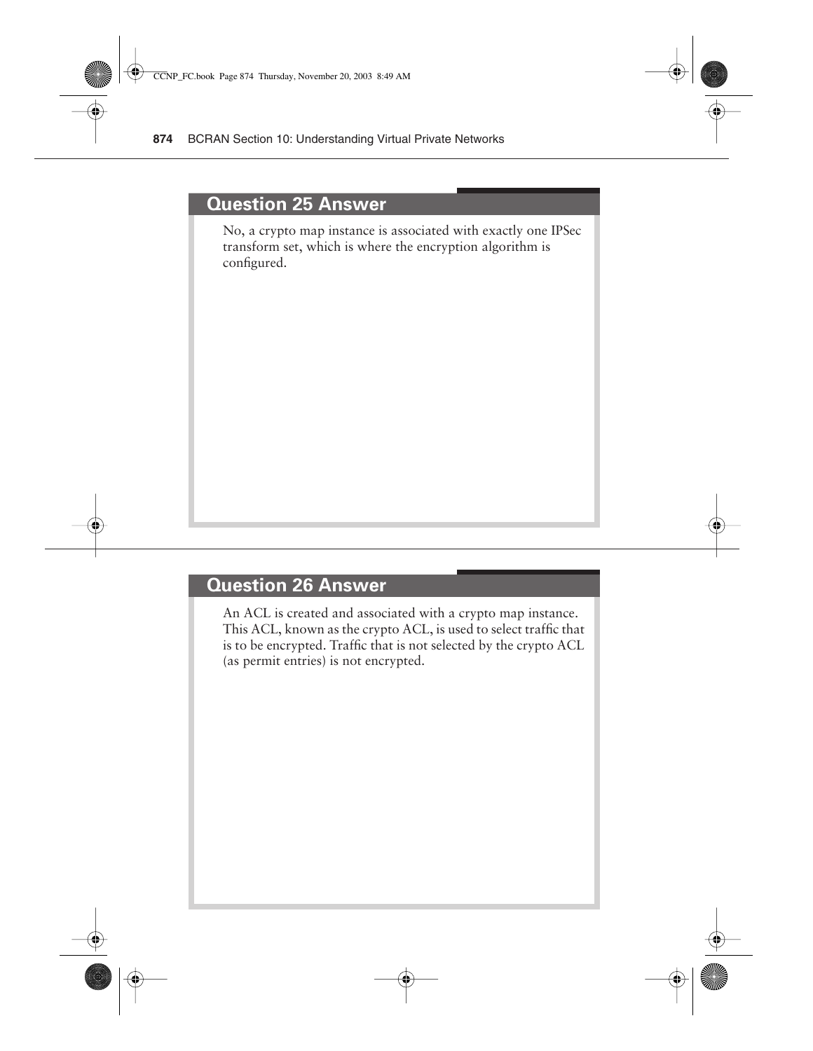## Question 25 Answer

No, a crypto map instance is associated with exactly one IPSec transform set, which is where the encryption algorithm is configured.

## Question 26 Answer

An ACL is created and associated with a crypto map instance. This ACL, known as the crypto ACL, is used to select traffic that is to be encrypted. Traffic that is not selected by the crypto ACL (as permit entries) is not encrypted.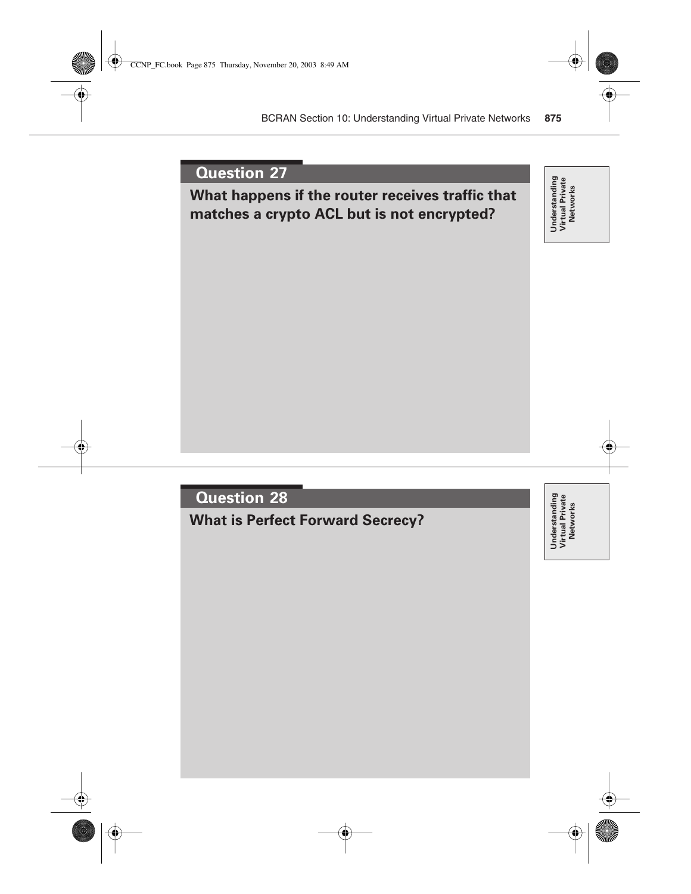## Question 27

**What happens if the router receives traffic that matches a crypto ACL but is not encrypted?**

Understanding Virtual Private Networks

## Question 28

**What is Perfect Forward Secrecy?**

Understanding Virtual Private Networks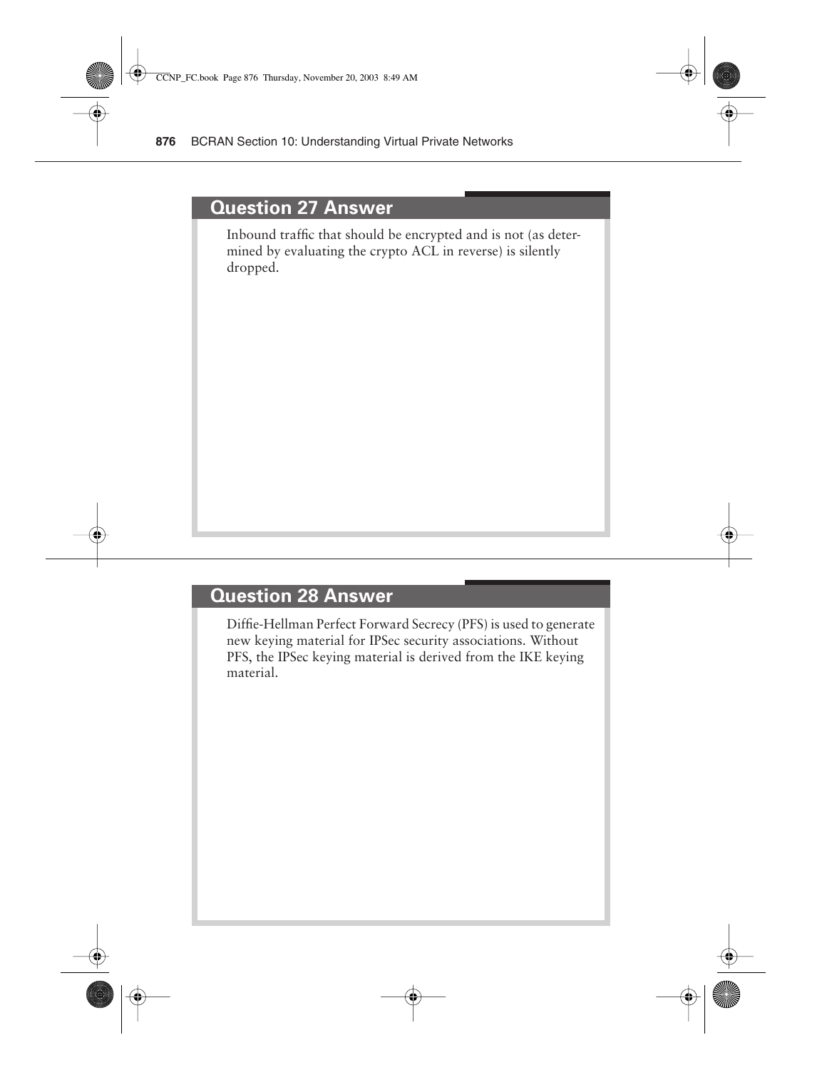## Question 27 Answer

Inbound traffic that should be encrypted and is not (as determined by evaluating the crypto ACL in reverse) is silently dropped.

## Question 28 Answer

Diffie-Hellman Perfect Forward Secrecy (PFS) is used to generate new keying material for IPSec security associations. Without PFS, the IPSec keying material is derived from the IKE keying material.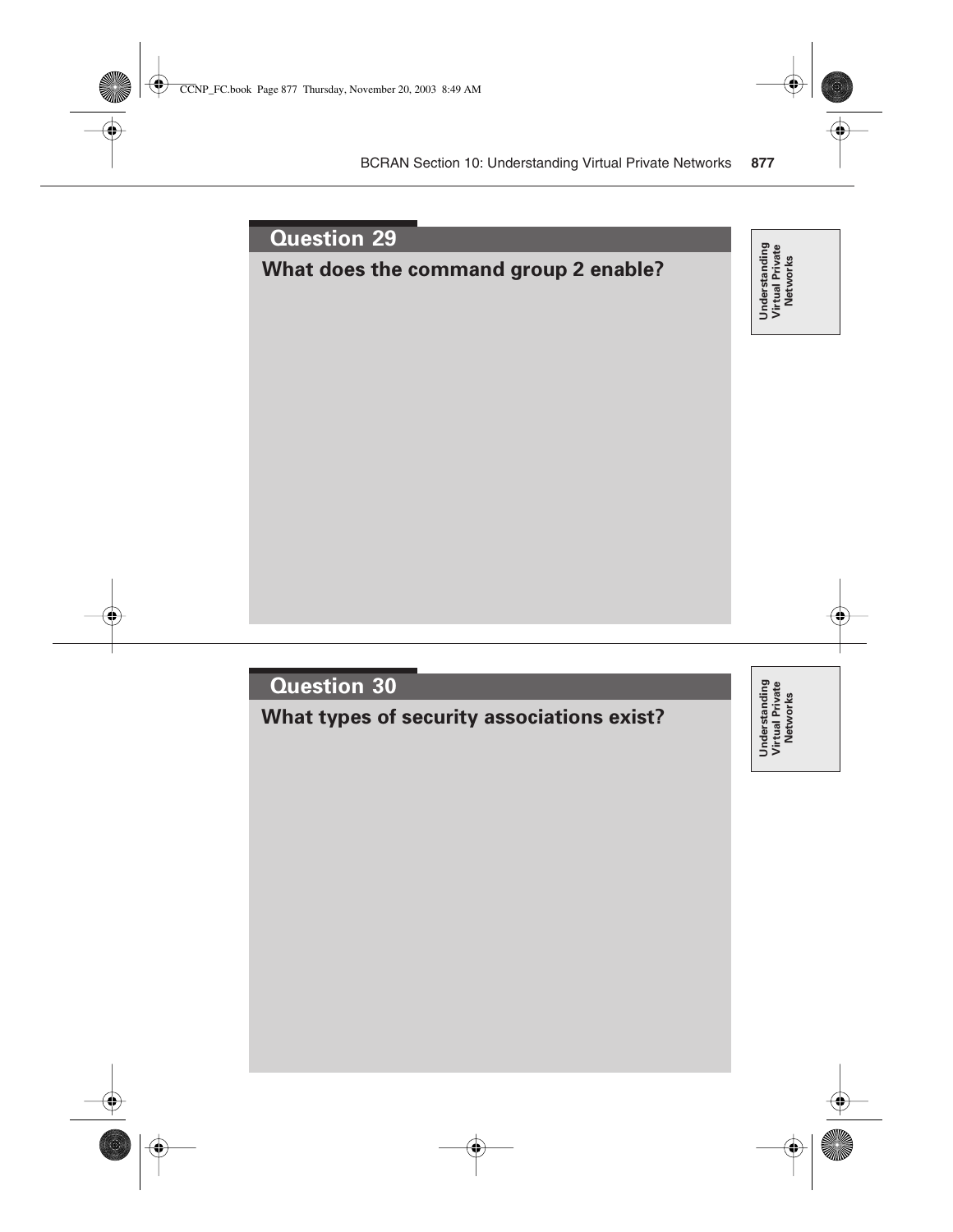## Question 29

**What does the command group 2 enable?**

*Understanding Virtual Private Networks*

## Question 30

**What types of security associations exist?**

*Understanding Virtual Private Networks*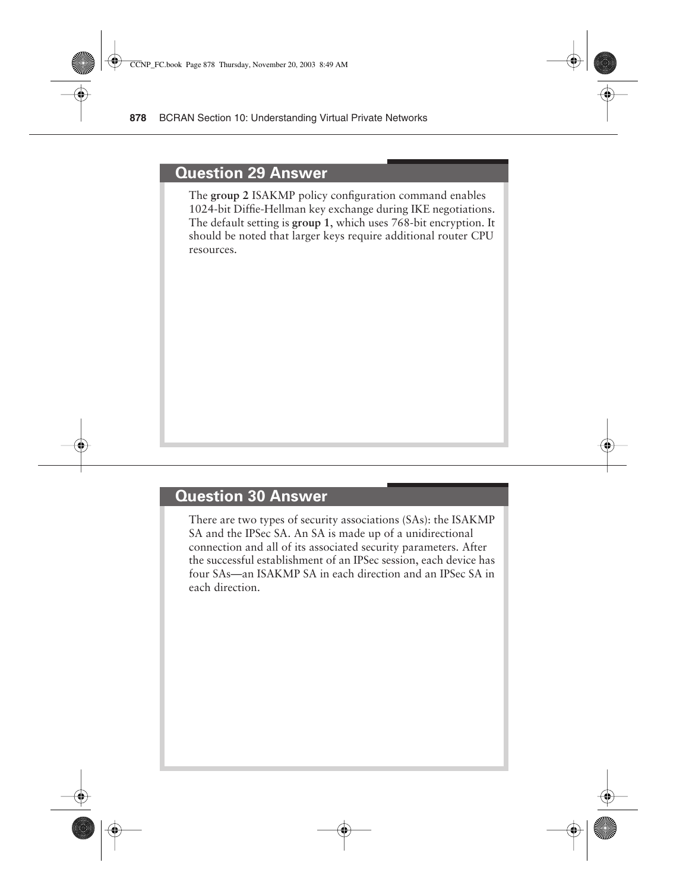## Question 29 Answer

The **group 2** ISAKMP policy configuration command enables 1024-bit Diffie-Hellman key exchange during IKE negotiations. The default setting is **group 1**, which uses 768-bit encryption. It should be noted that larger keys require additional router CPU resources.

## Question 30 Answer

There are two types of security associations (SAs): the ISAKMP SA and the IPSec SA. An SA is made up of a unidirectional connection and all of its associated security parameters. After the successful establishment of an IPSec session, each device has four SAs—an ISAKMP SA in each direction and an IPSec SA in each direction.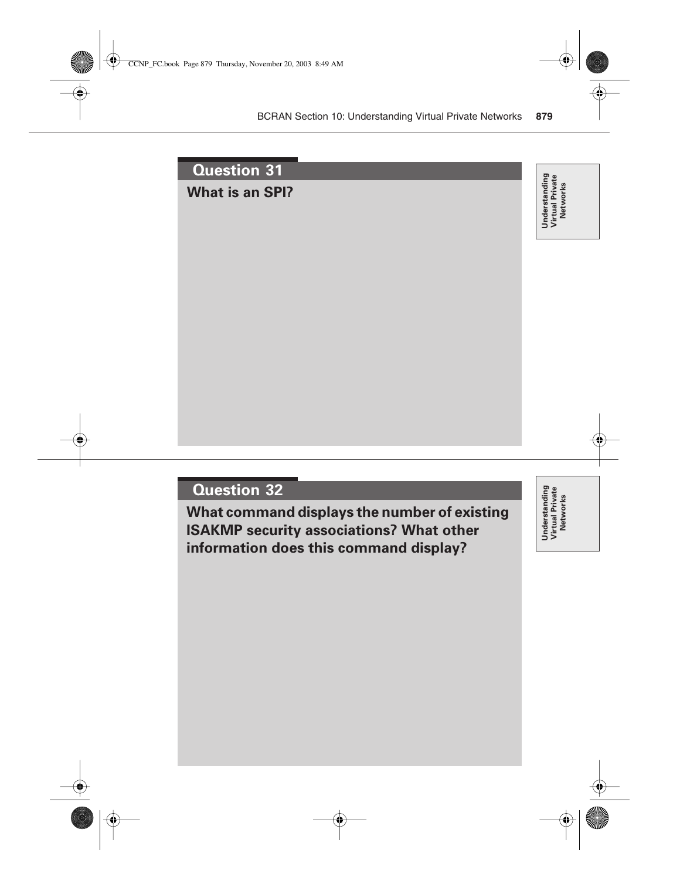## Question 31

**What is an SPI?**

Understanding Virtual Private Networks

## Question 32

**What command displays the number of existing ISAKMP security associations? What other information does this command display?**

Understanding Virtual Private Networks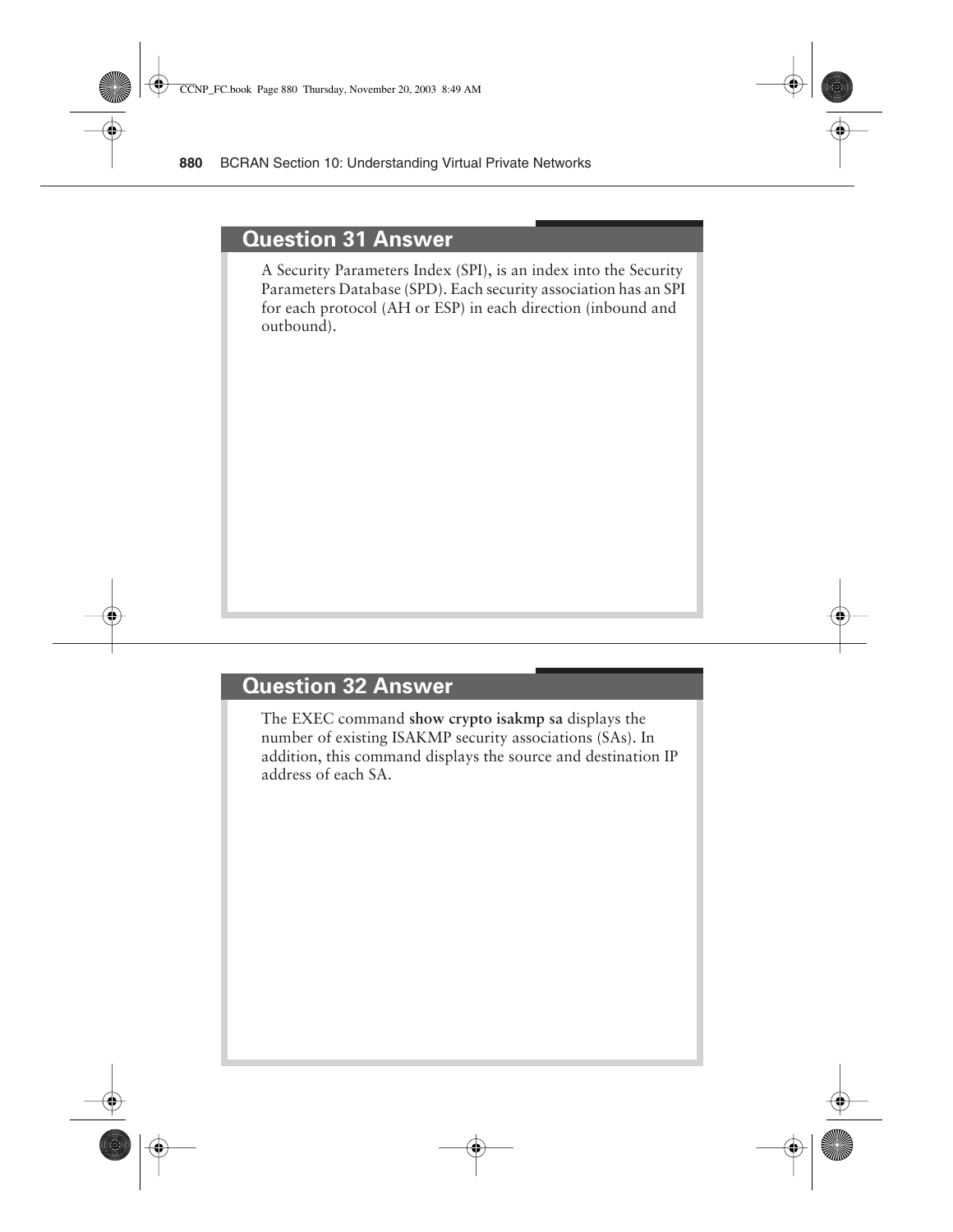## Question 31 Answer

A Security Parameters Index (SPI), is an index into the Security Parameters Database (SPD). Each security association has an SPI for each protocol (AH or ESP) in each direction (inbound and outbound).

## Question 32 Answer

The EXEC command **show crypto isakmp sa** displays the number of existing ISAKMP security associations (SAs). In addition, this command displays the source and destination IP address of each SA.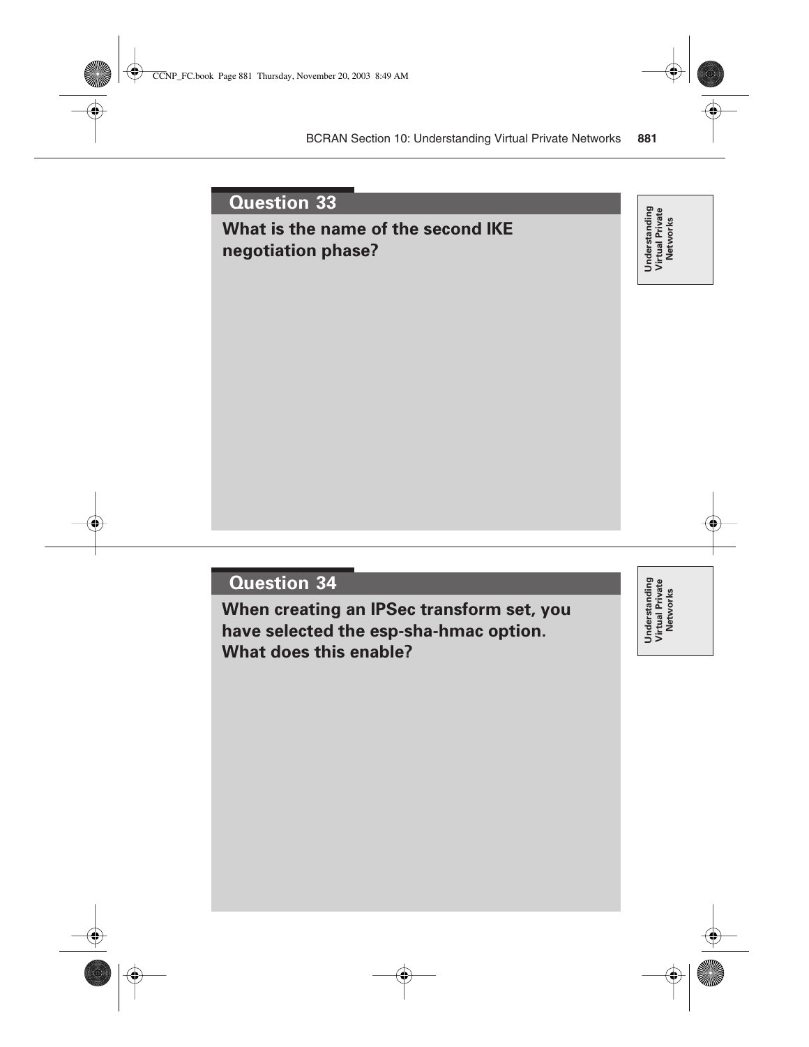## Question 33

**What is the name of the second IKE negotiation phase?**

## Question 34

**When creating an IPSec transform set, you have selected the esp-sha-hmac option. What does this enable?**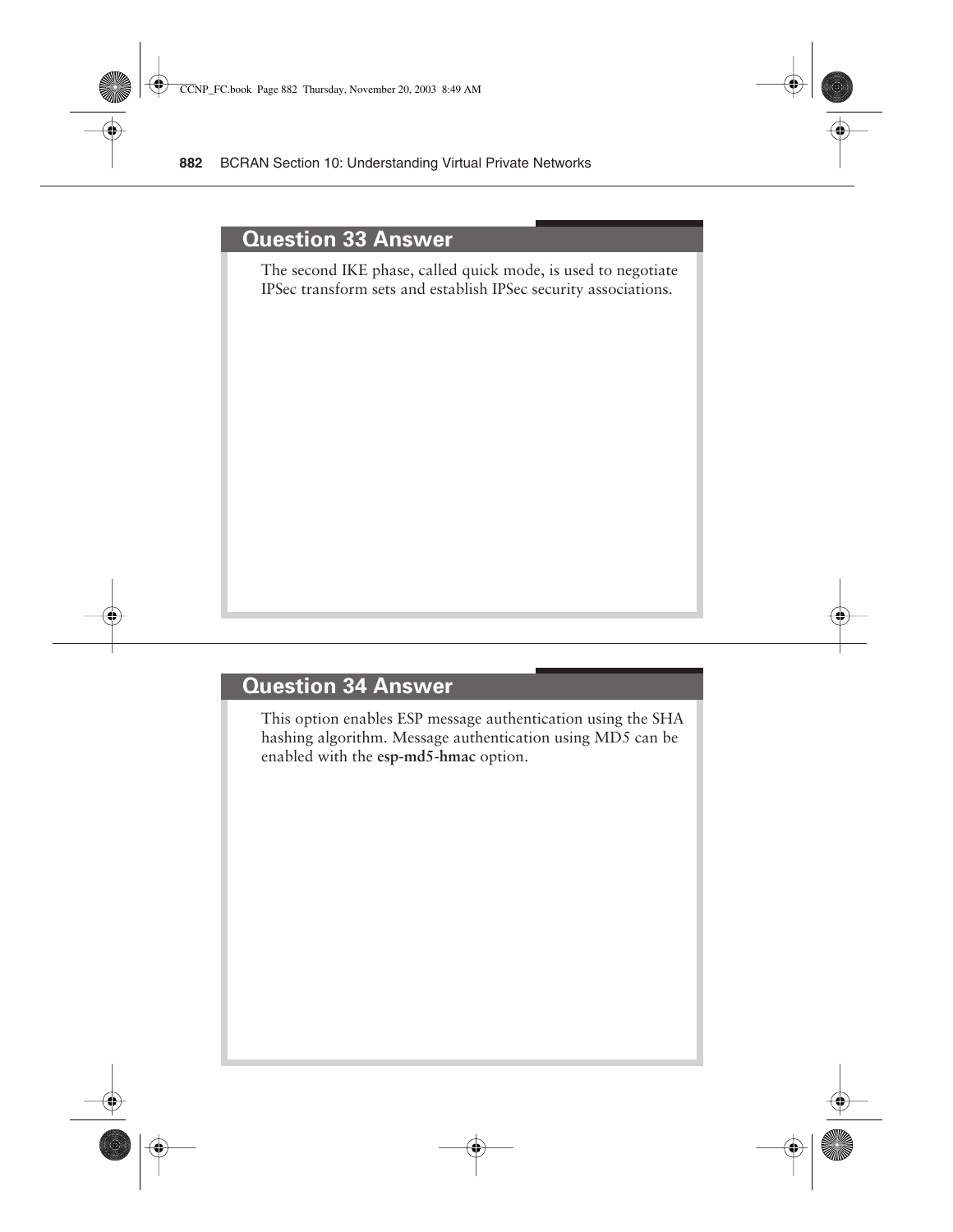## Question 33 Answer

The second IKE phase, called quick mode, is used to negotiate IPSec transform sets and establish IPSec security associations.

## Question 34 Answer

This option enables ESP message authentication using the SHA hashing algorithm. Message authentication using MD5 can be enabled with the **esp-md5-hmac** option.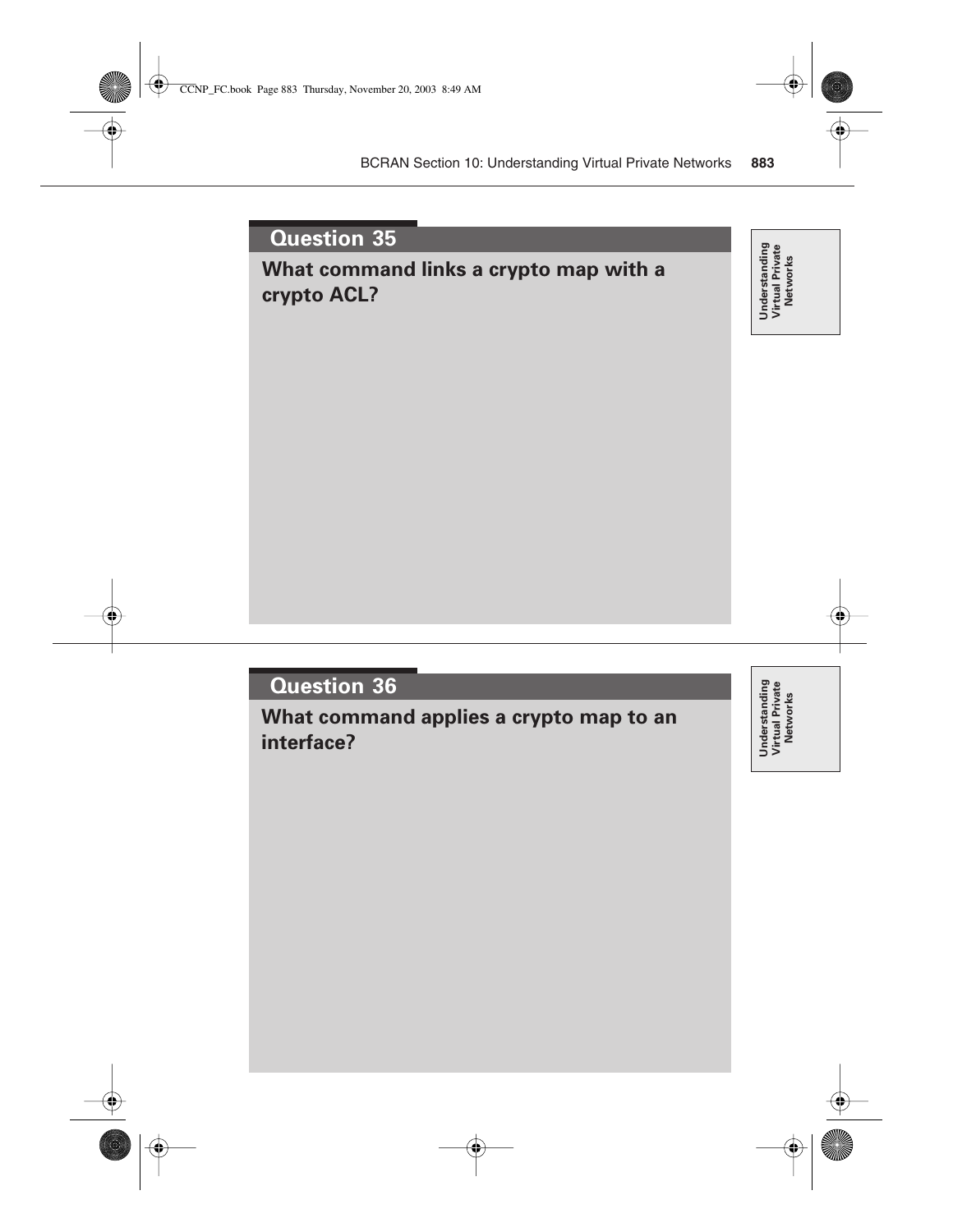## Question 35

**What command links a crypto map with a crypto ACL?**

Understanding Virtual Private Networks

## Question 36

**What command applies a crypto map to an interface?**

Understanding Virtual Private Networks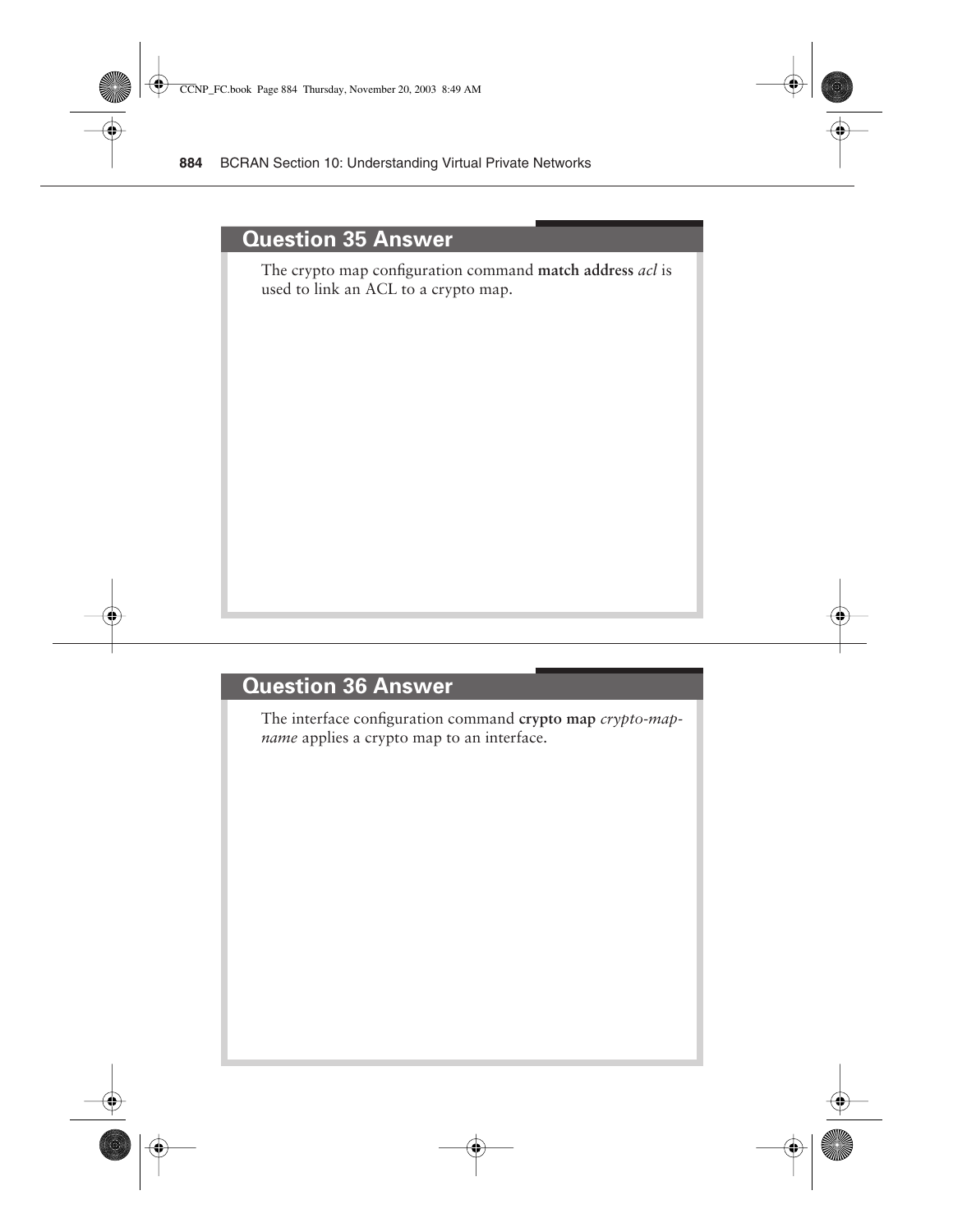## Question 35 Answer

The crypto map configuration command **match address** *acl* is used to link an ACL to a crypto map.

## Question 36 Answer

The interface configuration command **crypto map** *crypto-map-name* applies a crypto map to an interface.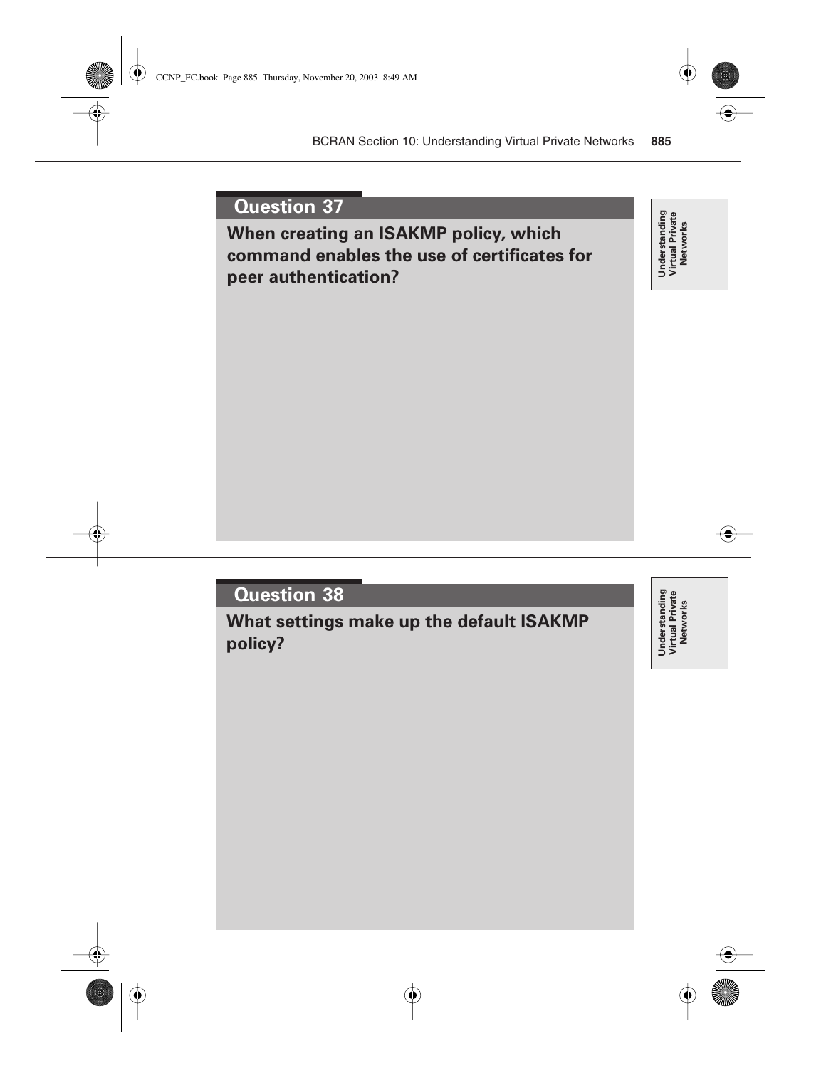## Question 37

**When creating an ISAKMP policy, which command enables the use of certificates for peer authentication?**

## Question 38

**What settings make up the default ISAKMP policy?**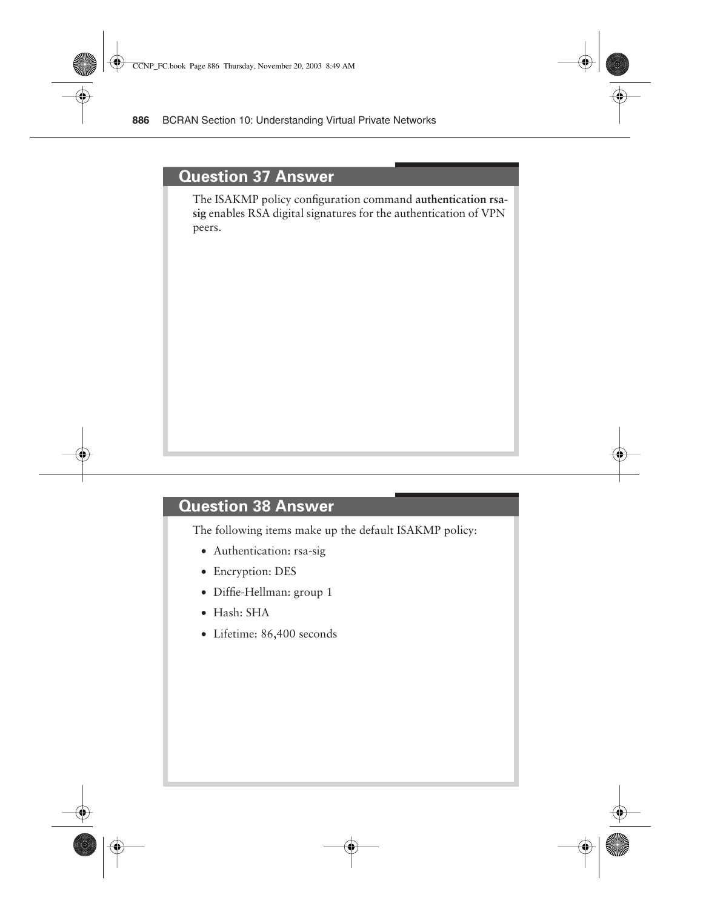## Question 37 Answer

The ISAKMP policy configuration command **authentication rsa-sig** enables RSA digital signatures for the authentication of VPN peers.

## Question 38 Answer

The following items make up the default ISAKMP policy:

- Authentication: rsa-sig
- Encryption: DES
- Diffie-Hellman: group 1
- Hash: SHA
- Lifetime: 86,400 seconds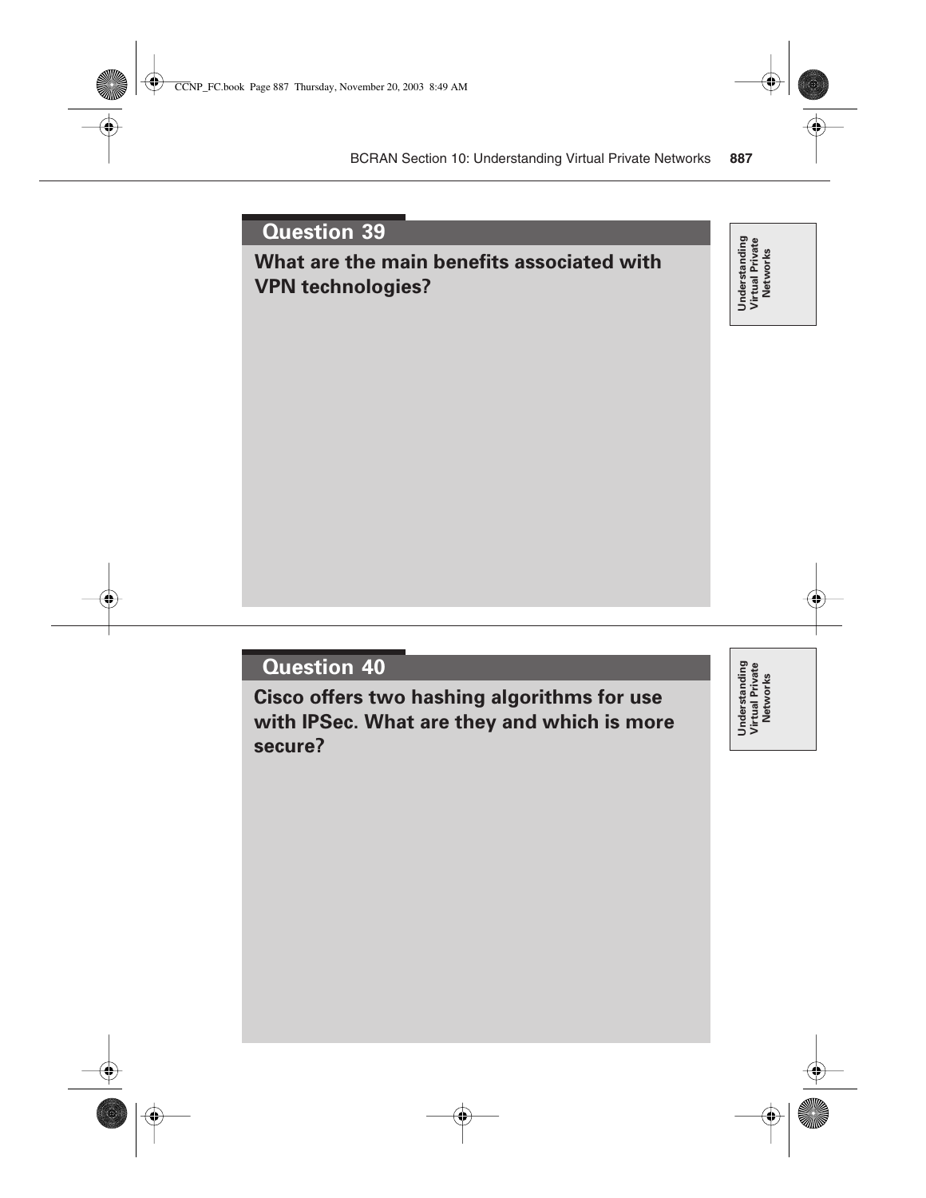## Question 39

**What are the main benefits associated with VPN technologies?**

Understanding Virtual Private Networks

## Question 40

**Cisco offers two hashing algorithms for use with IPSec. What are they and which is more secure?**

Understanding Virtual Private Networks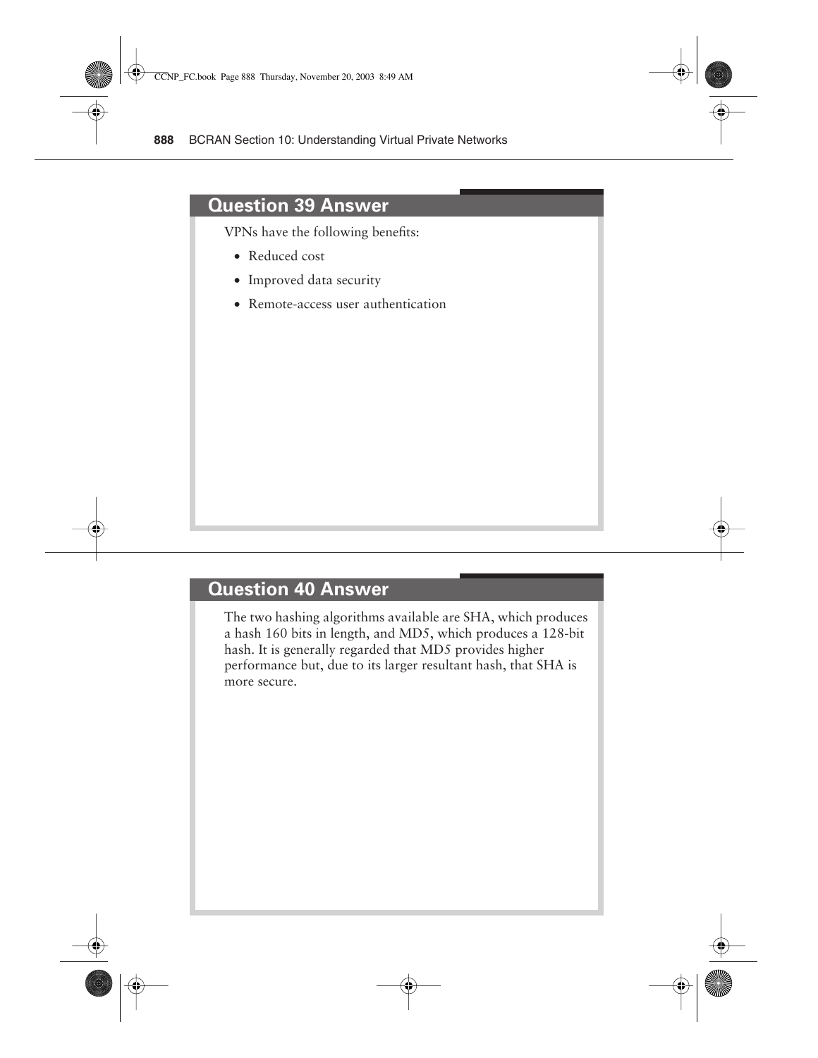## Question 39 Answer

VPNs have the following benefits:

- Reduced cost
- Improved data security
- Remote-access user authentication

## Question 40 Answer

The two hashing algorithms available are SHA, which produces a hash 160 bits in length, and MD5, which produces a 128-bit hash. It is generally regarded that MD5 provides higher performance but, due to its larger resultant hash, that SHA is more secure.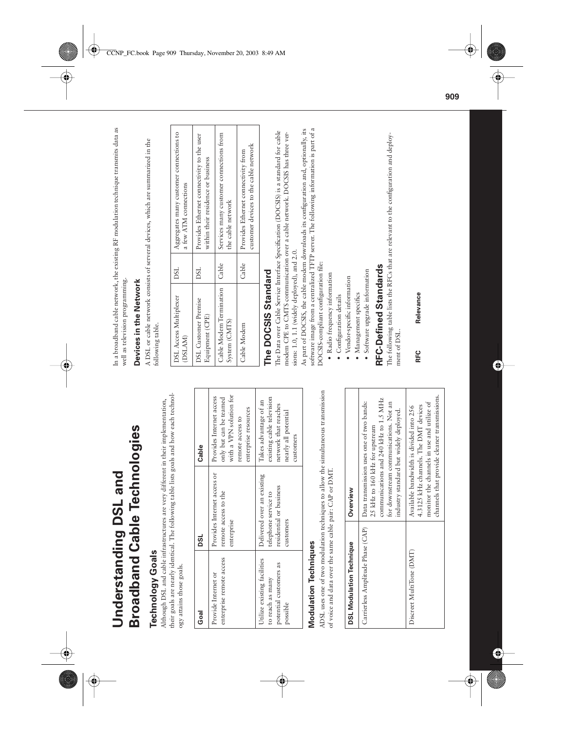# Understanding DSL and Broadband Cable Technologies

## Technology Goals

Although DSL and cable infrastructures are very different in their implementation, their goals are nearly identical. The following table lists goals and how each technology attains those goals.

| Goal | DSL | Cable |
|---|---|---|
| Provide Internet or enterprise remote access | Provides Internet access or remote access to the enterprise | Provides Internet access only but can be teamed with a VPN solution for remote access to enterprise resources |
| Utilize existing facilities to reach as many potential customers as possible | Delivered over an existing telephone service to residential or business customers | Takes advantage of an existing cable television network that reaches nearly all potential customers |

## Modulation Techniques

ADSL uses one of two modulation techniques to allow the simultaneous transmission of voice and data over the same cable pair: CAP or DMT.

| DSL Modulation Technique | Overview |
|---|---|
| Carrierless Amplitude Phase (CAP) | Data transmission uses one of two bands: 25 kHz to 160 kHz for upstream communications and 240 kHz to 1.5 MHz for downstream communications. Not an industry standard but widely deployed. |
| Discreet MultiTone (DMT) | Available bandwidth is divided into 256 4.3125 kHz channels. The DMT devices monitor the channels in use and utilize of channels that provide cleaner transmissions. |

In a broadband cable network, the existing RF modulation technique transmits data as well as television programming.

### Devices in the Network

A DSL or cable network consists of serveral devices, which are summarized in the following table.

| | | |
|---|---|---|
| DSL Access Multiplexer (DSLAM) | DSL | Aggregates many customer connections to a few ATM connections |
| DSL Customer Premise Equipment (CPE) | DSL | Provides Ethernet connectivity to the user within their residence or business |
| Cable Modem Termination System (CMTS) | Cable | Services many customer connections from the cable network |
| Cable Modem | Cable | Provides Ethernet connectivity from customer devices to the cable network |

## The DOCSIS Standard

The Data over Cable Service Interface Specification (DOCSIS) is a standard for cable modem CPE to CMTS communication over a cable network. DOCSIS has three versions: 1.0, 1.1 (widely deployed), and 2.0.

As part of DOCSIS, the cable modem downloads its configuration and, optionally, its software image from a centralized TFTP server. The following information is part of a DOCSIS-compliant configuration file:

- Radio frequency information
- Configuration details
- Vendor-specific information
- Management specifics
- Software upgrade information

## RFC-Defined Standards

The following table lists the RFCs that are relevant to the configuration and deployment of DSL.

| RFC | Relevance |
|---|---|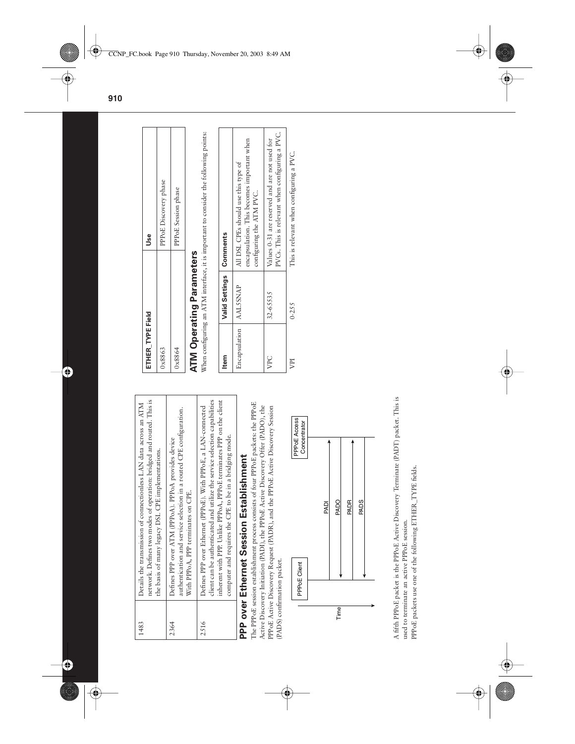| | |
|---|---|
| 1483 | Details the transmission of connectionless LAN data across an ATM network. Defines two modes of operation: bridged and routed. This is the basis of many legacy DSL CPE implementations. |
| 2364 | Defines PPP over ATM (PPPoA). PPPoA provides device authentication and service selection in a routed CPE configuration. With PPPoA, PPP terminates on CPE. |
| 2516 | Defines PPP over Ethernet (PPPoE). With PPPoE, a LAN-connected client can be authenticated and utilize the service selection capabilities inherent with PPP. Unlike PPPoA, PPPoE terminates PPP on the client computer and requires the CPE to be in a bridging mode. |

## PPP over Ethernet Session Establishment

The PPPoE session establishment process consists of four PPPoE packets: the PPPoE Active Discovery Initiation (PADI), the PPPoE Active Discovery Offer (PADO), the PPPoE Active Discovery Request (PADR), and the PPPoE Active Discovery Session (PADS) confirmation packet.

PPPoE Client → PPPoE Access Concentrator: PADI
PPPoE Access Concentrator → PPPoE Client: PADO
PPPoE Client → PPPoE Access Concentrator: PADR
PPPoE Access Concentrator → PPPoE Client: PADS
(Time)

A fifth PPPoE packet is the PPPoE Active Discovery Terminate (PADT) packet. This is used to terminate an active PPPoE session.

PPPoE packets use one of the following ETHER_TYPE fields.

| ETHER_TYPE Field | Use |
|---|---|
| 0x8863 | PPPoE Discovery phase |
| 0x8864 | PPPoE Session phase |

## ATM Operating Parameters

When configuring an ATM interface, it is important to consider the following points:

| Item | Valid Settings | Comments |
|---|---|---|
| Encapsulation | AAL5SNAP | All DSL CPEs should use this type of encapsulation. This becomes important when configuring the ATM PVC. |
| VPC | 32-65535 | Values 0-31 are reserved and are not used for PVCs. This is relevant when configuring a PVC. |
| VPI | 0-255 | This is relevant when configuring a PVC. |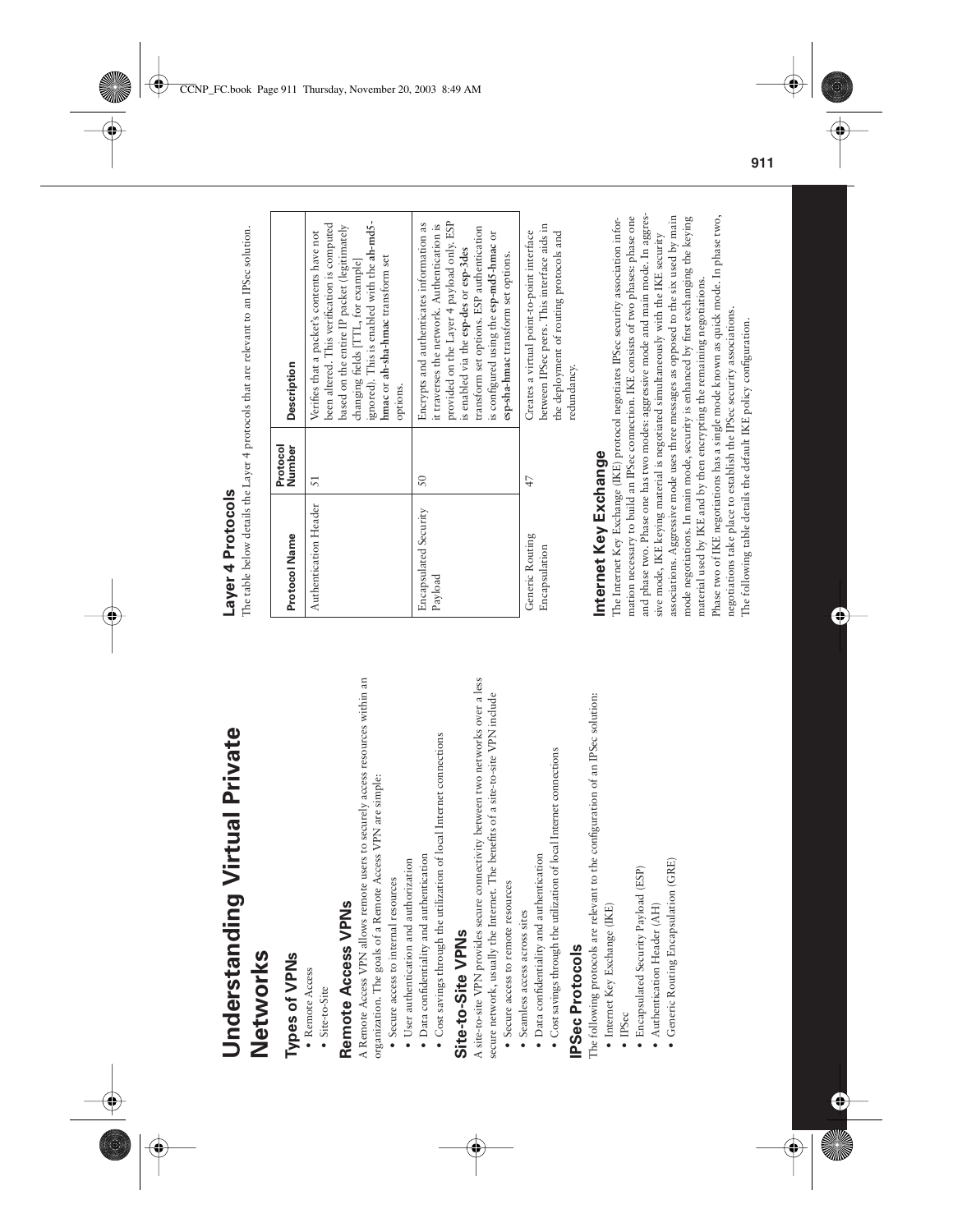# Understanding Virtual Private Networks

## Types of VPNs

- Remote Access
- Site-to-Site

## Remote Access VPNs

A Remote Access VPN allows remote users to securely access resources within an organization. The goals of a Remote Access VPN are simple:

- Secure access to internal resources
- User authentication and authorization
- Data confidentiality and authentication
- Cost savings through the utilization of local Internet connections

## Site-to-Site VPNs

A site-to-site VPN provides secure connectivity between two networks over a less secure network, usually the Internet. The benefits of a site-to-site VPN include

- Secure access to remote resources
- Seamless access across sites
- Data confidentiality and authentication
- Cost savings through the utilization of local Internet connections

## IPSec Protocols

The following protocols are relevant to the configuration of an IPSec solution:

- Internet Key Exchange (IKE)
- IPSec
- Encapsulated Security Payload (ESP)
- Authentication Header (AH)
- Generic Routing Encapsulation (GRE)

## Layer 4 Protocols

The table below details the Layer 4 protocols that are relevant to an IPSec solution.

| Protocol Name | Protocol Number | Description |
|---|---|---|
| Authentication Header | 51 | Verifies that a packet's contents have not been altered. This verification is computed based on the entire IP packet (legitimately changing fields [TTL, for example] ignored). This is enabled with the **ah-md5-hmac** or **ah-sha-hmac** transform set options. |
| Encapsulated Security Payload | 50 | Encrypts and authenticates information as it traverses the network. Authentication is provided on the Layer 4 payload only. ESP is enabled via the **esp-des** or **esp-3des** transform set options. ESP authentication is configured using the **esp-md5-hmac** or **esp-sha-hmac** transform set options. |
| Generic Routing Encapsulation | 47 | Creates a virtual point-to-point interface between IPSec peers. This interface aids in the deployment of routing protocols and redundancy. |

## Internet Key Exchange

The Internet Key Exchange (IKE) protocol negotiates IPSec security association information necessary to build an IPSec connection. IKE consists of two phases: phase one and phase two. Phase one has two modes: aggressive mode and main mode. In aggressive mode, IKE keying material is negotiated simultaneously with the IKE security associations. Aggressive mode uses three messages as opposed to the six used by main mode negotiations. In main mode, security is enhanced by first exchanging the keying material used by IKE and by then encrypting the remaining negotiations.

Phase two of IKE negotiations has a single mode known as quick mode. In phase two, negotiations take place to establish the IPSec security associations.

The following table details the default IKE policy configuration.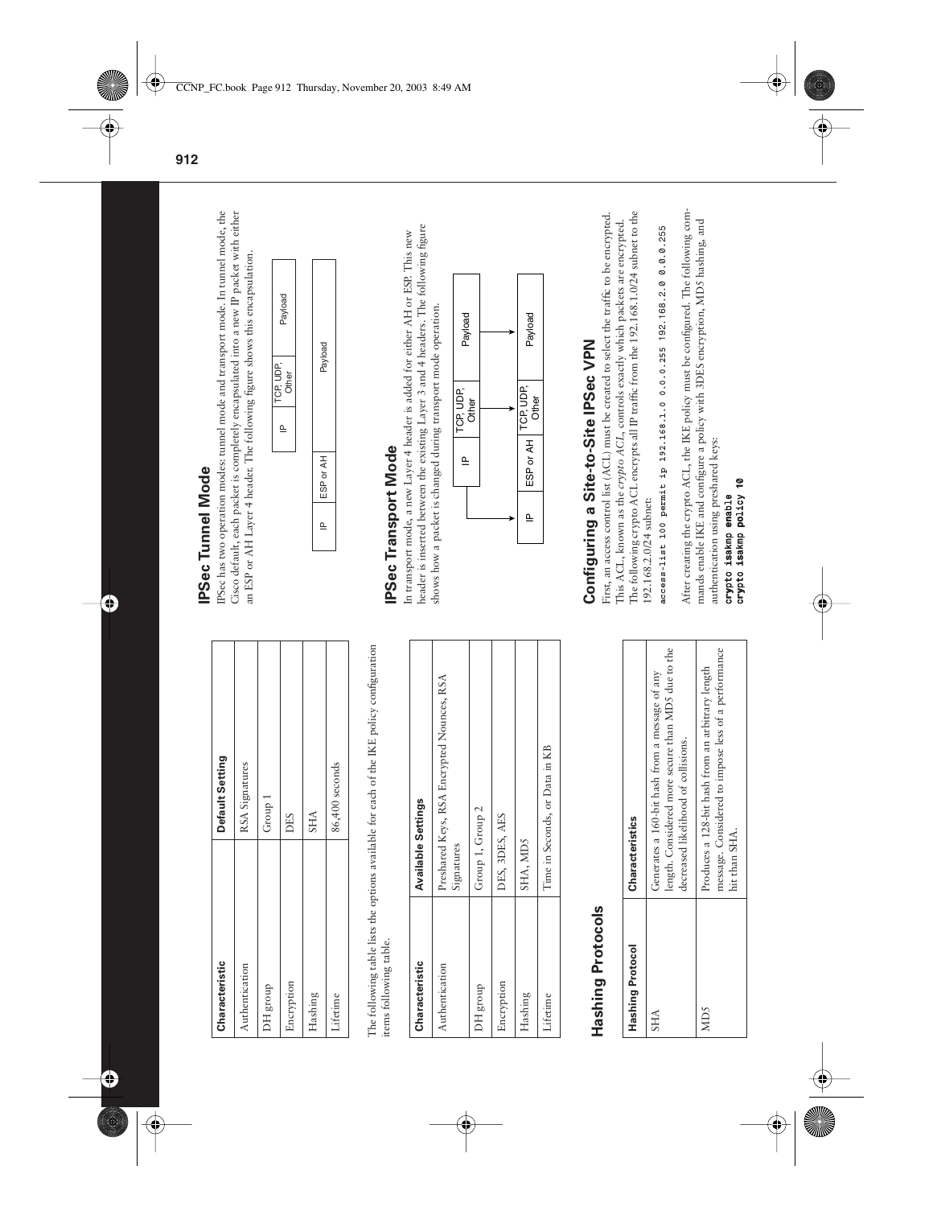| Characteristic | Default Setting |
| --- | --- |
| Authentication | RSA Signatures |
| DH group | Group 1 |
| Encryption | DES |
| Hashing | SHA |
| Lifetime | 86,400 seconds |

The following table lists the options available for each of the IKE policy configuration items following table.

| Characteristic | Available Settings |
| --- | --- |
| Authentication | Preshared Keys, RSA Encrypted Nounces, RSA Signatures |
| DH group | Group 1, Group 2 |
| Encryption | DES, 3DES, AES |
| Hashing | SHA, MD5 |
| Lifetime | Time in Seconds, or Data in KB |

## Hashing Protocols

| Hashing Protocol | Characteristics |
| --- | --- |
| SHA | Generates a 160-bit hash from a message of any length. Considered more secure than MD5 due to the decreased likelihood of collisions. |
| MD5 | Produces a 128-bit hash from an arbitrary length message. Considered to impose less of a performance hit than SHA. |

## IPSec Tunnel Mode

IPSec has two operation modes: tunnel mode and transport mode. In tunnel mode, the Cisco default, each packet is completely encapsulated into a new IP packet with either an ESP or AH Layer 4 header. The following figure shows this encapsulation.

| IP | TCP, UDP, Other | Payload |
| --- | --- | --- |

| IP | ESP or AH | Payload |
| --- | --- | --- |

## IPSec Transport Mode

In transport mode, a new Layer 4 header is added for either AH or ESP. This new header is inserted between the existing Layer 3 and 4 headers. The following figure shows how a packet is changed during transport mode operation.

| IP | TCP, UDP, Other | Payload |
| --- | --- | --- |

| IP | ESP or AH | TCP, UDP, Other | Payload |
| --- | --- | --- | --- |

## Configuring a Site-to-Site IPSec VPN

First, an access control list (ACL) must be created to select the traffic to be encrypted. This ACL, known as the *crypto ACL*, controls exactly which packets are encrypted. The following crypto ACL encrypts all IP traffic from the 192.168.1.0/24 subnet to the 192.168.2.0/24 subnet:

```
access-list 100 permit ip 192.168.1.0 0.0.0.255 192.168.2.0 0.0.0.255
```

After creating the crypto ACL, the IKE policy must be configured. The following commands enable IKE and configure a policy with 3DES encryption, MD5 hashing, and authentication using preshared keys:

```
crypto isakmp enable
crypto isakmp policy 10
```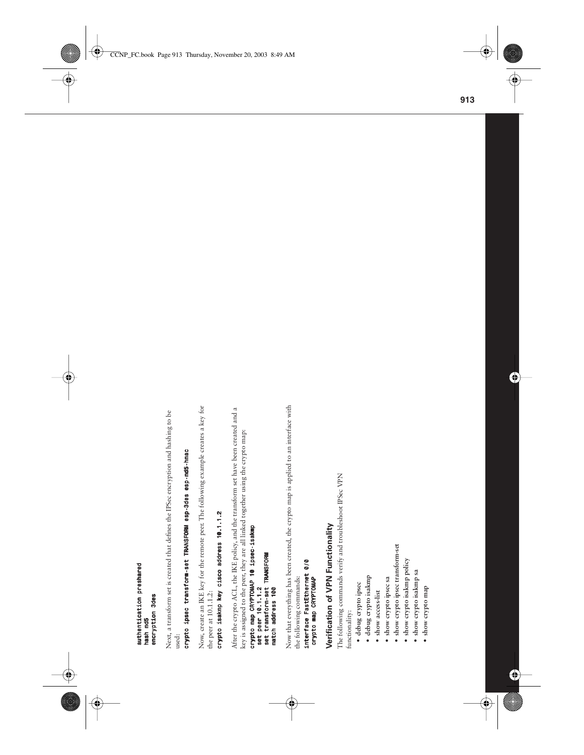```
authentication preshared
hash md5
encryption 3des
```

Next, a transform set is created that defines the IPSec encryption and hashing to be used:

```
crypto ipsec transform-set TRANSFORM esp-3des esp-md5-hmac
```

Now, create an IKE key for the remote peer. The following example creates a key for the peer at 10.1.1.2:

```
crypto isakmp key cisco address 10.1.1.2
```

After the crypto ACL, the IKE policy, and the transform set have been created and a key is assigned to the peer, they are all linked together using the crypto map:

```
crypto map CRYPTOMAP 10 ipsec-isakmp
 set peer 10.1.1.2
 set transform-set TRANSFORM
 match address 100
```

Now that everything has been created, the crypto map is applied to an interface with the following commands:

```
interface FastEthernet 0/0
 crypto map CRYPTOMAP
```

## Verification of VPN Functionality

The following commands verify and troubleshoot IPSec VPN functionality:

- **debug crypto ipsec**
- **debug crypto isakmp**
- **show access-list**
- **show crypto ipsec sa**
- **show crypto ipsec transform-set**
- **show crypto isakmp policy**
- **show crypto isakmp sa**
- **show crypto map**